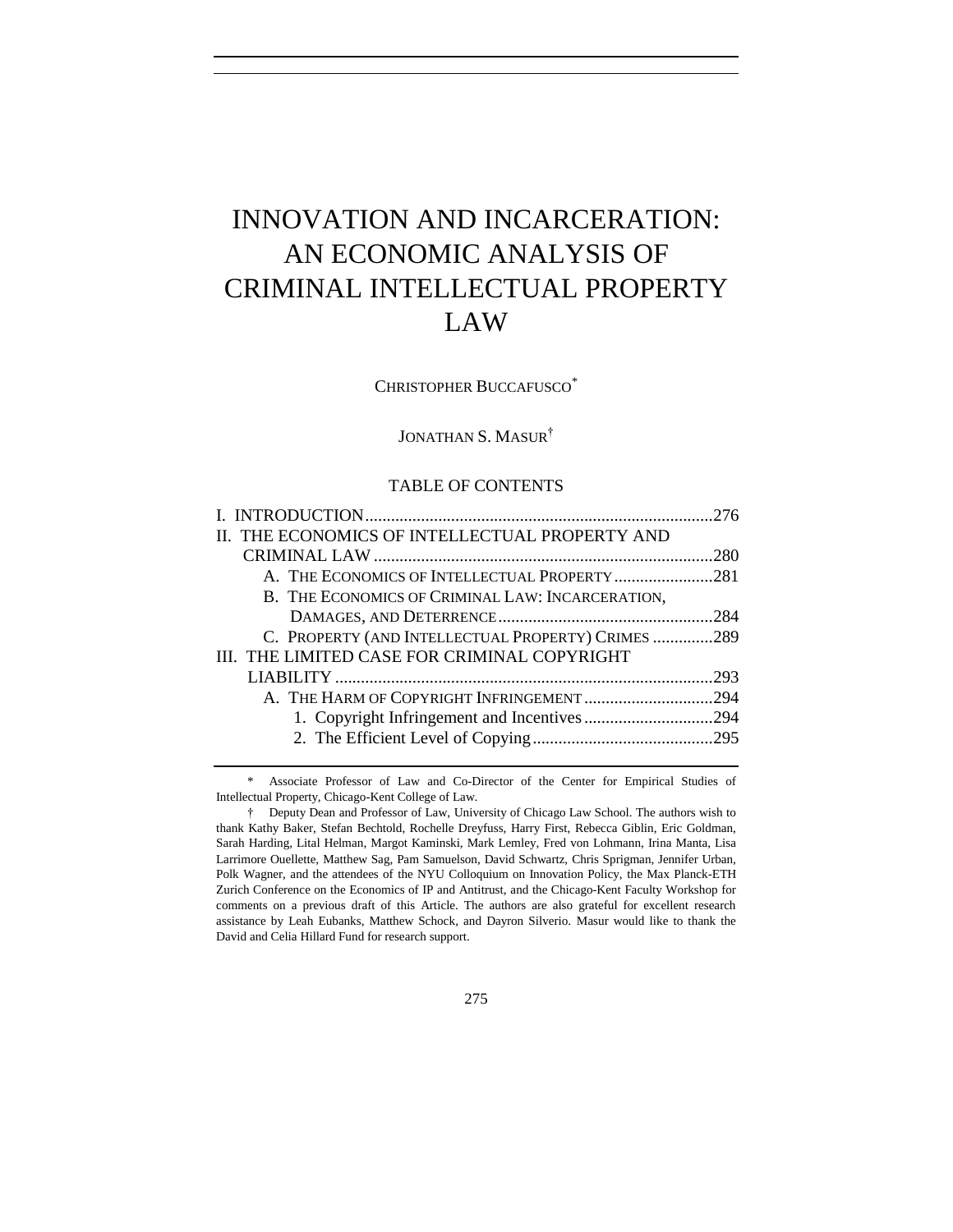# INNOVATION AND INCARCERATION: AN ECONOMIC ANALYSIS OF CRIMINAL INTELLECTUAL PROPERTY LAW

CHRISTOPHER BUCCAFUSCO[*]

JONATHAN S. MASUR[†]

TABLE OF CONTENTS

I. INTRODUCTION ........................................................................ 276
II. THE ECONOMICS OF INTELLECTUAL PROPERTY AND CRIMINAL LAW ........................................................................ 280
  A. THE ECONOMICS OF INTELLECTUAL PROPERTY ........................ 281
  B. THE ECONOMICS OF CRIMINAL LAW: INCARCERATION, DAMAGES, AND DETERRENCE ........................................................ 284
  C. PROPERTY (AND INTELLECTUAL PROPERTY) CRIMES .............. 289
III. THE LIMITED CASE FOR CRIMINAL COPYRIGHT LIABILITY ........................................................................ 293
  A. THE HARM OF COPYRIGHT INFRINGEMENT .............................. 294
    1. Copyright Infringement and Incentives .............................. 294
    2. The Efficient Level of Copying .......................................... 295

---

* Associate Professor of Law and Co-Director of the Center for Empirical Studies of Intellectual Property, Chicago-Kent College of Law.

† Deputy Dean and Professor of Law, University of Chicago Law School. The authors wish to thank Kathy Baker, Stefan Bechtold, Rochelle Dreyfuss, Harry First, Rebecca Giblin, Eric Goldman, Sarah Harding, Lital Helman, Margot Kaminski, Mark Lemley, Fred von Lohmann, Irina Manta, Lisa Larrimore Ouellette, Matthew Sag, Pam Samuelson, David Schwartz, Chris Sprigman, Jennifer Urban, Polk Wagner, and the attendees of the NYU Colloquium on Innovation Policy, the Max Planck-ETH Zurich Conference on the Economics of IP and Antitrust, and the Chicago-Kent Faculty Workshop for comments on a previous draft of this Article. The authors are also grateful for excellent research assistance by Leah Eubanks, Matthew Schock, and Dayron Silverio. Masur would like to thank the David and Celia Hillard Fund for research support.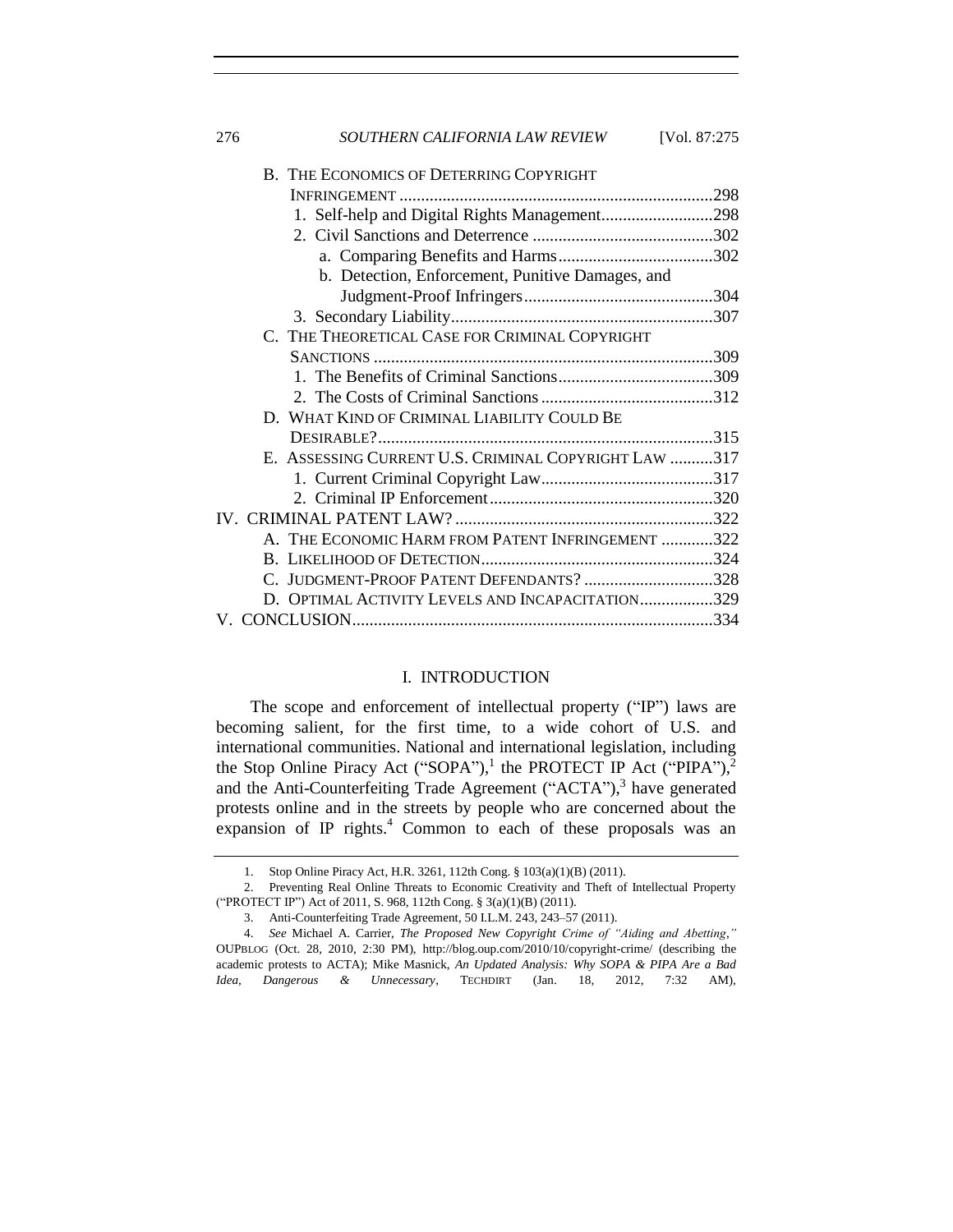B. THE ECONOMICS OF DETERRING COPYRIGHT INFRINGEMENT .......... 298
1. Self-help and Digital Rights Management .......... 298
2. Civil Sanctions and Deterrence .......... 302
a. Comparing Benefits and Harms .......... 302
b. Detection, Enforcement, Punitive Damages, and Judgment-Proof Infringers .......... 304
3. Secondary Liability .......... 307
C. THE THEORETICAL CASE FOR CRIMINAL COPYRIGHT SANCTIONS .......... 309
1. The Benefits of Criminal Sanctions .......... 309
2. The Costs of Criminal Sanctions .......... 312
D. WHAT KIND OF CRIMINAL LIABILITY COULD BE DESIRABLE? .......... 315
E. ASSESSING CURRENT U.S. CRIMINAL COPYRIGHT LAW .......... 317
1. Current Criminal Copyright Law .......... 317
2. Criminal IP Enforcement .......... 320
IV. CRIMINAL PATENT LAW? .......... 322
A. THE ECONOMIC HARM FROM PATENT INFRINGEMENT .......... 322
B. LIKELIHOOD OF DETECTION .......... 324
C. JUDGMENT-PROOF PATENT DEFENDANTS? .......... 328
D. OPTIMAL ACTIVITY LEVELS AND INCAPACITATION .......... 329
V. CONCLUSION .......... 334

# I. INTRODUCTION

The scope and enforcement of intellectual property ("IP") laws are becoming salient, for the first time, to a wide cohort of U.S. and international communities. National and international legislation, including the Stop Online Piracy Act ("SOPA"),[1] the PROTECT IP Act ("PIPA"),[2] and the Anti-Counterfeiting Trade Agreement ("ACTA"),[3] have generated protests online and in the streets by people who are concerned about the expansion of IP rights.[4] Common to each of these proposals was an

1. Stop Online Piracy Act, H.R. 3261, 112th Cong. § 103(a)(1)(B) (2011).

2. Preventing Real Online Threats to Economic Creativity and Theft of Intellectual Property ("PROTECT IP") Act of 2011, S. 968, 112th Cong. § 3(a)(1)(B) (2011).

3. Anti-Counterfeiting Trade Agreement, 50 I.L.M. 243, 243–57 (2011).

4. *See* Michael A. Carrier, *The Proposed New Copyright Crime of "Aiding and Abetting*,*"* OUPBLOG (Oct. 28, 2010, 2:30 PM), http://blog.oup.com/2010/10/copyright-crime/ (describing the academic protests to ACTA); Mike Masnick, *An Updated Analysis: Why SOPA & PIPA Are a Bad Idea, Dangerous & Unnecessary*, TECHDIRT (Jan. 18, 2012, 7:32 AM),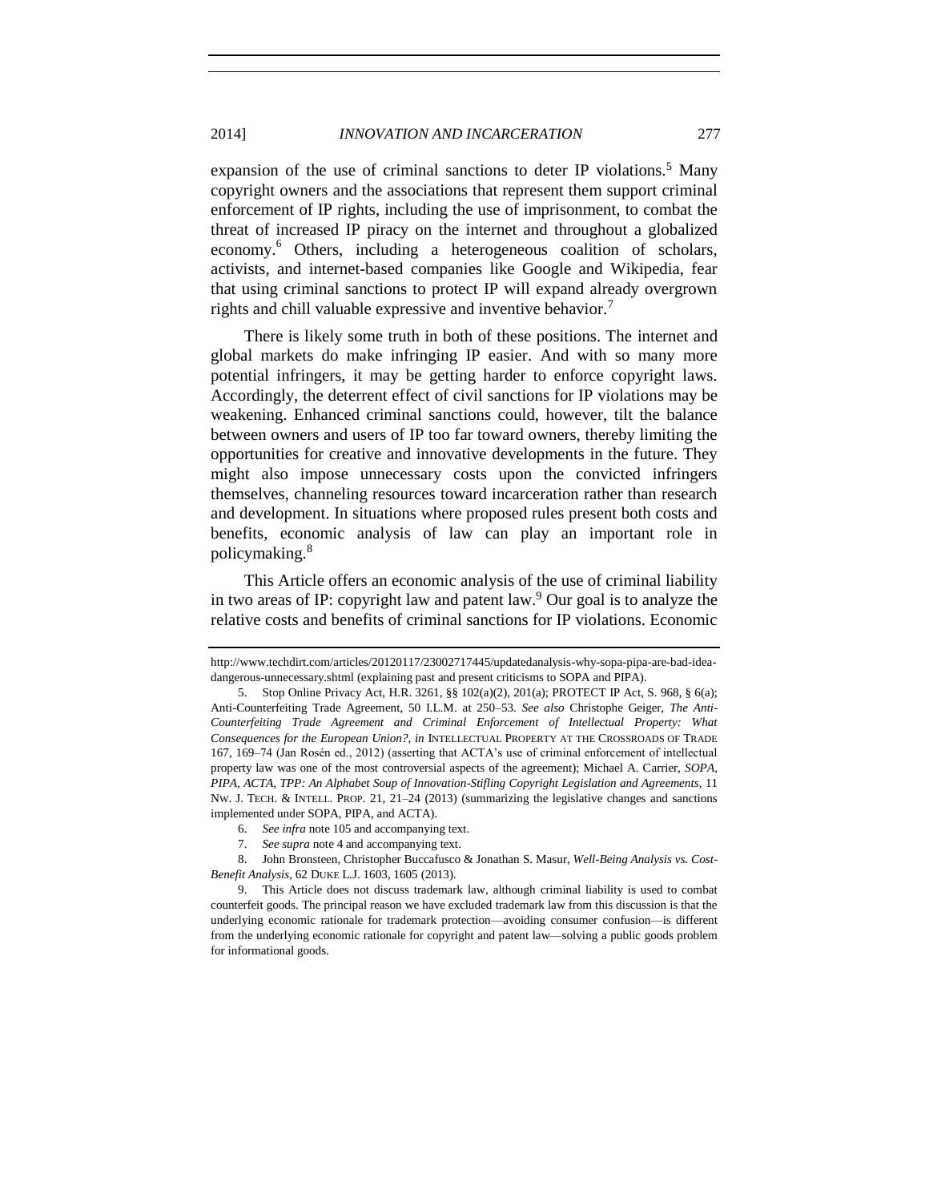expansion of the use of criminal sanctions to deter IP violations.[5] Many copyright owners and the associations that represent them support criminal enforcement of IP rights, including the use of imprisonment, to combat the threat of increased IP piracy on the internet and throughout a globalized economy.[6] Others, including a heterogeneous coalition of scholars, activists, and internet-based companies like Google and Wikipedia, fear that using criminal sanctions to protect IP will expand already overgrown rights and chill valuable expressive and inventive behavior.[7]

There is likely some truth in both of these positions. The internet and global markets do make infringing IP easier. And with so many more potential infringers, it may be getting harder to enforce copyright laws. Accordingly, the deterrent effect of civil sanctions for IP violations may be weakening. Enhanced criminal sanctions could, however, tilt the balance between owners and users of IP too far toward owners, thereby limiting the opportunities for creative and innovative developments in the future. They might also impose unnecessary costs upon the convicted infringers themselves, channeling resources toward incarceration rather than research and development. In situations where proposed rules present both costs and benefits, economic analysis of law can play an important role in policymaking.[8]

This Article offers an economic analysis of the use of criminal liability in two areas of IP: copyright law and patent law.[9] Our goal is to analyze the relative costs and benefits of criminal sanctions for IP violations. Economic

---

http://www.techdirt.com/articles/20120117/23002717445/updatedanalysis-why-sopa-pipa-are-bad-idea-dangerous-unnecessary.shtml (explaining past and present criticisms to SOPA and PIPA).

5. Stop Online Privacy Act, H.R. 3261, §§ 102(a)(2), 201(a); PROTECT IP Act, S. 968, § 6(a); Anti-Counterfeiting Trade Agreement, 50 I.L.M. at 250–53. *See also* Christophe Geiger, *The Anti-Counterfeiting Trade Agreement and Criminal Enforcement of Intellectual Property: What Consequences for the European Union?*, *in* INTELLECTUAL PROPERTY AT THE CROSSROADS OF TRADE 167, 169–74 (Jan Rosén ed., 2012) (asserting that ACTA's use of criminal enforcement of intellectual property law was one of the most controversial aspects of the agreement); Michael A. Carrier, *SOPA, PIPA, ACTA, TPP: An Alphabet Soup of Innovation-Stifling Copyright Legislation and Agreements*, 11 NW. J. TECH. & INTELL. PROP. 21, 21–24 (2013) (summarizing the legislative changes and sanctions implemented under SOPA, PIPA, and ACTA).

6. *See infra* note 105 and accompanying text.

7. *See supra* note 4 and accompanying text.

8. John Bronsteen, Christopher Buccafusco & Jonathan S. Masur, *Well-Being Analysis vs. Cost-Benefit Analysis*, 62 DUKE L.J. 1603, 1605 (2013).

9. This Article does not discuss trademark law, although criminal liability is used to combat counterfeit goods. The principal reason we have excluded trademark law from this discussion is that the underlying economic rationale for trademark protection—avoiding consumer confusion—is different from the underlying economic rationale for copyright and patent law—solving a public goods problem for informational goods.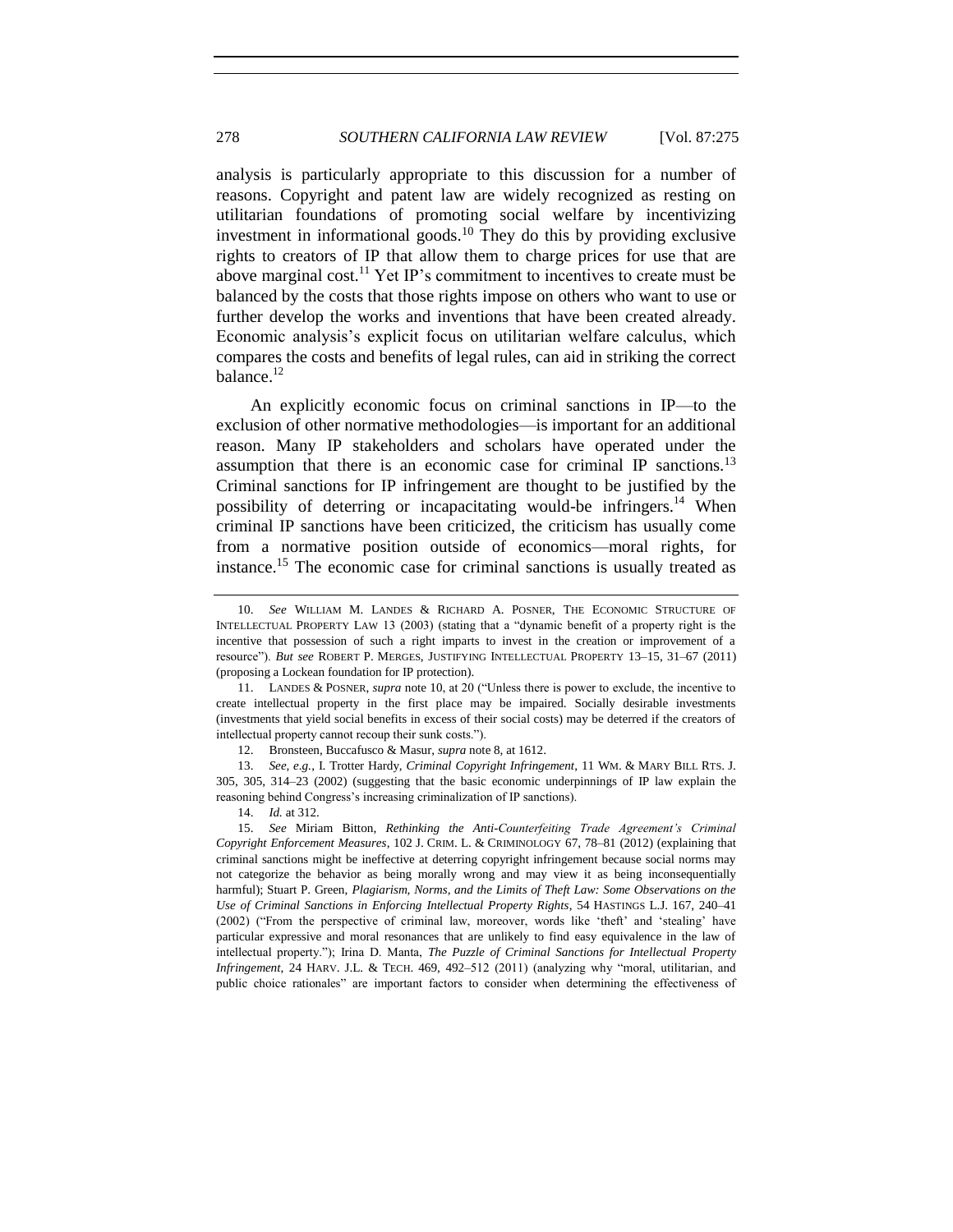analysis is particularly appropriate to this discussion for a number of reasons. Copyright and patent law are widely recognized as resting on utilitarian foundations of promoting social welfare by incentivizing investment in informational goods.[10] They do this by providing exclusive rights to creators of IP that allow them to charge prices for use that are above marginal cost.[11] Yet IP's commitment to incentives to create must be balanced by the costs that those rights impose on others who want to use or further develop the works and inventions that have been created already. Economic analysis's explicit focus on utilitarian welfare calculus, which compares the costs and benefits of legal rules, can aid in striking the correct balance.[12]

An explicitly economic focus on criminal sanctions in IP—to the exclusion of other normative methodologies—is important for an additional reason. Many IP stakeholders and scholars have operated under the assumption that there is an economic case for criminal IP sanctions.[13] Criminal sanctions for IP infringement are thought to be justified by the possibility of deterring or incapacitating would-be infringers.[14] When criminal IP sanctions have been criticized, the criticism has usually come from a normative position outside of economics—moral rights, for instance.[15] The economic case for criminal sanctions is usually treated as

---

10. *See* WILLIAM M. LANDES & RICHARD A. POSNER, THE ECONOMIC STRUCTURE OF INTELLECTUAL PROPERTY LAW 13 (2003) (stating that a "dynamic benefit of a property right is the incentive that possession of such a right imparts to invest in the creation or improvement of a resource"). *But see* ROBERT P. MERGES, JUSTIFYING INTELLECTUAL PROPERTY 13–15, 31–67 (2011) (proposing a Lockean foundation for IP protection).

11. LANDES & POSNER, *supra* note 10, at 20 ("Unless there is power to exclude, the incentive to create intellectual property in the first place may be impaired. Socially desirable investments (investments that yield social benefits in excess of their social costs) may be deterred if the creators of intellectual property cannot recoup their sunk costs.").

12. Bronsteen, Buccafusco & Masur, *supra* note 8, at 1612.

13. *See, e.g.*, I. Trotter Hardy, *Criminal Copyright Infringement*, 11 WM. & MARY BILL RTS. J. 305, 305, 314–23 (2002) (suggesting that the basic economic underpinnings of IP law explain the reasoning behind Congress's increasing criminalization of IP sanctions).

14. *Id.* at 312.

15. *See* Miriam Bitton, *Rethinking the Anti-Counterfeiting Trade Agreement's Criminal Copyright Enforcement Measures*, 102 J. CRIM. L. & CRIMINOLOGY 67, 78–81 (2012) (explaining that criminal sanctions might be ineffective at deterring copyright infringement because social norms may not categorize the behavior as being morally wrong and may view it as being inconsequentially harmful); Stuart P. Green, *Plagiarism, Norms, and the Limits of Theft Law: Some Observations on the Use of Criminal Sanctions in Enforcing Intellectual Property Rights*, 54 HASTINGS L.J. 167, 240–41 (2002) ("From the perspective of criminal law, moreover, words like 'theft' and 'stealing' have particular expressive and moral resonances that are unlikely to find easy equivalence in the law of intellectual property."); Irina D. Manta, *The Puzzle of Criminal Sanctions for Intellectual Property Infringement*, 24 HARV. J.L. & TECH. 469, 492–512 (2011) (analyzing why "moral, utilitarian, and public choice rationales" are important factors to consider when determining the effectiveness of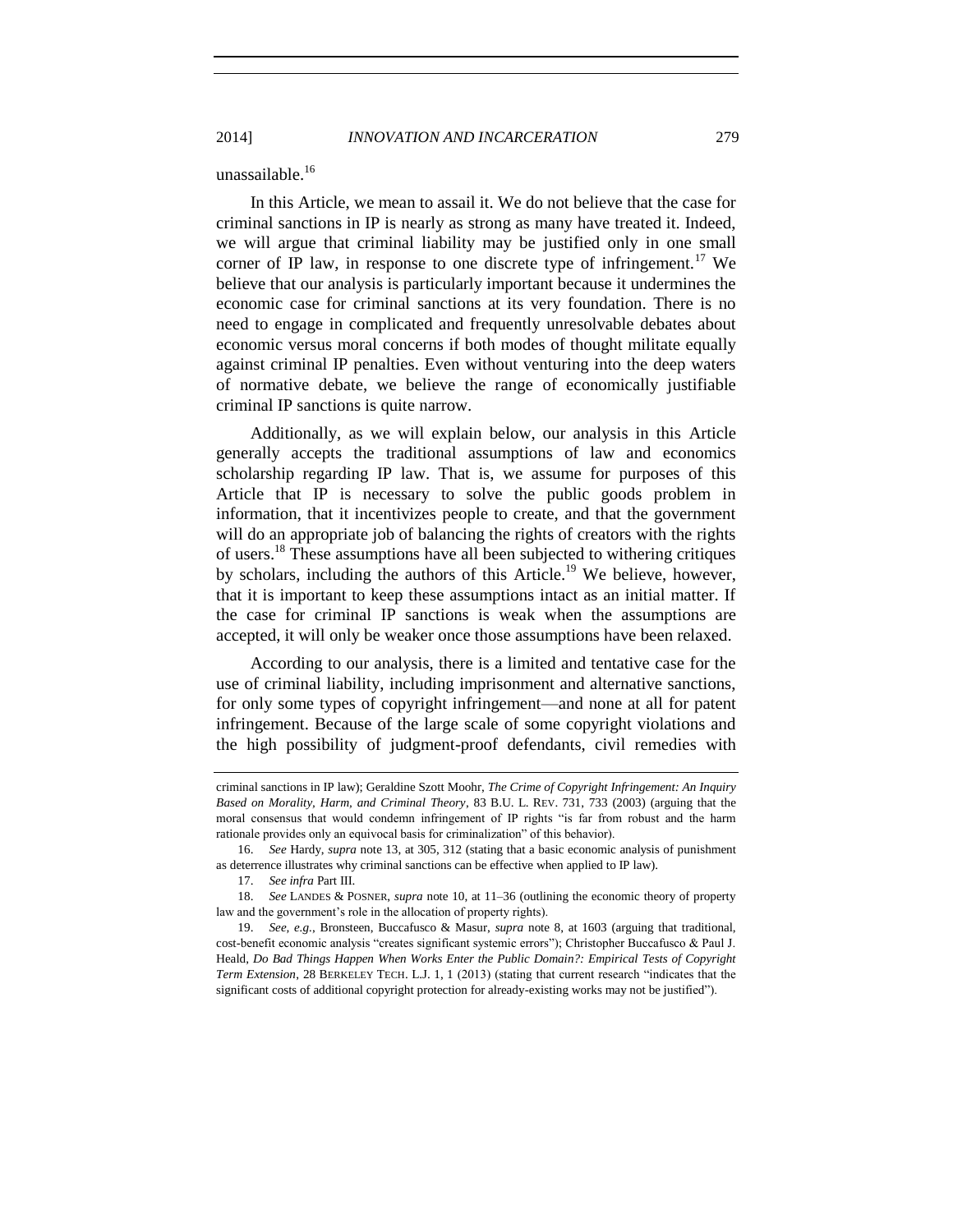unassailable.[16]

In this Article, we mean to assail it. We do not believe that the case for criminal sanctions in IP is nearly as strong as many have treated it. Indeed, we will argue that criminal liability may be justified only in one small corner of IP law, in response to one discrete type of infringement.[17] We believe that our analysis is particularly important because it undermines the economic case for criminal sanctions at its very foundation. There is no need to engage in complicated and frequently unresolvable debates about economic versus moral concerns if both modes of thought militate equally against criminal IP penalties. Even without venturing into the deep waters of normative debate, we believe the range of economically justifiable criminal IP sanctions is quite narrow.

Additionally, as we will explain below, our analysis in this Article generally accepts the traditional assumptions of law and economics scholarship regarding IP law. That is, we assume for purposes of this Article that IP is necessary to solve the public goods problem in information, that it incentivizes people to create, and that the government will do an appropriate job of balancing the rights of creators with the rights of users.[18] These assumptions have all been subjected to withering critiques by scholars, including the authors of this Article.[19] We believe, however, that it is important to keep these assumptions intact as an initial matter. If the case for criminal IP sanctions is weak when the assumptions are accepted, it will only be weaker once those assumptions have been relaxed.

According to our analysis, there is a limited and tentative case for the use of criminal liability, including imprisonment and alternative sanctions, for only some types of copyright infringement—and none at all for patent infringement. Because of the large scale of some copyright violations and the high possibility of judgment-proof defendants, civil remedies with

---

criminal sanctions in IP law); Geraldine Szott Moohr, *The Crime of Copyright Infringement: An Inquiry Based on Morality, Harm, and Criminal Theory*, 83 B.U. L. REV. 731, 733 (2003) (arguing that the moral consensus that would condemn infringement of IP rights "is far from robust and the harm rationale provides only an equivocal basis for criminalization" of this behavior).

16. *See* Hardy, *supra* note 13, at 305, 312 (stating that a basic economic analysis of punishment as deterrence illustrates why criminal sanctions can be effective when applied to IP law).

17. *See infra* Part III.

18. *See* LANDES & POSNER, *supra* note 10, at 11–36 (outlining the economic theory of property law and the government's role in the allocation of property rights).

19. *See, e.g.*, Bronsteen, Buccafusco & Masur, *supra* note 8, at 1603 (arguing that traditional, cost-benefit economic analysis "creates significant systemic errors"); Christopher Buccafusco & Paul J. Heald, *Do Bad Things Happen When Works Enter the Public Domain?: Empirical Tests of Copyright Term Extension*, 28 BERKELEY TECH. L.J. 1, 1 (2013) (stating that current research "indicates that the significant costs of additional copyright protection for already-existing works may not be justified").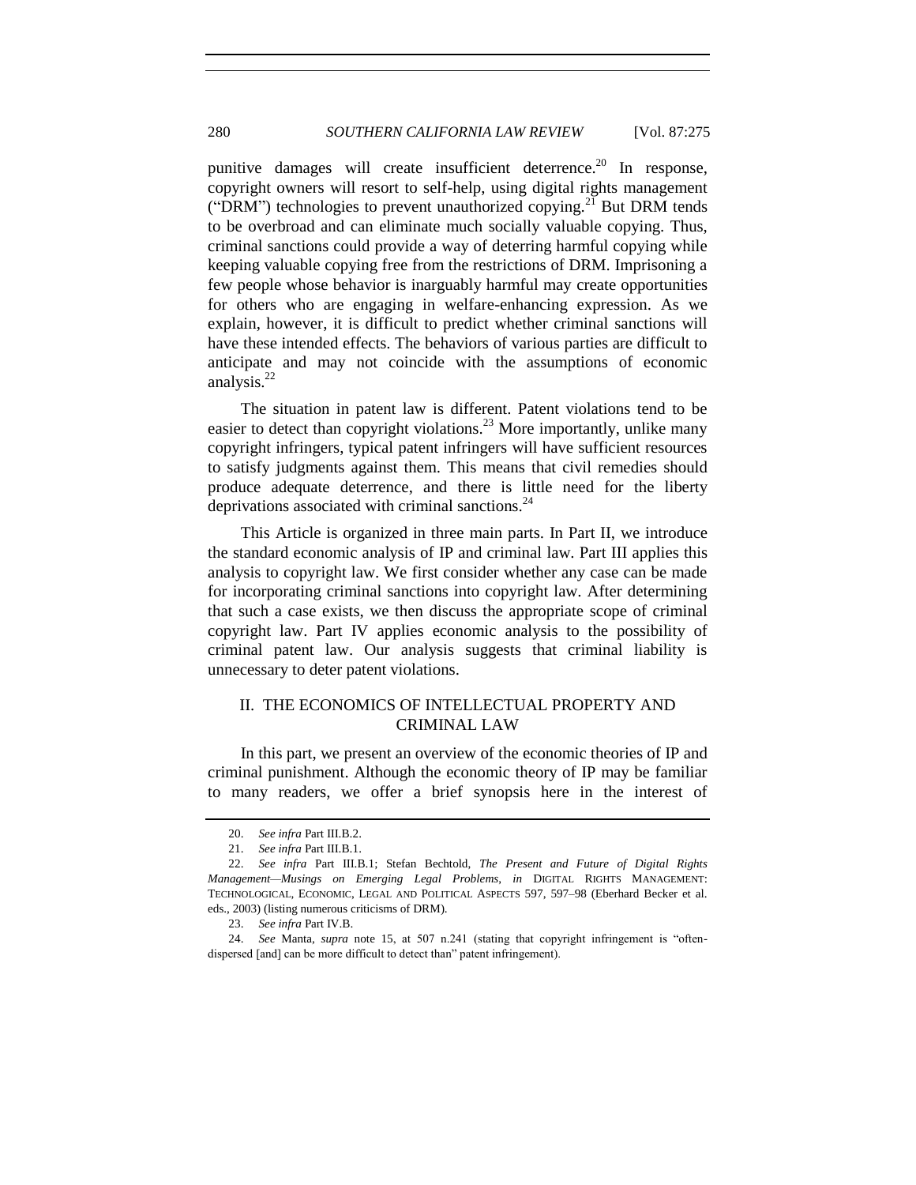punitive damages will create insufficient deterrence.[20] In response, copyright owners will resort to self-help, using digital rights management ("DRM") technologies to prevent unauthorized copying.[21] But DRM tends to be overbroad and can eliminate much socially valuable copying. Thus, criminal sanctions could provide a way of deterring harmful copying while keeping valuable copying free from the restrictions of DRM. Imprisoning a few people whose behavior is inarguably harmful may create opportunities for others who are engaging in welfare-enhancing expression. As we explain, however, it is difficult to predict whether criminal sanctions will have these intended effects. The behaviors of various parties are difficult to anticipate and may not coincide with the assumptions of economic analysis.[22]

The situation in patent law is different. Patent violations tend to be easier to detect than copyright violations.[23] More importantly, unlike many copyright infringers, typical patent infringers will have sufficient resources to satisfy judgments against them. This means that civil remedies should produce adequate deterrence, and there is little need for the liberty deprivations associated with criminal sanctions.[24]

This Article is organized in three main parts. In Part II, we introduce the standard economic analysis of IP and criminal law. Part III applies this analysis to copyright law. We first consider whether any case can be made for incorporating criminal sanctions into copyright law. After determining that such a case exists, we then discuss the appropriate scope of criminal copyright law. Part IV applies economic analysis to the possibility of criminal patent law. Our analysis suggests that criminal liability is unnecessary to deter patent violations.

## II. THE ECONOMICS OF INTELLECTUAL PROPERTY AND CRIMINAL LAW

In this part, we present an overview of the economic theories of IP and criminal punishment. Although the economic theory of IP may be familiar to many readers, we offer a brief synopsis here in the interest of

---

20. *See infra* Part III.B.2.

21. *See infra* Part III.B.1.

22. *See infra* Part III.B.1; Stefan Bechtold, *The Present and Future of Digital Rights Management—Musings on Emerging Legal Problems*, *in* DIGITAL RIGHTS MANAGEMENT: TECHNOLOGICAL, ECONOMIC, LEGAL AND POLITICAL ASPECTS 597, 597–98 (Eberhard Becker et al. eds., 2003) (listing numerous criticisms of DRM).

23. *See infra* Part IV.B.

24. *See* Manta, *supra* note 15, at 507 n.241 (stating that copyright infringement is "often-dispersed [and] can be more difficult to detect than" patent infringement).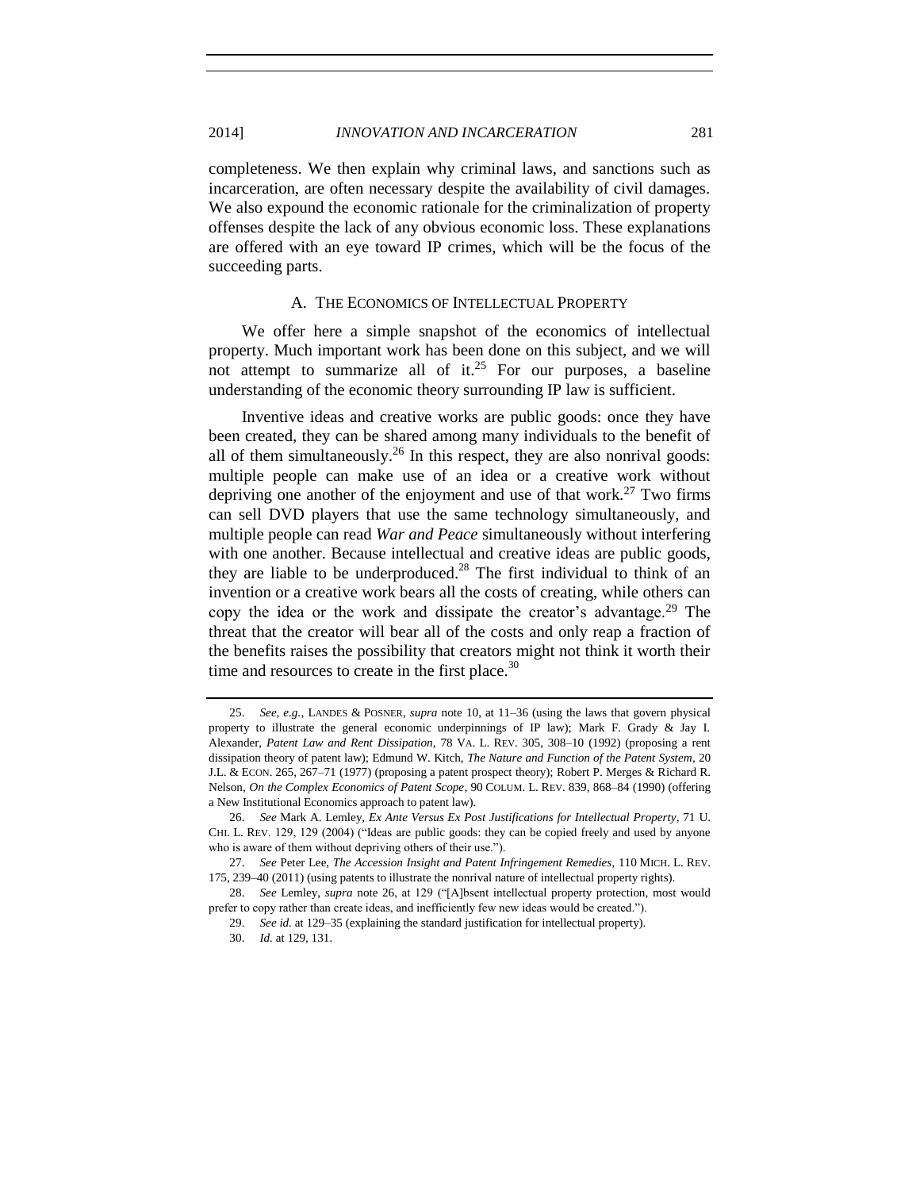completeness. We then explain why criminal laws, and sanctions such as incarceration, are often necessary despite the availability of civil damages. We also expound the economic rationale for the criminalization of property offenses despite the lack of any obvious economic loss. These explanations are offered with an eye toward IP crimes, which will be the focus of the succeeding parts.

### A. The Economics of Intellectual Property

We offer here a simple snapshot of the economics of intellectual property. Much important work has been done on this subject, and we will not attempt to summarize all of it.[25] For our purposes, a baseline understanding of the economic theory surrounding IP law is sufficient.

Inventive ideas and creative works are public goods: once they have been created, they can be shared among many individuals to the benefit of all of them simultaneously.[26] In this respect, they are also nonrival goods: multiple people can make use of an idea or a creative work without depriving one another of the enjoyment and use of that work.[27] Two firms can sell DVD players that use the same technology simultaneously, and multiple people can read *War and Peace* simultaneously without interfering with one another. Because intellectual and creative ideas are public goods, they are liable to be underproduced.[28] The first individual to think of an invention or a creative work bears all the costs of creating, while others can copy the idea or the work and dissipate the creator's advantage.[29] The threat that the creator will bear all of the costs and only reap a fraction of the benefits raises the possibility that creators might not think it worth their time and resources to create in the first place.[30]

---

25. *See, e.g.*, LANDES & POSNER, *supra* note 10, at 11–36 (using the laws that govern physical property to illustrate the general economic underpinnings of IP law); Mark F. Grady & Jay I. Alexander, *Patent Law and Rent Dissipation*, 78 VA. L. REV. 305, 308–10 (1992) (proposing a rent dissipation theory of patent law); Edmund W. Kitch, *The Nature and Function of the Patent System*, 20 J.L. & ECON. 265, 267–71 (1977) (proposing a patent prospect theory); Robert P. Merges & Richard R. Nelson, *On the Complex Economics of Patent Scope*, 90 COLUM. L. REV. 839, 868–84 (1990) (offering a New Institutional Economics approach to patent law).

26. *See* Mark A. Lemley, *Ex Ante Versus Ex Post Justifications for Intellectual Property*, 71 U. CHI. L. REV. 129, 129 (2004) ("Ideas are public goods: they can be copied freely and used by anyone who is aware of them without depriving others of their use.").

27. *See* Peter Lee, *The Accession Insight and Patent Infringement Remedies*, 110 MICH. L. REV. 175, 239–40 (2011) (using patents to illustrate the nonrival nature of intellectual property rights).

28. *See* Lemley, *supra* note 26, at 129 ("[A]bsent intellectual property protection, most would prefer to copy rather than create ideas, and inefficiently few new ideas would be created.").

29. *See id.* at 129–35 (explaining the standard justification for intellectual property).

30. *Id.* at 129, 131.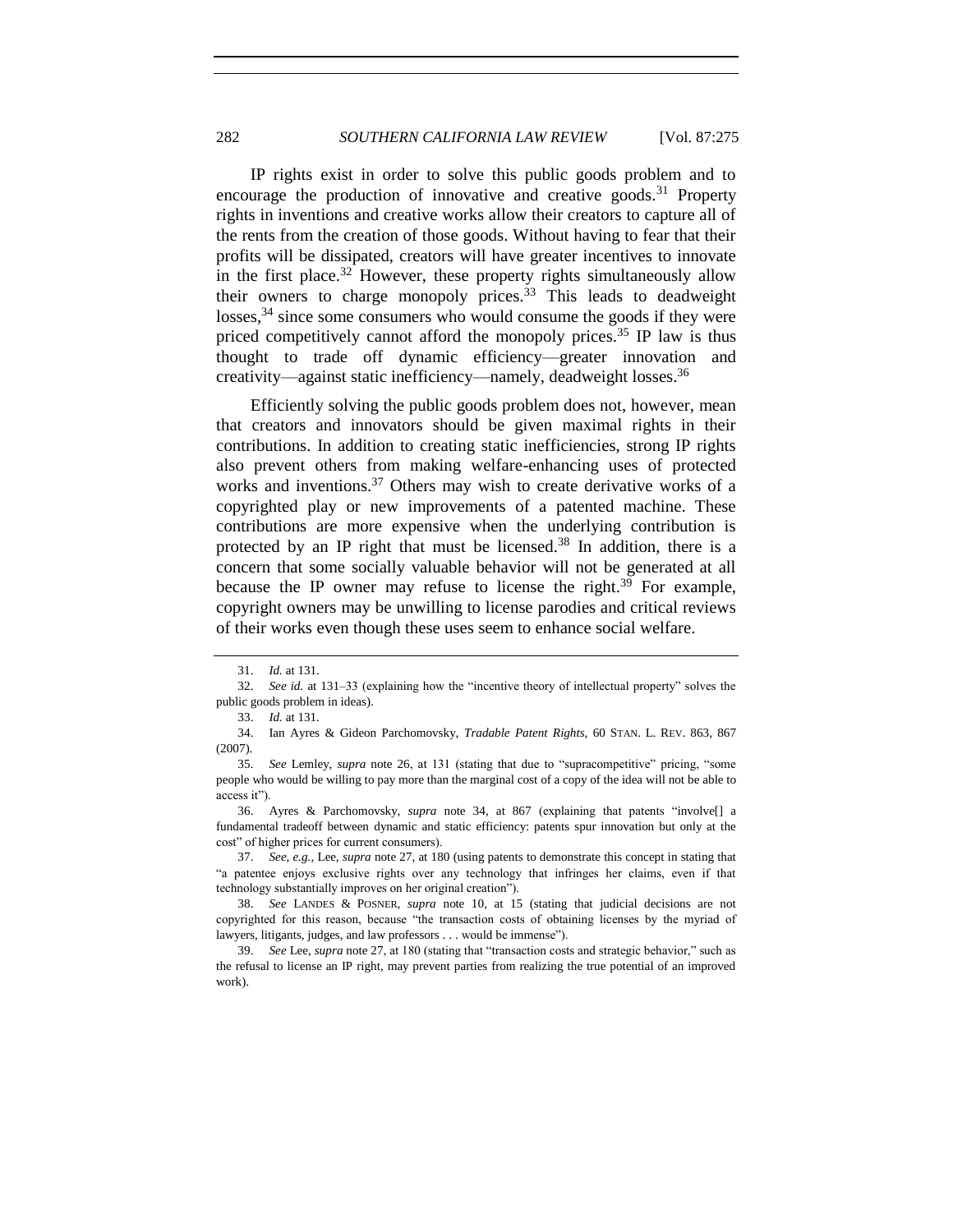IP rights exist in order to solve this public goods problem and to encourage the production of innovative and creative goods.[31] Property rights in inventions and creative works allow their creators to capture all of the rents from the creation of those goods. Without having to fear that their profits will be dissipated, creators will have greater incentives to innovate in the first place.[32] However, these property rights simultaneously allow their owners to charge monopoly prices.[33] This leads to deadweight losses,[34] since some consumers who would consume the goods if they were priced competitively cannot afford the monopoly prices.[35] IP law is thus thought to trade off dynamic efficiency—greater innovation and creativity—against static inefficiency—namely, deadweight losses.[36]

Efficiently solving the public goods problem does not, however, mean that creators and innovators should be given maximal rights in their contributions. In addition to creating static inefficiencies, strong IP rights also prevent others from making welfare-enhancing uses of protected works and inventions.[37] Others may wish to create derivative works of a copyrighted play or new improvements of a patented machine. These contributions are more expensive when the underlying contribution is protected by an IP right that must be licensed.[38] In addition, there is a concern that some socially valuable behavior will not be generated at all because the IP owner may refuse to license the right.[39] For example, copyright owners may be unwilling to license parodies and critical reviews of their works even though these uses seem to enhance social welfare.

---

31. *Id.* at 131.

32. *See id.* at 131–33 (explaining how the "incentive theory of intellectual property" solves the public goods problem in ideas).

33. *Id.* at 131.

34. Ian Ayres & Gideon Parchomovsky, *Tradable Patent Rights*, 60 STAN. L. REV. 863, 867 (2007).

35. *See* Lemley, *supra* note 26, at 131 (stating that due to "supracompetitive" pricing, "some people who would be willing to pay more than the marginal cost of a copy of the idea will not be able to access it").

36. Ayres & Parchomovsky, *supra* note 34, at 867 (explaining that patents "involve[] a fundamental tradeoff between dynamic and static efficiency: patents spur innovation but only at the cost" of higher prices for current consumers).

37. *See, e.g.*, Lee, *supra* note 27, at 180 (using patents to demonstrate this concept in stating that "a patentee enjoys exclusive rights over any technology that infringes her claims, even if that technology substantially improves on her original creation").

38. *See* LANDES & POSNER, *supra* note 10, at 15 (stating that judicial decisions are not copyrighted for this reason, because "the transaction costs of obtaining licenses by the myriad of lawyers, litigants, judges, and law professors . . . would be immense").

39. *See* Lee, *supra* note 27, at 180 (stating that "transaction costs and strategic behavior," such as the refusal to license an IP right, may prevent parties from realizing the true potential of an improved work).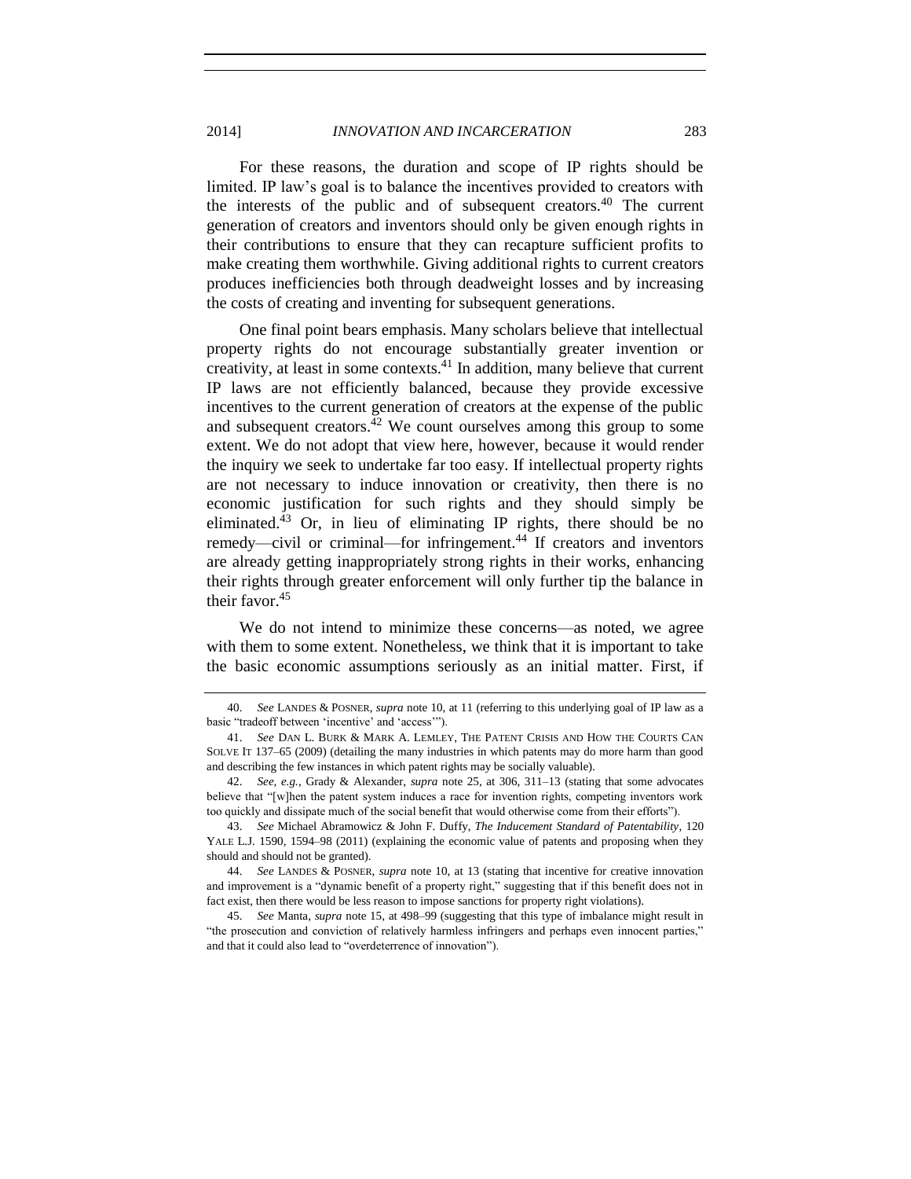For these reasons, the duration and scope of IP rights should be limited. IP law's goal is to balance the incentives provided to creators with the interests of the public and of subsequent creators.[40] The current generation of creators and inventors should only be given enough rights in their contributions to ensure that they can recapture sufficient profits to make creating them worthwhile. Giving additional rights to current creators produces inefficiencies both through deadweight losses and by increasing the costs of creating and inventing for subsequent generations.

One final point bears emphasis. Many scholars believe that intellectual property rights do not encourage substantially greater invention or creativity, at least in some contexts.[41] In addition, many believe that current IP laws are not efficiently balanced, because they provide excessive incentives to the current generation of creators at the expense of the public and subsequent creators.[42] We count ourselves among this group to some extent. We do not adopt that view here, however, because it would render the inquiry we seek to undertake far too easy. If intellectual property rights are not necessary to induce innovation or creativity, then there is no economic justification for such rights and they should simply be eliminated.[43] Or, in lieu of eliminating IP rights, there should be no remedy—civil or criminal—for infringement.[44] If creators and inventors are already getting inappropriately strong rights in their works, enhancing their rights through greater enforcement will only further tip the balance in their favor.[45]

We do not intend to minimize these concerns—as noted, we agree with them to some extent. Nonetheless, we think that it is important to take the basic economic assumptions seriously as an initial matter. First, if

---

40. *See* LANDES & POSNER, *supra* note 10, at 11 (referring to this underlying goal of IP law as a basic "tradeoff between 'incentive' and 'access'").

41. *See* DAN L. BURK & MARK A. LEMLEY, THE PATENT CRISIS AND HOW THE COURTS CAN SOLVE IT 137–65 (2009) (detailing the many industries in which patents may do more harm than good and describing the few instances in which patent rights may be socially valuable).

42. *See, e.g.*, Grady & Alexander, *supra* note 25, at 306, 311–13 (stating that some advocates believe that "[w]hen the patent system induces a race for invention rights, competing inventors work too quickly and dissipate much of the social benefit that would otherwise come from their efforts").

43. *See* Michael Abramowicz & John F. Duffy, *The Inducement Standard of Patentability*, 120 YALE L.J. 1590, 1594–98 (2011) (explaining the economic value of patents and proposing when they should and should not be granted).

44. *See* LANDES & POSNER, *supra* note 10, at 13 (stating that incentive for creative innovation and improvement is a "dynamic benefit of a property right," suggesting that if this benefit does not in fact exist, then there would be less reason to impose sanctions for property right violations).

45. *See* Manta, *supra* note 15, at 498–99 (suggesting that this type of imbalance might result in "the prosecution and conviction of relatively harmless infringers and perhaps even innocent parties," and that it could also lead to "overdeterrence of innovation").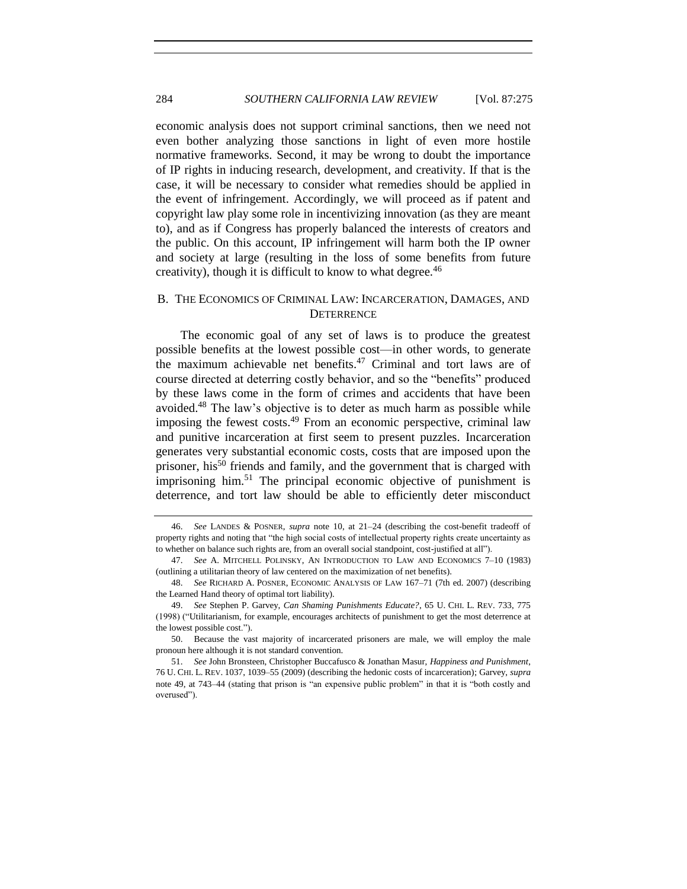economic analysis does not support criminal sanctions, then we need not even bother analyzing those sanctions in light of even more hostile normative frameworks. Second, it may be wrong to doubt the importance of IP rights in inducing research, development, and creativity. If that is the case, it will be necessary to consider what remedies should be applied in the event of infringement. Accordingly, we will proceed as if patent and copyright law play some role in incentivizing innovation (as they are meant to), and as if Congress has properly balanced the interests of creators and the public. On this account, IP infringement will harm both the IP owner and society at large (resulting in the loss of some benefits from future creativity), though it is difficult to know to what degree.[46]

## B. THE ECONOMICS OF CRIMINAL LAW: INCARCERATION, DAMAGES, AND DETERRENCE

The economic goal of any set of laws is to produce the greatest possible benefits at the lowest possible cost—in other words, to generate the maximum achievable net benefits.[47] Criminal and tort laws are of course directed at deterring costly behavior, and so the "benefits" produced by these laws come in the form of crimes and accidents that have been avoided.[48] The law's objective is to deter as much harm as possible while imposing the fewest costs.[49] From an economic perspective, criminal law and punitive incarceration at first seem to present puzzles. Incarceration generates very substantial economic costs, costs that are imposed upon the prisoner, his[50] friends and family, and the government that is charged with imprisoning him.[51] The principal economic objective of punishment is deterrence, and tort law should be able to efficiently deter misconduct

46. *See* LANDES & POSNER, *supra* note 10, at 21–24 (describing the cost-benefit tradeoff of property rights and noting that "the high social costs of intellectual property rights create uncertainty as to whether on balance such rights are, from an overall social standpoint, cost-justified at all").

47. *See* A. MITCHELL POLINSKY, AN INTRODUCTION TO LAW AND ECONOMICS 7–10 (1983) (outlining a utilitarian theory of law centered on the maximization of net benefits).

48. *See* RICHARD A. POSNER, ECONOMIC ANALYSIS OF LAW 167–71 (7th ed. 2007) (describing the Learned Hand theory of optimal tort liability).

49. *See* Stephen P. Garvey, *Can Shaming Punishments Educate?*, 65 U. CHI. L. REV. 733, 775 (1998) ("Utilitarianism, for example, encourages architects of punishment to get the most deterrence at the lowest possible cost.").

50. Because the vast majority of incarcerated prisoners are male, we will employ the male pronoun here although it is not standard convention.

51. *See* John Bronsteen, Christopher Buccafusco & Jonathan Masur, *Happiness and Punishment*, 76 U. CHI. L. REV. 1037, 1039–55 (2009) (describing the hedonic costs of incarceration); Garvey, *supra* note 49, at 743–44 (stating that prison is "an expensive public problem" in that it is "both costly and overused").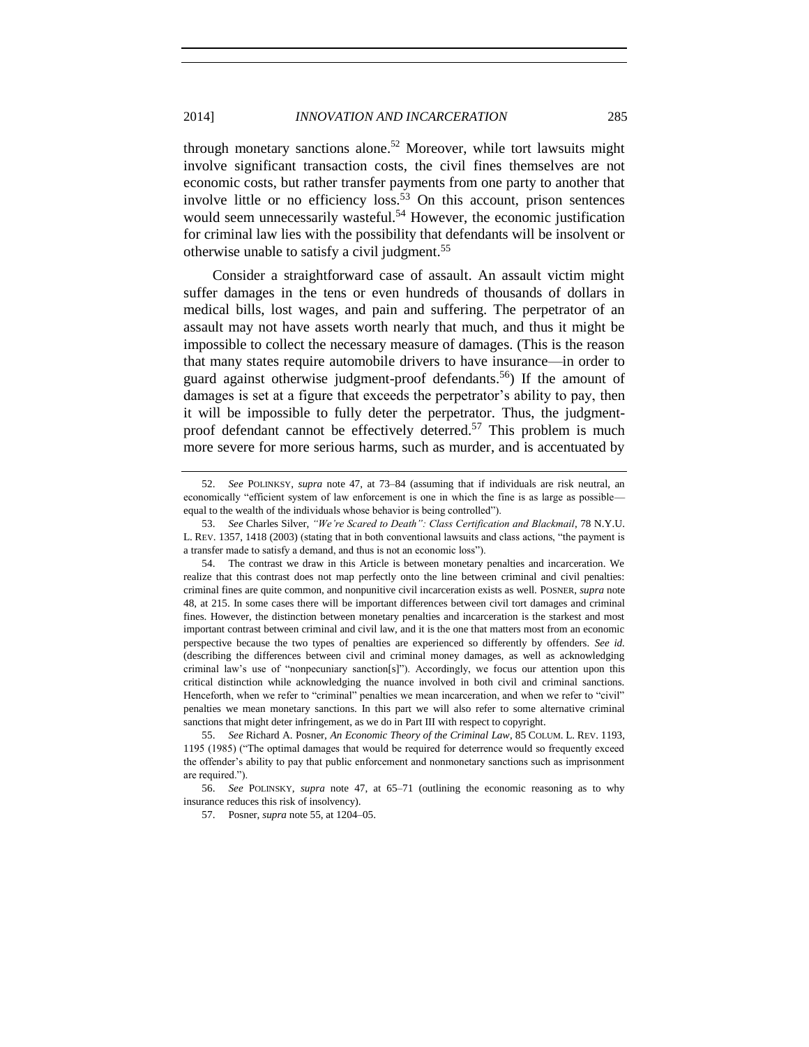through monetary sanctions alone.[52] Moreover, while tort lawsuits might involve significant transaction costs, the civil fines themselves are not economic costs, but rather transfer payments from one party to another that involve little or no efficiency loss.[53] On this account, prison sentences would seem unnecessarily wasteful.[54] However, the economic justification for criminal law lies with the possibility that defendants will be insolvent or otherwise unable to satisfy a civil judgment.[55]

Consider a straightforward case of assault. An assault victim might suffer damages in the tens or even hundreds of thousands of dollars in medical bills, lost wages, and pain and suffering. The perpetrator of an assault may not have assets worth nearly that much, and thus it might be impossible to collect the necessary measure of damages. (This is the reason that many states require automobile drivers to have insurance—in order to guard against otherwise judgment-proof defendants.[56]) If the amount of damages is set at a figure that exceeds the perpetrator's ability to pay, then it will be impossible to fully deter the perpetrator. Thus, the judgment-proof defendant cannot be effectively deterred.[57] This problem is much more severe for more serious harms, such as murder, and is accentuated by

---

52. *See* POLINKSY, *supra* note 47, at 73–84 (assuming that if individuals are risk neutral, an economically "efficient system of law enforcement is one in which the fine is as large as possible—equal to the wealth of the individuals whose behavior is being controlled").

53. *See* Charles Silver, *"We're Scared to Death": Class Certification and Blackmail*, 78 N.Y.U. L. REV. 1357, 1418 (2003) (stating that in both conventional lawsuits and class actions, "the payment is a transfer made to satisfy a demand, and thus is not an economic loss").

54. The contrast we draw in this Article is between monetary penalties and incarceration. We realize that this contrast does not map perfectly onto the line between criminal and civil penalties: criminal fines are quite common, and nonpunitive civil incarceration exists as well. POSNER, *supra* note 48, at 215. In some cases there will be important differences between civil tort damages and criminal fines. However, the distinction between monetary penalties and incarceration is the starkest and most important contrast between criminal and civil law, and it is the one that matters most from an economic perspective because the two types of penalties are experienced so differently by offenders. *See id.* (describing the differences between civil and criminal money damages, as well as acknowledging criminal law's use of "nonpecuniary sanction[s]"). Accordingly, we focus our attention upon this critical distinction while acknowledging the nuance involved in both civil and criminal sanctions. Henceforth, when we refer to "criminal" penalties we mean incarceration, and when we refer to "civil" penalties we mean monetary sanctions. In this part we will also refer to some alternative criminal sanctions that might deter infringement, as we do in Part III with respect to copyright.

55. *See* Richard A. Posner, *An Economic Theory of the Criminal Law*, 85 COLUM. L. REV. 1193, 1195 (1985) ("The optimal damages that would be required for deterrence would so frequently exceed the offender's ability to pay that public enforcement and nonmonetary sanctions such as imprisonment are required.").

56. *See* POLINSKY, *supra* note 47, at 65–71 (outlining the economic reasoning as to why insurance reduces this risk of insolvency).

57. Posner, *supra* note 55, at 1204–05.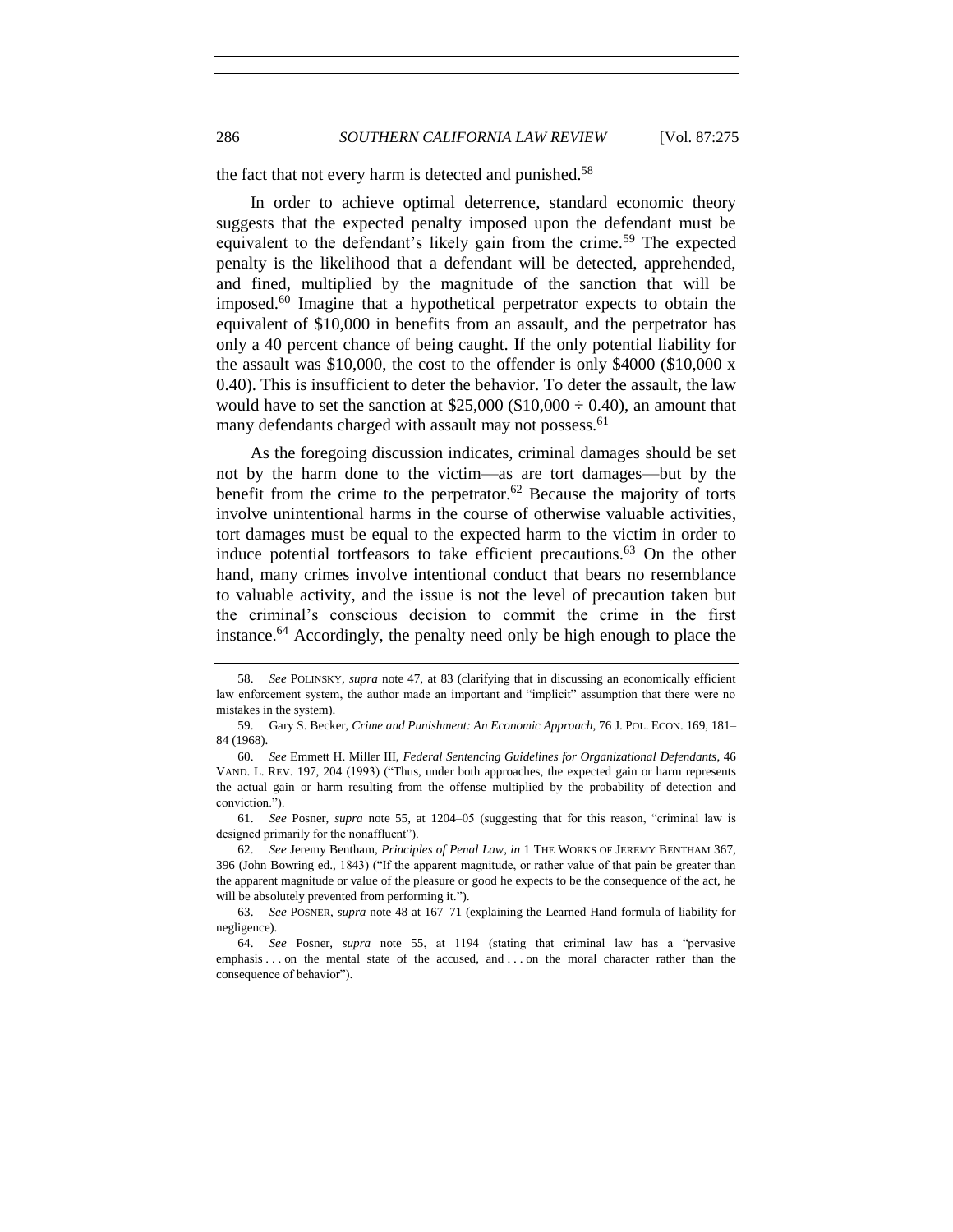the fact that not every harm is detected and punished.[58]

In order to achieve optimal deterrence, standard economic theory suggests that the expected penalty imposed upon the defendant must be equivalent to the defendant's likely gain from the crime.[59] The expected penalty is the likelihood that a defendant will be detected, apprehended, and fined, multiplied by the magnitude of the sanction that will be imposed.[60] Imagine that a hypothetical perpetrator expects to obtain the equivalent of $10,000 in benefits from an assault, and the perpetrator has only a 40 percent chance of being caught. If the only potential liability for the assault was $10,000, the cost to the offender is only $4000 ($10,000 x 0.40). This is insufficient to deter the behavior. To deter the assault, the law would have to set the sanction at $25,000 ($10,000 ÷ 0.40), an amount that many defendants charged with assault may not possess.[61]

As the foregoing discussion indicates, criminal damages should be set not by the harm done to the victim—as are tort damages—but by the benefit from the crime to the perpetrator.[62] Because the majority of torts involve unintentional harms in the course of otherwise valuable activities, tort damages must be equal to the expected harm to the victim in order to induce potential tortfeasors to take efficient precautions.[63] On the other hand, many crimes involve intentional conduct that bears no resemblance to valuable activity, and the issue is not the level of precaution taken but the criminal's conscious decision to commit the crime in the first instance.[64] Accordingly, the penalty need only be high enough to place the

---

58. *See* POLINSKY, *supra* note 47, at 83 (clarifying that in discussing an economically efficient law enforcement system, the author made an important and "implicit" assumption that there were no mistakes in the system).

59. Gary S. Becker, *Crime and Punishment: An Economic Approach*, 76 J. POL. ECON. 169, 181–84 (1968).

60. *See* Emmett H. Miller III, *Federal Sentencing Guidelines for Organizational Defendants*, 46 VAND. L. REV. 197, 204 (1993) ("Thus, under both approaches, the expected gain or harm represents the actual gain or harm resulting from the offense multiplied by the probability of detection and conviction.").

61. *See* Posner, *supra* note 55, at 1204–05 (suggesting that for this reason, "criminal law is designed primarily for the nonaffluent").

62. *See* Jeremy Bentham, *Principles of Penal Law*, *in* 1 THE WORKS OF JEREMY BENTHAM 367, 396 (John Bowring ed., 1843) ("If the apparent magnitude, or rather value of that pain be greater than the apparent magnitude or value of the pleasure or good he expects to be the consequence of the act, he will be absolutely prevented from performing it.").

63. *See* POSNER, *supra* note 48 at 167–71 (explaining the Learned Hand formula of liability for negligence).

64. *See* Posner, *supra* note 55, at 1194 (stating that criminal law has a "pervasive emphasis . . . on the mental state of the accused, and . . . on the moral character rather than the consequence of behavior").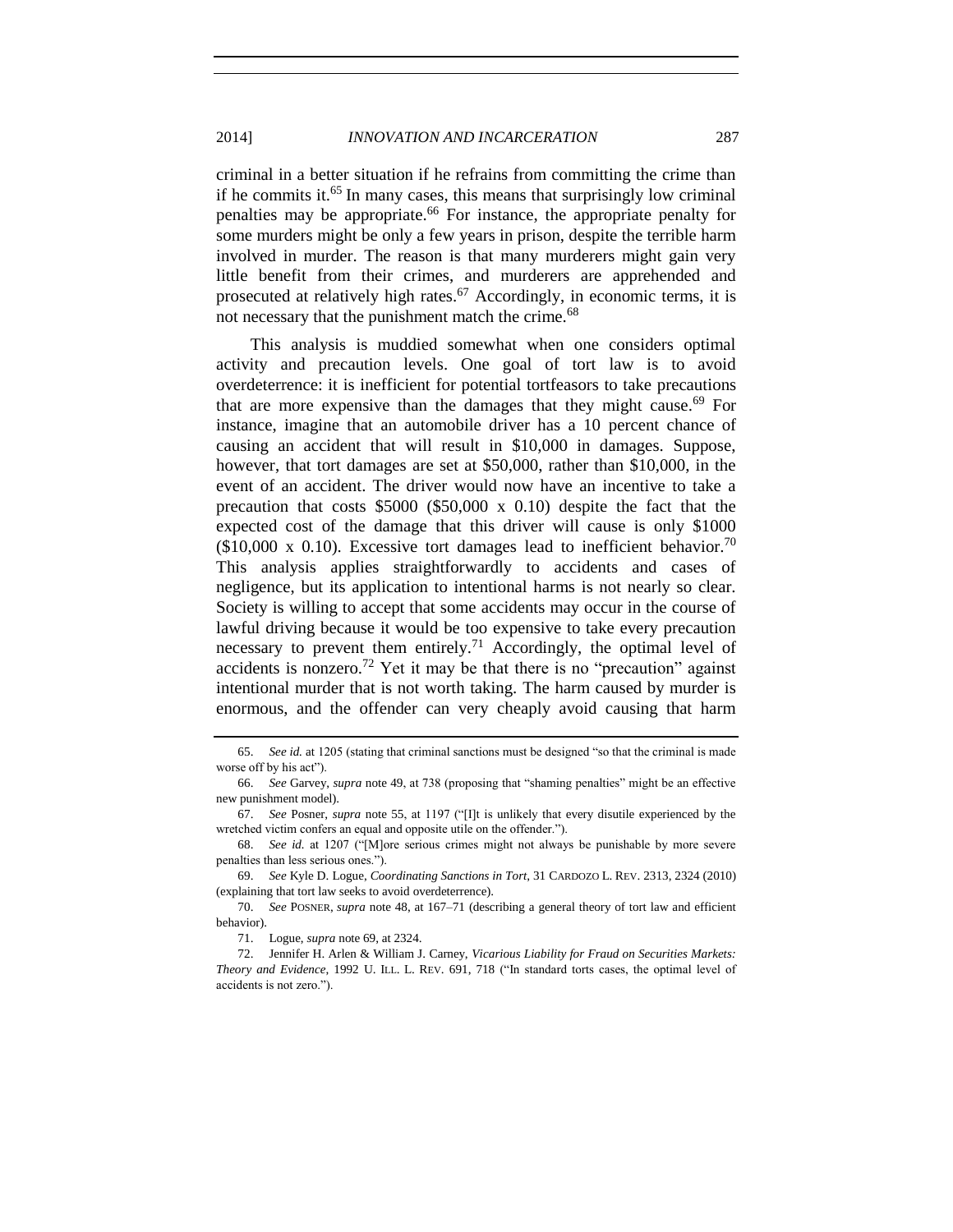criminal in a better situation if he refrains from committing the crime than if he commits it.[65] In many cases, this means that surprisingly low criminal penalties may be appropriate.[66] For instance, the appropriate penalty for some murders might be only a few years in prison, despite the terrible harm involved in murder. The reason is that many murderers might gain very little benefit from their crimes, and murderers are apprehended and prosecuted at relatively high rates.[67] Accordingly, in economic terms, it is not necessary that the punishment match the crime.[68]

This analysis is muddied somewhat when one considers optimal activity and precaution levels. One goal of tort law is to avoid overdeterrence: it is inefficient for potential tortfeasors to take precautions that are more expensive than the damages that they might cause.[69] For instance, imagine that an automobile driver has a 10 percent chance of causing an accident that will result in $10,000 in damages. Suppose, however, that tort damages are set at $50,000, rather than $10,000, in the event of an accident. The driver would now have an incentive to take a precaution that costs $5000 ($50,000 x 0.10) despite the fact that the expected cost of the damage that this driver will cause is only $1000 ($10,000 x 0.10). Excessive tort damages lead to inefficient behavior.[70] This analysis applies straightforwardly to accidents and cases of negligence, but its application to intentional harms is not nearly so clear. Society is willing to accept that some accidents may occur in the course of lawful driving because it would be too expensive to take every precaution necessary to prevent them entirely.[71] Accordingly, the optimal level of accidents is nonzero.[72] Yet it may be that there is no "precaution" against intentional murder that is not worth taking. The harm caused by murder is enormous, and the offender can very cheaply avoid causing that harm

---

65. *See id.* at 1205 (stating that criminal sanctions must be designed "so that the criminal is made worse off by his act").

66. *See* Garvey, *supra* note 49, at 738 (proposing that "shaming penalties" might be an effective new punishment model).

67. *See* Posner, *supra* note 55, at 1197 ("[I]t is unlikely that every disutile experienced by the wretched victim confers an equal and opposite utile on the offender.").

68. *See id.* at 1207 ("[M]ore serious crimes might not always be punishable by more severe penalties than less serious ones.").

69. *See* Kyle D. Logue, *Coordinating Sanctions in Tort*, 31 CARDOZO L. REV. 2313, 2324 (2010) (explaining that tort law seeks to avoid overdeterrence).

70. *See* POSNER, *supra* note 48, at 167–71 (describing a general theory of tort law and efficient behavior).

71. Logue, *supra* note 69, at 2324.

72. Jennifer H. Arlen & William J. Carney, *Vicarious Liability for Fraud on Securities Markets: Theory and Evidence*, 1992 U. ILL. L. REV. 691, 718 ("In standard torts cases, the optimal level of accidents is not zero.").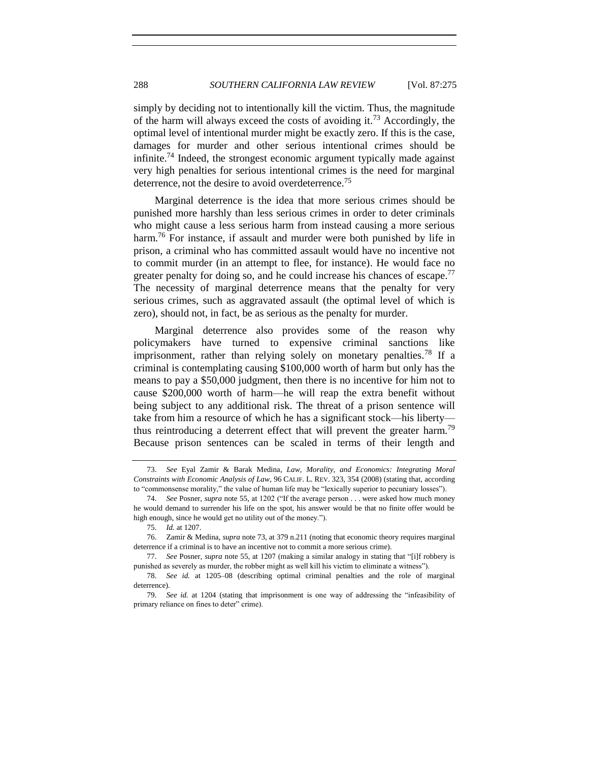simply by deciding not to intentionally kill the victim. Thus, the magnitude of the harm will always exceed the costs of avoiding it.[73] Accordingly, the optimal level of intentional murder might be exactly zero. If this is the case, damages for murder and other serious intentional crimes should be infinite.[74] Indeed, the strongest economic argument typically made against very high penalties for serious intentional crimes is the need for marginal deterrence, not the desire to avoid overdeterrence.[75]

Marginal deterrence is the idea that more serious crimes should be punished more harshly than less serious crimes in order to deter criminals who might cause a less serious harm from instead causing a more serious harm.[76] For instance, if assault and murder were both punished by life in prison, a criminal who has committed assault would have no incentive not to commit murder (in an attempt to flee, for instance). He would face no greater penalty for doing so, and he could increase his chances of escape.[77] The necessity of marginal deterrence means that the penalty for very serious crimes, such as aggravated assault (the optimal level of which is zero), should not, in fact, be as serious as the penalty for murder.

Marginal deterrence also provides some of the reason why policymakers have turned to expensive criminal sanctions like imprisonment, rather than relying solely on monetary penalties.[78] If a criminal is contemplating causing $100,000 worth of harm but only has the means to pay a $50,000 judgment, then there is no incentive for him not to cause $200,000 worth of harm—he will reap the extra benefit without being subject to any additional risk. The threat of a prison sentence will take from him a resource of which he has a significant stock—his liberty—thus reintroducing a deterrent effect that will prevent the greater harm.[79] Because prison sentences can be scaled in terms of their length and

---

73. *See* Eyal Zamir & Barak Medina, *Law, Morality, and Economics: Integrating Moral Constraints with Economic Analysis of Law*, 96 CALIF. L. REV. 323, 354 (2008) (stating that, according to "commonsense morality," the value of human life may be "lexically superior to pecuniary losses").

74. *See* Posner, *supra* note 55, at 1202 ("If the average person . . . were asked how much money he would demand to surrender his life on the spot, his answer would be that no finite offer would be high enough, since he would get no utility out of the money.").

75. *Id.* at 1207.

76. Zamir & Medina, *supra* note 73, at 379 n.211 (noting that economic theory requires marginal deterrence if a criminal is to have an incentive not to commit a more serious crime).

77. *See* Posner, *supra* note 55, at 1207 (making a similar analogy in stating that "[i]f robbery is punished as severely as murder, the robber might as well kill his victim to eliminate a witness").

78. *See id.* at 1205–08 (describing optimal criminal penalties and the role of marginal deterrence).

79. *See id.* at 1204 (stating that imprisonment is one way of addressing the "infeasibility of primary reliance on fines to deter" crime).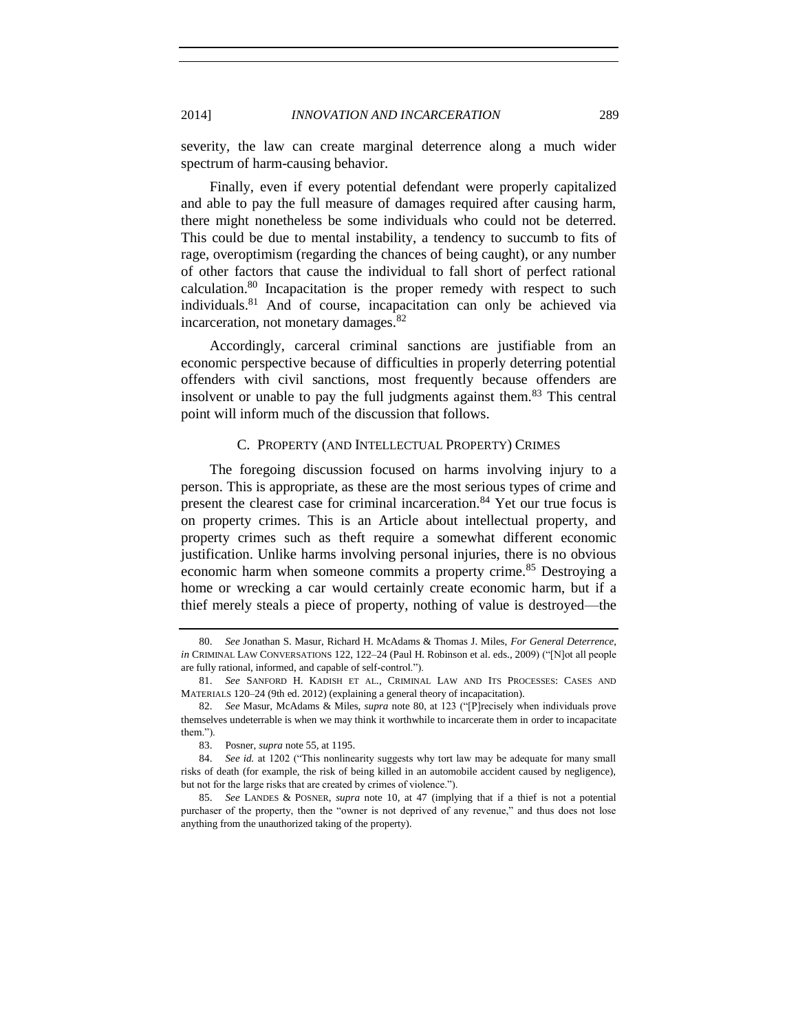severity, the law can create marginal deterrence along a much wider spectrum of harm-causing behavior.

Finally, even if every potential defendant were properly capitalized and able to pay the full measure of damages required after causing harm, there might nonetheless be some individuals who could not be deterred. This could be due to mental instability, a tendency to succumb to fits of rage, overoptimism (regarding the chances of being caught), or any number of other factors that cause the individual to fall short of perfect rational calculation.[80] Incapacitation is the proper remedy with respect to such individuals.[81] And of course, incapacitation can only be achieved via incarceration, not monetary damages.[82]

Accordingly, carceral criminal sanctions are justifiable from an economic perspective because of difficulties in properly deterring potential offenders with civil sanctions, most frequently because offenders are insolvent or unable to pay the full judgments against them.[83] This central point will inform much of the discussion that follows.

### C. PROPERTY (AND INTELLECTUAL PROPERTY) CRIMES

The foregoing discussion focused on harms involving injury to a person. This is appropriate, as these are the most serious types of crime and present the clearest case for criminal incarceration.[84] Yet our true focus is on property crimes. This is an Article about intellectual property, and property crimes such as theft require a somewhat different economic justification. Unlike harms involving personal injuries, there is no obvious economic harm when someone commits a property crime.[85] Destroying a home or wrecking a car would certainly create economic harm, but if a thief merely steals a piece of property, nothing of value is destroyed—the

---

80. *See* Jonathan S. Masur, Richard H. McAdams & Thomas J. Miles, *For General Deterrence*, *in* CRIMINAL LAW CONVERSATIONS 122, 122–24 (Paul H. Robinson et al. eds., 2009) ("[N]ot all people are fully rational, informed, and capable of self-control.").

81. *See* SANFORD H. KADISH ET AL., CRIMINAL LAW AND ITS PROCESSES: CASES AND MATERIALS 120–24 (9th ed. 2012) (explaining a general theory of incapacitation).

82. *See* Masur, McAdams & Miles, *supra* note 80, at 123 ("[P]recisely when individuals prove themselves undeterrable is when we may think it worthwhile to incarcerate them in order to incapacitate them.").

83. Posner, *supra* note 55, at 1195.

84. *See id.* at 1202 ("This nonlinearity suggests why tort law may be adequate for many small risks of death (for example, the risk of being killed in an automobile accident caused by negligence), but not for the large risks that are created by crimes of violence.").

85. *See* LANDES & POSNER, *supra* note 10, at 47 (implying that if a thief is not a potential purchaser of the property, then the "owner is not deprived of any revenue," and thus does not lose anything from the unauthorized taking of the property).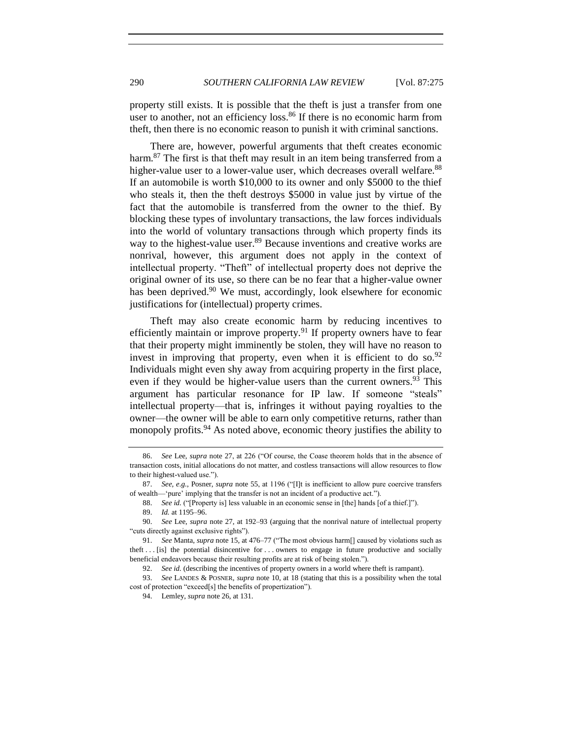property still exists. It is possible that the theft is just a transfer from one user to another, not an efficiency loss.[86] If there is no economic harm from theft, then there is no economic reason to punish it with criminal sanctions.

There are, however, powerful arguments that theft creates economic harm.[87] The first is that theft may result in an item being transferred from a higher-value user to a lower-value user, which decreases overall welfare.[88] If an automobile is worth $10,000 to its owner and only $5000 to the thief who steals it, then the theft destroys $5000 in value just by virtue of the fact that the automobile is transferred from the owner to the thief. By blocking these types of involuntary transactions, the law forces individuals into the world of voluntary transactions through which property finds its way to the highest-value user.[89] Because inventions and creative works are nonrival, however, this argument does not apply in the context of intellectual property. "Theft" of intellectual property does not deprive the original owner of its use, so there can be no fear that a higher-value owner has been deprived.[90] We must, accordingly, look elsewhere for economic justifications for (intellectual) property crimes.

Theft may also create economic harm by reducing incentives to efficiently maintain or improve property.[91] If property owners have to fear that their property might imminently be stolen, they will have no reason to invest in improving that property, even when it is efficient to do so.[92] Individuals might even shy away from acquiring property in the first place, even if they would be higher-value users than the current owners.[93] This argument has particular resonance for IP law. If someone "steals" intellectual property—that is, infringes it without paying royalties to the owner—the owner will be able to earn only competitive returns, rather than monopoly profits.[94] As noted above, economic theory justifies the ability to

---

86. *See* Lee, *supra* note 27, at 226 ("Of course, the Coase theorem holds that in the absence of transaction costs, initial allocations do not matter, and costless transactions will allow resources to flow to their highest-valued use.").

87. *See, e.g.*, Posner, *supra* note 55, at 1196 ("[I]t is inefficient to allow pure coercive transfers of wealth—'pure' implying that the transfer is not an incident of a productive act.").

88. *See id.* ("[Property is] less valuable in an economic sense in [the] hands [of a thief.]").

89. *Id.* at 1195–96.

90. *See* Lee, *supra* note 27, at 192–93 (arguing that the nonrival nature of intellectual property "cuts directly against exclusive rights").

91. *See* Manta, *supra* note 15, at 476–77 ("The most obvious harm[] caused by violations such as theft . . . [is] the potential disincentive for . . . owners to engage in future productive and socially beneficial endeavors because their resulting profits are at risk of being stolen.").

92. *See id.* (describing the incentives of property owners in a world where theft is rampant).

93. *See* LANDES & POSNER, *supra* note 10, at 18 (stating that this is a possibility when the total cost of protection "exceed[s] the benefits of propertization").

94. Lemley, *supra* note 26, at 131.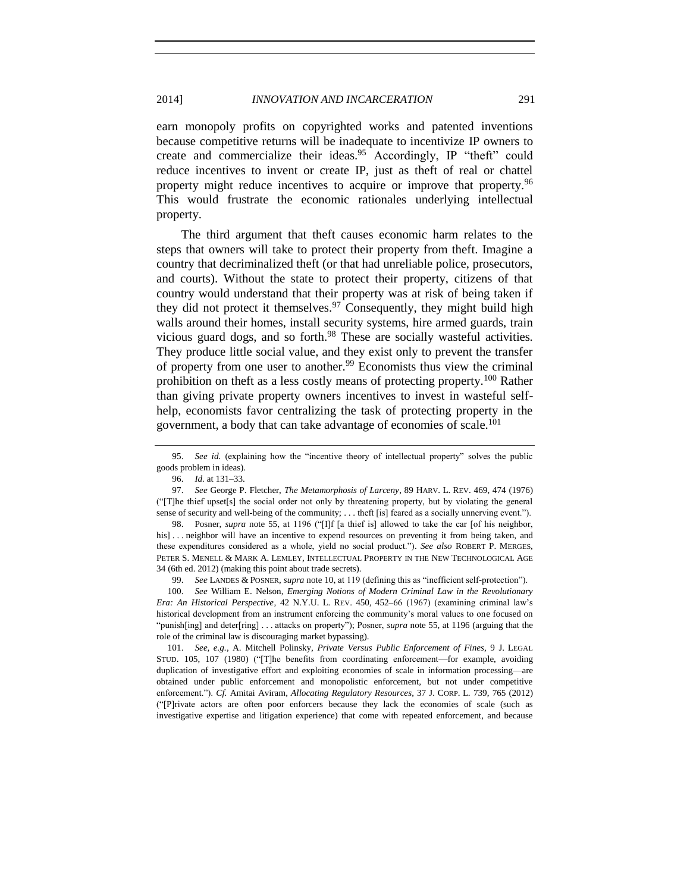earn monopoly profits on copyrighted works and patented inventions because competitive returns will be inadequate to incentivize IP owners to create and commercialize their ideas.[95] Accordingly, IP "theft" could reduce incentives to invent or create IP, just as theft of real or chattel property might reduce incentives to acquire or improve that property.[96] This would frustrate the economic rationales underlying intellectual property.

The third argument that theft causes economic harm relates to the steps that owners will take to protect their property from theft. Imagine a country that decriminalized theft (or that had unreliable police, prosecutors, and courts). Without the state to protect their property, citizens of that country would understand that their property was at risk of being taken if they did not protect it themselves.[97] Consequently, they might build high walls around their homes, install security systems, hire armed guards, train vicious guard dogs, and so forth.[98] These are socially wasteful activities. They produce little social value, and they exist only to prevent the transfer of property from one user to another.[99] Economists thus view the criminal prohibition on theft as a less costly means of protecting property.[100] Rather than giving private property owners incentives to invest in wasteful self-help, economists favor centralizing the task of protecting property in the government, a body that can take advantage of economies of scale.[101]

---

95. *See id.* (explaining how the "incentive theory of intellectual property" solves the public goods problem in ideas).

96. *Id.* at 131–33.

97. *See* George P. Fletcher, *The Metamorphosis of Larceny*, 89 HARV. L. REV. 469, 474 (1976) ("[T]he thief upset[s] the social order not only by threatening property, but by violating the general sense of security and well-being of the community; . . . theft [is] feared as a socially unnerving event.").

98. Posner, *supra* note 55, at 1196 ("[I]f [a thief is] allowed to take the car [of his neighbor, his] . . . neighbor will have an incentive to expend resources on preventing it from being taken, and these expenditures considered as a whole, yield no social product."). *See also* ROBERT P. MERGES, PETER S. MENELL & MARK A. LEMLEY, INTELLECTUAL PROPERTY IN THE NEW TECHNOLOGICAL AGE 34 (6th ed. 2012) (making this point about trade secrets).

99. *See* LANDES & POSNER, *supra* note 10, at 119 (defining this as "inefficient self-protection").

100. *See* William E. Nelson, *Emerging Notions of Modern Criminal Law in the Revolutionary Era: An Historical Perspective*, 42 N.Y.U. L. REV. 450, 452–66 (1967) (examining criminal law's historical development from an instrument enforcing the community's moral values to one focused on "punish[ing] and deter[ring] . . . attacks on property"); Posner, *supra* note 55, at 1196 (arguing that the role of the criminal law is discouraging market bypassing).

101. *See, e.g.*, A. Mitchell Polinsky, *Private Versus Public Enforcement of Fines*, 9 J. LEGAL STUD. 105, 107 (1980) ("[T]he benefits from coordinating enforcement—for example, avoiding duplication of investigative effort and exploiting economies of scale in information processing—are obtained under public enforcement and monopolistic enforcement, but not under competitive enforcement."). *Cf.* Amitai Aviram, *Allocating Regulatory Resources*, 37 J. CORP. L. 739, 765 (2012) ("[P]rivate actors are often poor enforcers because they lack the economies of scale (such as investigative expertise and litigation experience) that come with repeated enforcement, and because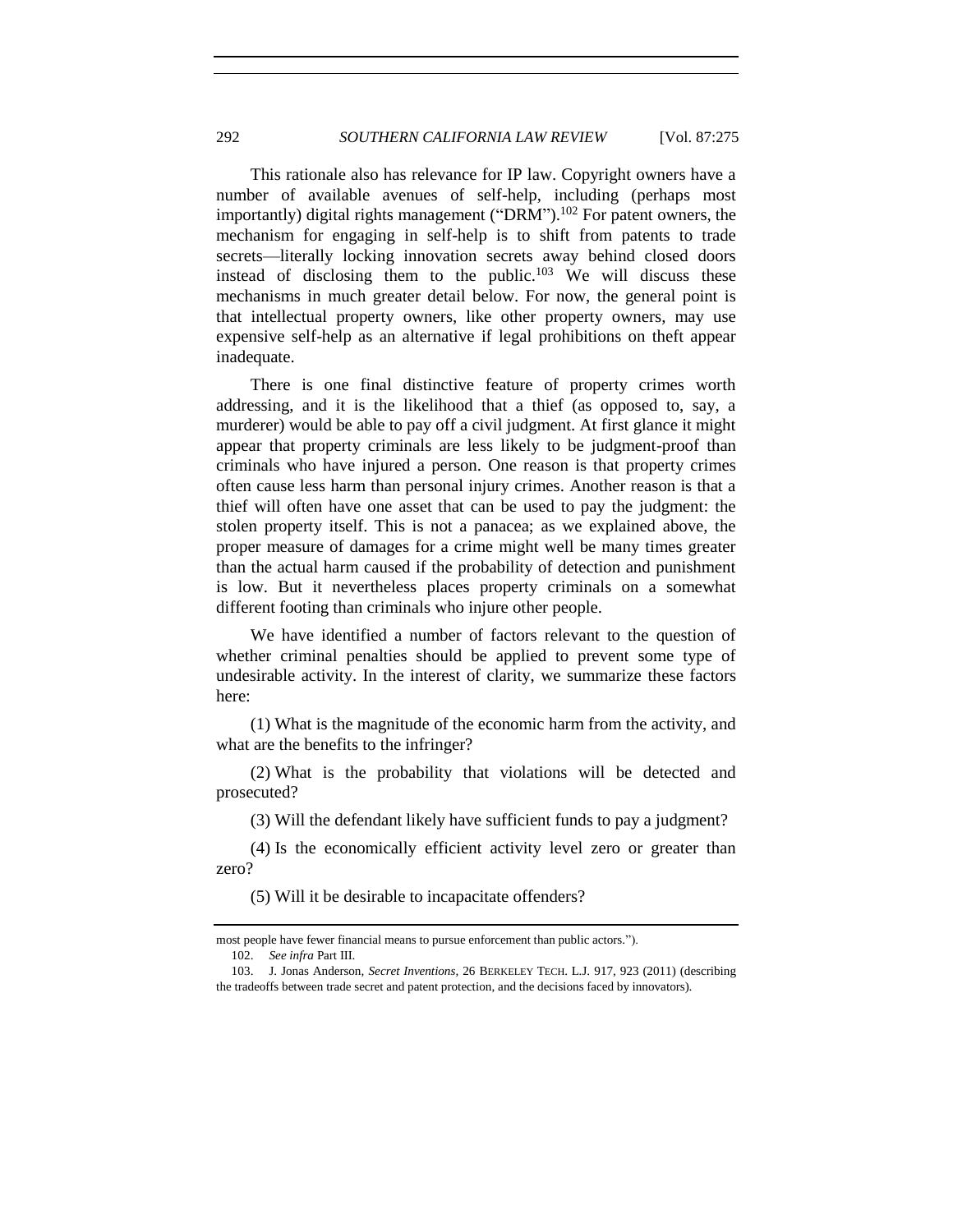This rationale also has relevance for IP law. Copyright owners have a number of available avenues of self-help, including (perhaps most importantly) digital rights management ("DRM").[102] For patent owners, the mechanism for engaging in self-help is to shift from patents to trade secrets—literally locking innovation secrets away behind closed doors instead of disclosing them to the public.[103] We will discuss these mechanisms in much greater detail below. For now, the general point is that intellectual property owners, like other property owners, may use expensive self-help as an alternative if legal prohibitions on theft appear inadequate.

There is one final distinctive feature of property crimes worth addressing, and it is the likelihood that a thief (as opposed to, say, a murderer) would be able to pay off a civil judgment. At first glance it might appear that property criminals are less likely to be judgment-proof than criminals who have injured a person. One reason is that property crimes often cause less harm than personal injury crimes. Another reason is that a thief will often have one asset that can be used to pay the judgment: the stolen property itself. This is not a panacea; as we explained above, the proper measure of damages for a crime might well be many times greater than the actual harm caused if the probability of detection and punishment is low. But it nevertheless places property criminals on a somewhat different footing than criminals who injure other people.

We have identified a number of factors relevant to the question of whether criminal penalties should be applied to prevent some type of undesirable activity. In the interest of clarity, we summarize these factors here:

(1) What is the magnitude of the economic harm from the activity, and what are the benefits to the infringer?

(2) What is the probability that violations will be detected and prosecuted?

(3) Will the defendant likely have sufficient funds to pay a judgment?

(4) Is the economically efficient activity level zero or greater than zero?

(5) Will it be desirable to incapacitate offenders?

---

most people have fewer financial means to pursue enforcement than public actors.").

102. *See infra* Part III.

103. J. Jonas Anderson, *Secret Inventions*, 26 BERKELEY TECH. L.J. 917, 923 (2011) (describing the tradeoffs between trade secret and patent protection, and the decisions faced by innovators).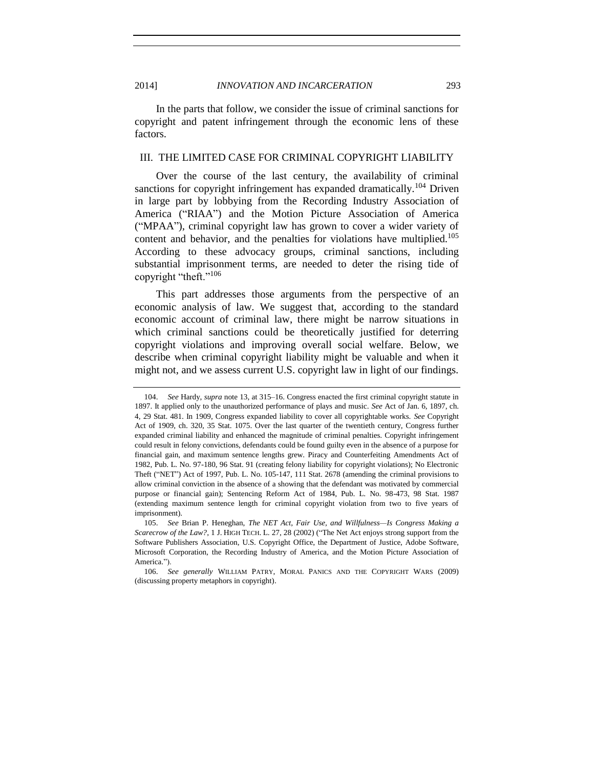In the parts that follow, we consider the issue of criminal sanctions for copyright and patent infringement through the economic lens of these factors.

## III. THE LIMITED CASE FOR CRIMINAL COPYRIGHT LIABILITY

Over the course of the last century, the availability of criminal sanctions for copyright infringement has expanded dramatically.[104] Driven in large part by lobbying from the Recording Industry Association of America ("RIAA") and the Motion Picture Association of America ("MPAA"), criminal copyright law has grown to cover a wider variety of content and behavior, and the penalties for violations have multiplied.[105] According to these advocacy groups, criminal sanctions, including substantial imprisonment terms, are needed to deter the rising tide of copyright "theft."[106]

This part addresses those arguments from the perspective of an economic analysis of law. We suggest that, according to the standard economic account of criminal law, there might be narrow situations in which criminal sanctions could be theoretically justified for deterring copyright violations and improving overall social welfare. Below, we describe when criminal copyright liability might be valuable and when it might not, and we assess current U.S. copyright law in light of our findings.

---

104. *See* Hardy, *supra* note 13, at 315–16. Congress enacted the first criminal copyright statute in 1897. It applied only to the unauthorized performance of plays and music. *See* Act of Jan. 6, 1897, ch. 4, 29 Stat. 481. In 1909, Congress expanded liability to cover all copyrightable works. *See* Copyright Act of 1909, ch. 320, 35 Stat. 1075. Over the last quarter of the twentieth century, Congress further expanded criminal liability and enhanced the magnitude of criminal penalties. Copyright infringement could result in felony convictions, defendants could be found guilty even in the absence of a purpose for financial gain, and maximum sentence lengths grew. Piracy and Counterfeiting Amendments Act of 1982, Pub. L. No. 97-180, 96 Stat. 91 (creating felony liability for copyright violations); No Electronic Theft ("NET") Act of 1997, Pub. L. No. 105-147, 111 Stat. 2678 (amending the criminal provisions to allow criminal conviction in the absence of a showing that the defendant was motivated by commercial purpose or financial gain); Sentencing Reform Act of 1984, Pub. L. No. 98-473, 98 Stat. 1987 (extending maximum sentence length for criminal copyright violation from two to five years of imprisonment).

105. *See* Brian P. Heneghan, *The NET Act, Fair Use, and Willfulness—Is Congress Making a Scarecrow of the Law?*, 1 J. HIGH TECH. L. 27, 28 (2002) ("The Net Act enjoys strong support from the Software Publishers Association, U.S. Copyright Office, the Department of Justice, Adobe Software, Microsoft Corporation, the Recording Industry of America, and the Motion Picture Association of America.").

106. *See generally* WILLIAM PATRY, MORAL PANICS AND THE COPYRIGHT WARS (2009) (discussing property metaphors in copyright).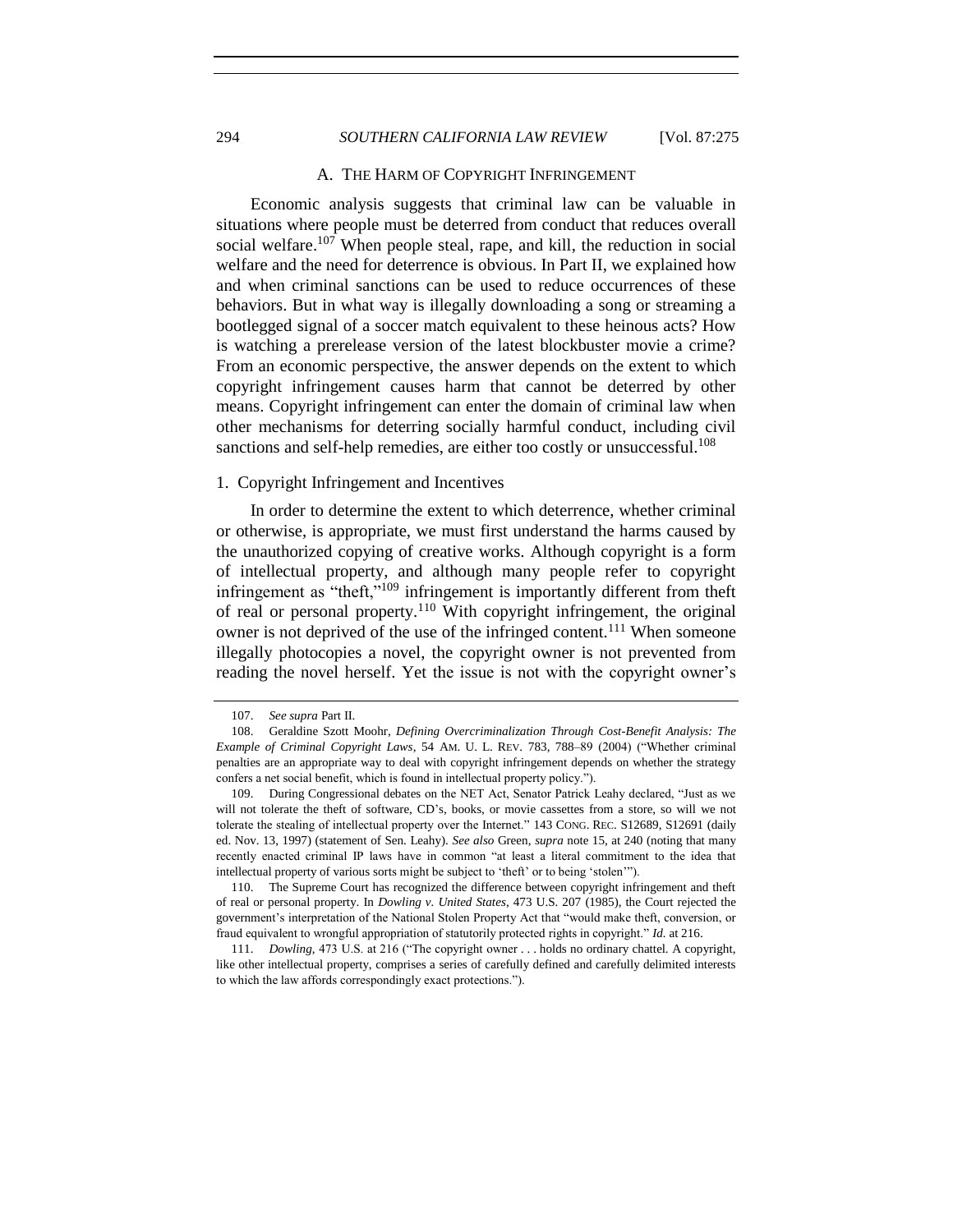## A. THE HARM OF COPYRIGHT INFRINGEMENT

Economic analysis suggests that criminal law can be valuable in situations where people must be deterred from conduct that reduces overall social welfare.[107] When people steal, rape, and kill, the reduction in social welfare and the need for deterrence is obvious. In Part II, we explained how and when criminal sanctions can be used to reduce occurrences of these behaviors. But in what way is illegally downloading a song or streaming a bootlegged signal of a soccer match equivalent to these heinous acts? How is watching a prerelease version of the latest blockbuster movie a crime? From an economic perspective, the answer depends on the extent to which copyright infringement causes harm that cannot be deterred by other means. Copyright infringement can enter the domain of criminal law when other mechanisms for deterring socially harmful conduct, including civil sanctions and self-help remedies, are either too costly or unsuccessful.[108]

### 1. Copyright Infringement and Incentives

In order to determine the extent to which deterrence, whether criminal or otherwise, is appropriate, we must first understand the harms caused by the unauthorized copying of creative works. Although copyright is a form of intellectual property, and although many people refer to copyright infringement as "theft,"[109] infringement is importantly different from theft of real or personal property.[110] With copyright infringement, the original owner is not deprived of the use of the infringed content.[111] When someone illegally photocopies a novel, the copyright owner is not prevented from reading the novel herself. Yet the issue is not with the copyright owner's

---

107. *See supra* Part II.

108. Geraldine Szott Moohr, *Defining Overcriminalization Through Cost-Benefit Analysis: The Example of Criminal Copyright Laws*, 54 AM. U. L. REV. 783, 788–89 (2004) ("Whether criminal penalties are an appropriate way to deal with copyright infringement depends on whether the strategy confers a net social benefit, which is found in intellectual property policy.").

109. During Congressional debates on the NET Act, Senator Patrick Leahy declared, "Just as we will not tolerate the theft of software, CD's, books, or movie cassettes from a store, so will we not tolerate the stealing of intellectual property over the Internet." 143 CONG. REC. S12689, S12691 (daily ed. Nov. 13, 1997) (statement of Sen. Leahy). *See also* Green, *supra* note 15, at 240 (noting that many recently enacted criminal IP laws have in common "at least a literal commitment to the idea that intellectual property of various sorts might be subject to 'theft' or to being 'stolen'").

110. The Supreme Court has recognized the difference between copyright infringement and theft of real or personal property. In *Dowling v. United States*, 473 U.S. 207 (1985), the Court rejected the government's interpretation of the National Stolen Property Act that "would make theft, conversion, or fraud equivalent to wrongful appropriation of statutorily protected rights in copyright." *Id.* at 216.

111. *Dowling*, 473 U.S. at 216 ("The copyright owner . . . holds no ordinary chattel. A copyright, like other intellectual property, comprises a series of carefully defined and carefully delimited interests to which the law affords correspondingly exact protections.").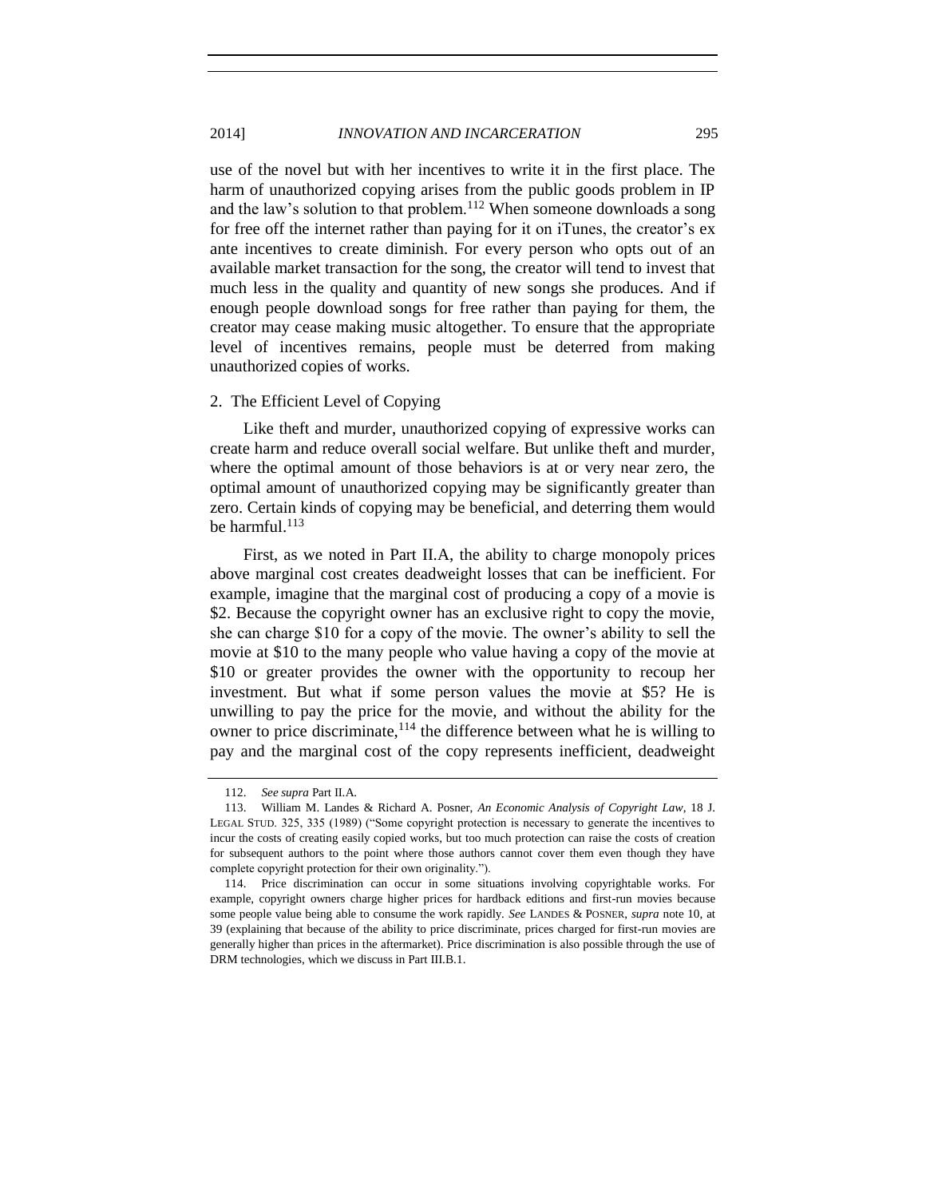use of the novel but with her incentives to write it in the first place. The harm of unauthorized copying arises from the public goods problem in IP and the law's solution to that problem.[112] When someone downloads a song for free off the internet rather than paying for it on iTunes, the creator's ex ante incentives to create diminish. For every person who opts out of an available market transaction for the song, the creator will tend to invest that much less in the quality and quantity of new songs she produces. And if enough people download songs for free rather than paying for them, the creator may cease making music altogether. To ensure that the appropriate level of incentives remains, people must be deterred from making unauthorized copies of works.

### 2. The Efficient Level of Copying

Like theft and murder, unauthorized copying of expressive works can create harm and reduce overall social welfare. But unlike theft and murder, where the optimal amount of those behaviors is at or very near zero, the optimal amount of unauthorized copying may be significantly greater than zero. Certain kinds of copying may be beneficial, and deterring them would be harmful.[113]

First, as we noted in Part II.A, the ability to charge monopoly prices above marginal cost creates deadweight losses that can be inefficient. For example, imagine that the marginal cost of producing a copy of a movie is $2. Because the copyright owner has an exclusive right to copy the movie, she can charge $10 for a copy of the movie. The owner's ability to sell the movie at $10 to the many people who value having a copy of the movie at $10 or greater provides the owner with the opportunity to recoup her investment. But what if some person values the movie at $5? He is unwilling to pay the price for the movie, and without the ability for the owner to price discriminate,[114] the difference between what he is willing to pay and the marginal cost of the copy represents inefficient, deadweight

---

112. *See supra* Part II.A.

113. William M. Landes & Richard A. Posner, *An Economic Analysis of Copyright Law*, 18 J. LEGAL STUD. 325, 335 (1989) ("Some copyright protection is necessary to generate the incentives to incur the costs of creating easily copied works, but too much protection can raise the costs of creation for subsequent authors to the point where those authors cannot cover them even though they have complete copyright protection for their own originality.").

114. Price discrimination can occur in some situations involving copyrightable works. For example, copyright owners charge higher prices for hardback editions and first-run movies because some people value being able to consume the work rapidly. *See* LANDES & POSNER, *supra* note 10, at 39 (explaining that because of the ability to price discriminate, prices charged for first-run movies are generally higher than prices in the aftermarket). Price discrimination is also possible through the use of DRM technologies, which we discuss in Part III.B.1.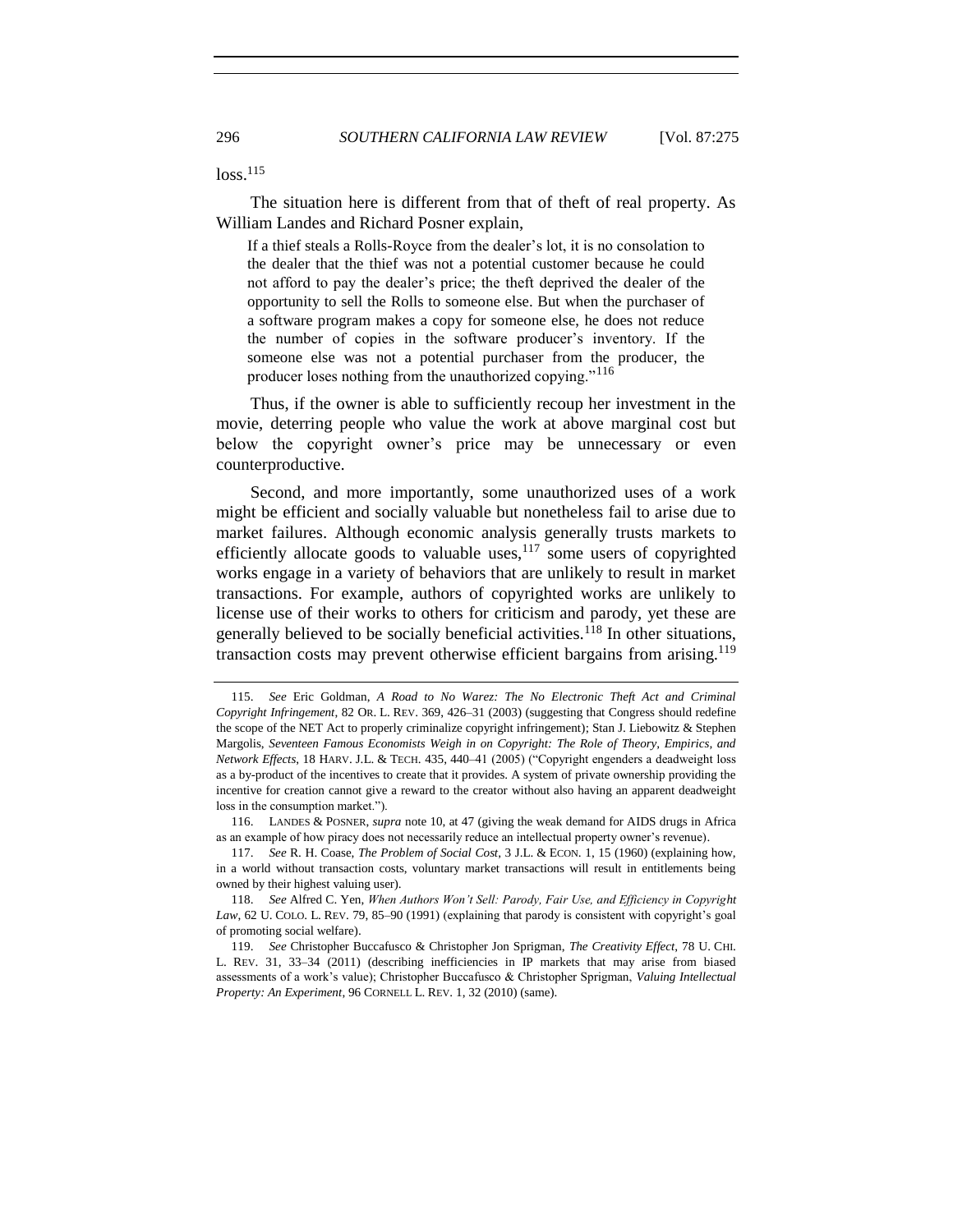loss.[115]

The situation here is different from that of theft of real property. As William Landes and Richard Posner explain,

> If a thief steals a Rolls-Royce from the dealer's lot, it is no consolation to the dealer that the thief was not a potential customer because he could not afford to pay the dealer's price; the theft deprived the dealer of the opportunity to sell the Rolls to someone else. But when the purchaser of a software program makes a copy for someone else, he does not reduce the number of copies in the software producer's inventory. If the someone else was not a potential purchaser from the producer, the producer loses nothing from the unauthorized copying."[116]

Thus, if the owner is able to sufficiently recoup her investment in the movie, deterring people who value the work at above marginal cost but below the copyright owner's price may be unnecessary or even counterproductive.

Second, and more importantly, some unauthorized uses of a work might be efficient and socially valuable but nonetheless fail to arise due to market failures. Although economic analysis generally trusts markets to efficiently allocate goods to valuable uses,[117] some users of copyrighted works engage in a variety of behaviors that are unlikely to result in market transactions. For example, authors of copyrighted works are unlikely to license use of their works to others for criticism and parody, yet these are generally believed to be socially beneficial activities.[118] In other situations, transaction costs may prevent otherwise efficient bargains from arising.[119]

---

115. *See* Eric Goldman, *A Road to No Warez: The No Electronic Theft Act and Criminal Copyright Infringement*, 82 OR. L. REV. 369, 426–31 (2003) (suggesting that Congress should redefine the scope of the NET Act to properly criminalize copyright infringement); Stan J. Liebowitz & Stephen Margolis, *Seventeen Famous Economists Weigh in on Copyright: The Role of Theory, Empirics, and Network Effects*, 18 HARV. J.L. & TECH. 435, 440–41 (2005) ("Copyright engenders a deadweight loss as a by-product of the incentives to create that it provides. A system of private ownership providing the incentive for creation cannot give a reward to the creator without also having an apparent deadweight loss in the consumption market.").

116. LANDES & POSNER, *supra* note 10, at 47 (giving the weak demand for AIDS drugs in Africa as an example of how piracy does not necessarily reduce an intellectual property owner's revenue).

117. *See* R. H. Coase, *The Problem of Social Cost*, 3 J.L. & ECON. 1, 15 (1960) (explaining how, in a world without transaction costs, voluntary market transactions will result in entitlements being owned by their highest valuing user).

118. *See* Alfred C. Yen, *When Authors Won't Sell: Parody, Fair Use, and Efficiency in Copyright Law*, 62 U. COLO. L. REV. 79, 85–90 (1991) (explaining that parody is consistent with copyright's goal of promoting social welfare).

119. *See* Christopher Buccafusco & Christopher Jon Sprigman, *The Creativity Effect*, 78 U. CHI. L. REV. 31, 33–34 (2011) (describing inefficiencies in IP markets that may arise from biased assessments of a work's value); Christopher Buccafusco & Christopher Sprigman, *Valuing Intellectual Property: An Experiment*, 96 CORNELL L. REV. 1, 32 (2010) (same).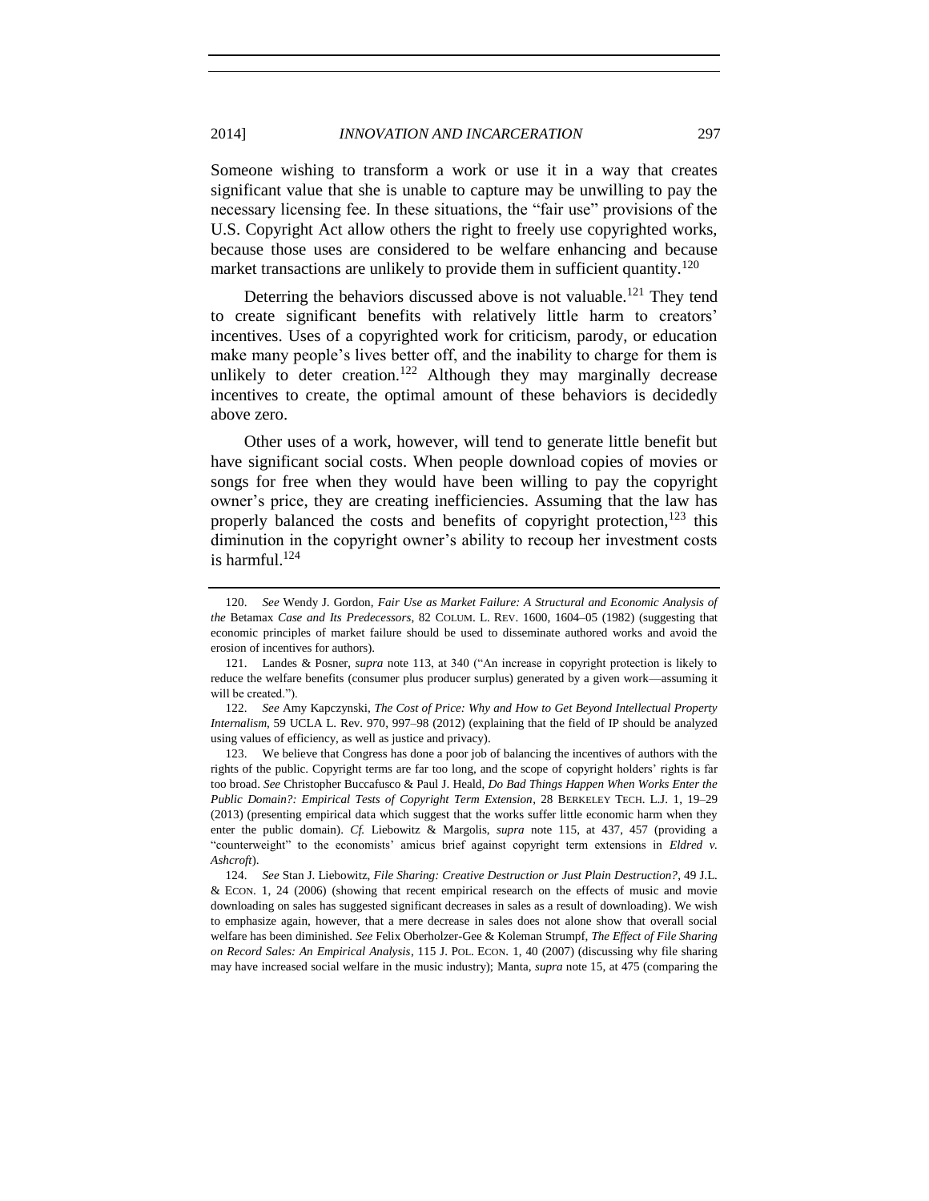Someone wishing to transform a work or use it in a way that creates significant value that she is unable to capture may be unwilling to pay the necessary licensing fee. In these situations, the "fair use" provisions of the U.S. Copyright Act allow others the right to freely use copyrighted works, because those uses are considered to be welfare enhancing and because market transactions are unlikely to provide them in sufficient quantity.[120]

Deterring the behaviors discussed above is not valuable.[121] They tend to create significant benefits with relatively little harm to creators' incentives. Uses of a copyrighted work for criticism, parody, or education make many people's lives better off, and the inability to charge for them is unlikely to deter creation.[122] Although they may marginally decrease incentives to create, the optimal amount of these behaviors is decidedly above zero.

Other uses of a work, however, will tend to generate little benefit but have significant social costs. When people download copies of movies or songs for free when they would have been willing to pay the copyright owner's price, they are creating inefficiencies. Assuming that the law has properly balanced the costs and benefits of copyright protection,[123] this diminution in the copyright owner's ability to recoup her investment costs is harmful.[124]

---

120. *See* Wendy J. Gordon, *Fair Use as Market Failure: A Structural and Economic Analysis of the* Betamax *Case and Its Predecessors*, 82 COLUM. L. REV. 1600, 1604–05 (1982) (suggesting that economic principles of market failure should be used to disseminate authored works and avoid the erosion of incentives for authors).

121. Landes & Posner, *supra* note 113, at 340 ("An increase in copyright protection is likely to reduce the welfare benefits (consumer plus producer surplus) generated by a given work—assuming it will be created.").

122. *See* Amy Kapczynski, *The Cost of Price: Why and How to Get Beyond Intellectual Property Internalism*, 59 UCLA L. Rev. 970, 997–98 (2012) (explaining that the field of IP should be analyzed using values of efficiency, as well as justice and privacy).

123. We believe that Congress has done a poor job of balancing the incentives of authors with the rights of the public. Copyright terms are far too long, and the scope of copyright holders' rights is far too broad. *See* Christopher Buccafusco & Paul J. Heald, *Do Bad Things Happen When Works Enter the Public Domain?: Empirical Tests of Copyright Term Extension*, 28 BERKELEY TECH. L.J. 1, 19–29 (2013) (presenting empirical data which suggest that the works suffer little economic harm when they enter the public domain). *Cf.* Liebowitz & Margolis, *supra* note 115, at 437, 457 (providing a "counterweight" to the economists' amicus brief against copyright term extensions in *Eldred v. Ashcroft*).

124. *See* Stan J. Liebowitz, *File Sharing: Creative Destruction or Just Plain Destruction?*, 49 J.L. & ECON. 1, 24 (2006) (showing that recent empirical research on the effects of music and movie downloading on sales has suggested significant decreases in sales as a result of downloading). We wish to emphasize again, however, that a mere decrease in sales does not alone show that overall social welfare has been diminished. *See* Felix Oberholzer-Gee & Koleman Strumpf, *The Effect of File Sharing on Record Sales: An Empirical Analysis*, 115 J. POL. ECON. 1, 40 (2007) (discussing why file sharing may have increased social welfare in the music industry); Manta, *supra* note 15, at 475 (comparing the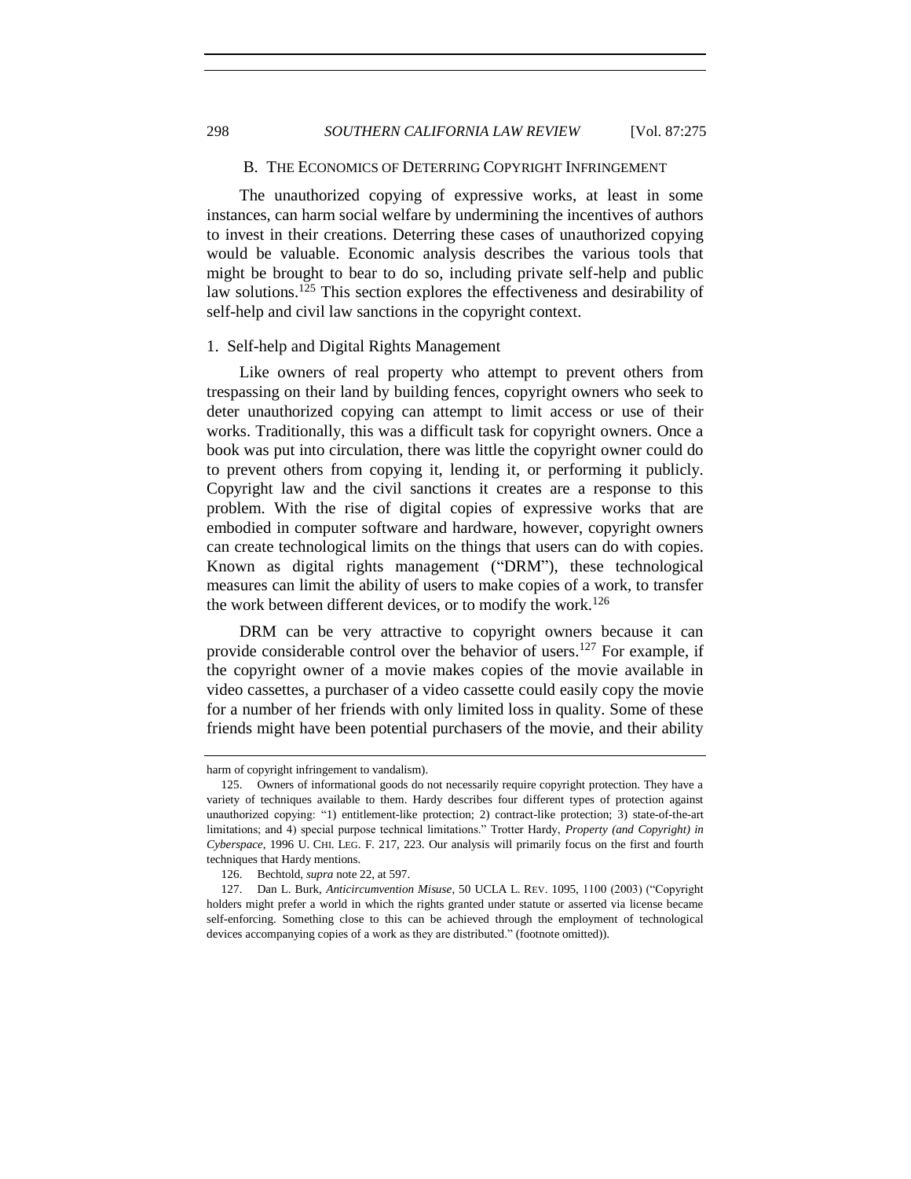### B. THE ECONOMICS OF DETERRING COPYRIGHT INFRINGEMENT

The unauthorized copying of expressive works, at least in some instances, can harm social welfare by undermining the incentives of authors to invest in their creations. Deterring these cases of unauthorized copying would be valuable. Economic analysis describes the various tools that might be brought to bear to do so, including private self-help and public law solutions.[125] This section explores the effectiveness and desirability of self-help and civil law sanctions in the copyright context.

#### 1. Self-help and Digital Rights Management

Like owners of real property who attempt to prevent others from trespassing on their land by building fences, copyright owners who seek to deter unauthorized copying can attempt to limit access or use of their works. Traditionally, this was a difficult task for copyright owners. Once a book was put into circulation, there was little the copyright owner could do to prevent others from copying it, lending it, or performing it publicly. Copyright law and the civil sanctions it creates are a response to this problem. With the rise of digital copies of expressive works that are embodied in computer software and hardware, however, copyright owners can create technological limits on the things that users can do with copies. Known as digital rights management ("DRM"), these technological measures can limit the ability of users to make copies of a work, to transfer the work between different devices, or to modify the work.[126]

DRM can be very attractive to copyright owners because it can provide considerable control over the behavior of users.[127] For example, if the copyright owner of a movie makes copies of the movie available in video cassettes, a purchaser of a video cassette could easily copy the movie for a number of her friends with only limited loss in quality. Some of these friends might have been potential purchasers of the movie, and their ability

---

harm of copyright infringement to vandalism).

125. Owners of informational goods do not necessarily require copyright protection. They have a variety of techniques available to them. Hardy describes four different types of protection against unauthorized copying: "1) entitlement-like protection; 2) contract-like protection; 3) state-of-the-art limitations; and 4) special purpose technical limitations." Trotter Hardy, *Property (and Copyright) in Cyberspace*, 1996 U. CHI. LEG. F. 217, 223. Our analysis will primarily focus on the first and fourth techniques that Hardy mentions.

126. Bechtold, *supra* note 22, at 597.

127. Dan L. Burk, *Anticircumvention Misuse*, 50 UCLA L. REV. 1095, 1100 (2003) ("Copyright holders might prefer a world in which the rights granted under statute or asserted via license became self-enforcing. Something close to this can be achieved through the employment of technological devices accompanying copies of a work as they are distributed." (footnote omitted)).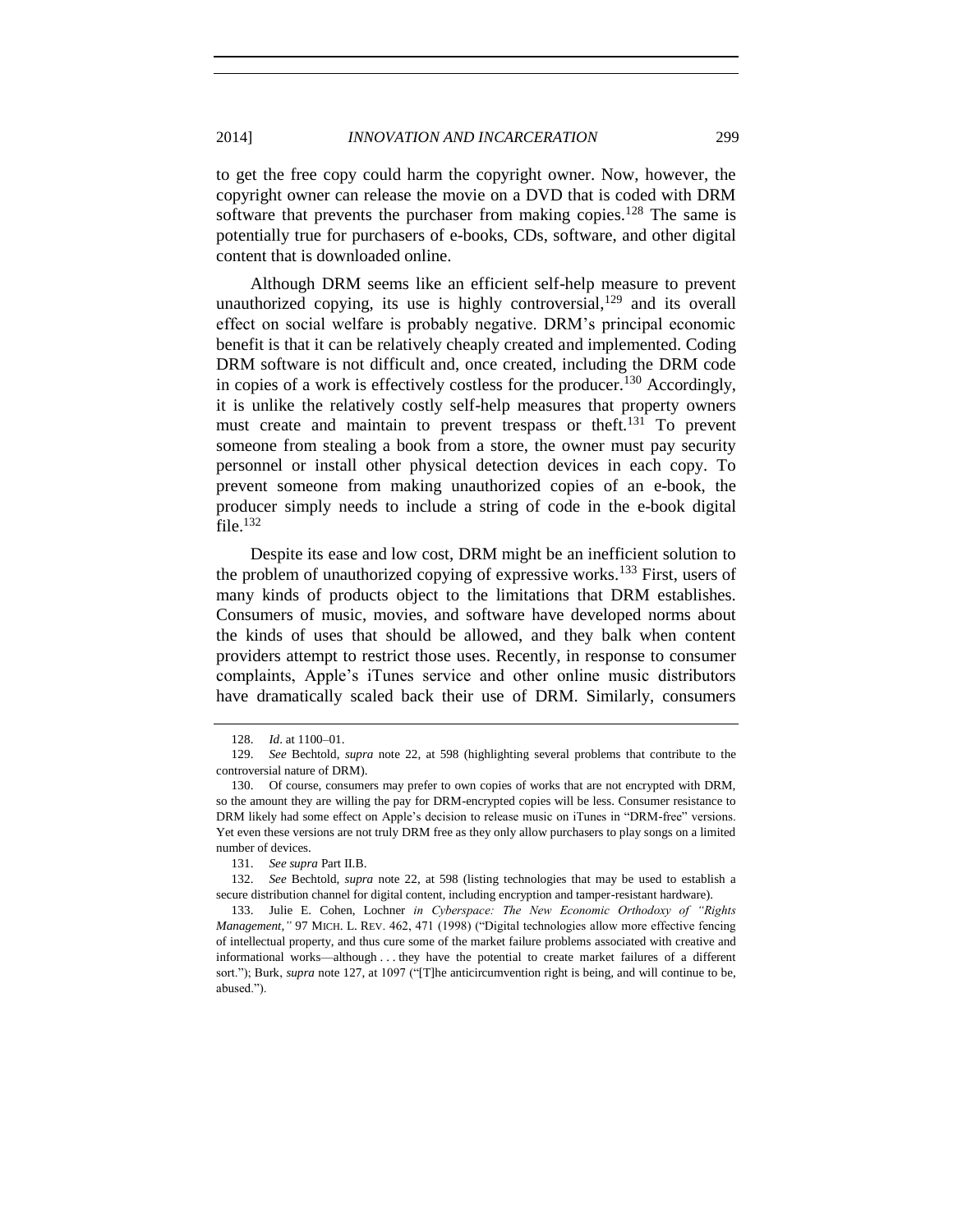to get the free copy could harm the copyright owner. Now, however, the copyright owner can release the movie on a DVD that is coded with DRM software that prevents the purchaser from making copies.[128] The same is potentially true for purchasers of e-books, CDs, software, and other digital content that is downloaded online.

Although DRM seems like an efficient self-help measure to prevent unauthorized copying, its use is highly controversial,[129] and its overall effect on social welfare is probably negative. DRM's principal economic benefit is that it can be relatively cheaply created and implemented. Coding DRM software is not difficult and, once created, including the DRM code in copies of a work is effectively costless for the producer.[130] Accordingly, it is unlike the relatively costly self-help measures that property owners must create and maintain to prevent trespass or theft.[131] To prevent someone from stealing a book from a store, the owner must pay security personnel or install other physical detection devices in each copy. To prevent someone from making unauthorized copies of an e-book, the producer simply needs to include a string of code in the e-book digital file.[132]

Despite its ease and low cost, DRM might be an inefficient solution to the problem of unauthorized copying of expressive works.[133] First, users of many kinds of products object to the limitations that DRM establishes. Consumers of music, movies, and software have developed norms about the kinds of uses that should be allowed, and they balk when content providers attempt to restrict those uses. Recently, in response to consumer complaints, Apple's iTunes service and other online music distributors have dramatically scaled back their use of DRM. Similarly, consumers

---

128. *Id*. at 1100–01.

129. *See* Bechtold, *supra* note 22, at 598 (highlighting several problems that contribute to the controversial nature of DRM).

130. Of course, consumers may prefer to own copies of works that are not encrypted with DRM, so the amount they are willing the pay for DRM-encrypted copies will be less. Consumer resistance to DRM likely had some effect on Apple's decision to release music on iTunes in "DRM-free" versions. Yet even these versions are not truly DRM free as they only allow purchasers to play songs on a limited number of devices.

131. *See supra* Part II.B.

132. *See* Bechtold, *supra* note 22, at 598 (listing technologies that may be used to establish a secure distribution channel for digital content, including encryption and tamper-resistant hardware).

133. Julie E. Cohen, Lochner *in Cyberspace: The New Economic Orthodoxy of "Rights Management*,*"* 97 MICH. L. REV. 462, 471 (1998) ("Digital technologies allow more effective fencing of intellectual property, and thus cure some of the market failure problems associated with creative and informational works—although . . . they have the potential to create market failures of a different sort."); Burk, *supra* note 127, at 1097 ("[T]he anticircumvention right is being, and will continue to be, abused.").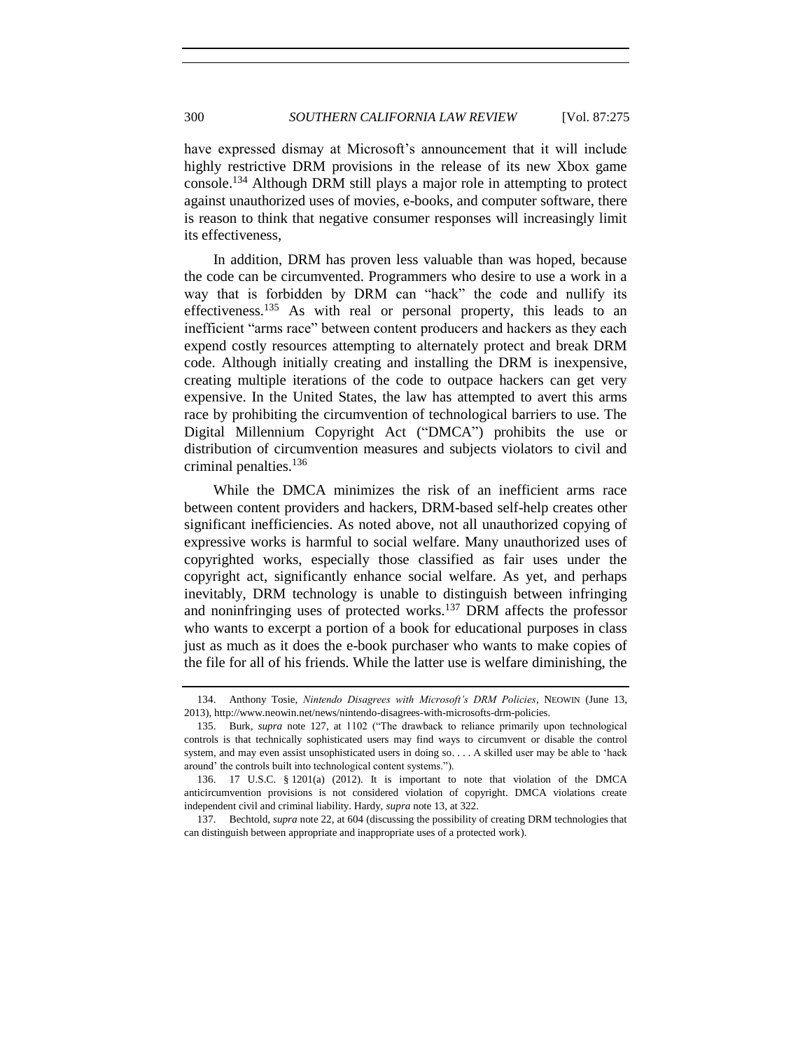have expressed dismay at Microsoft's announcement that it will include highly restrictive DRM provisions in the release of its new Xbox game console.[134] Although DRM still plays a major role in attempting to protect against unauthorized uses of movies, e-books, and computer software, there is reason to think that negative consumer responses will increasingly limit its effectiveness,

In addition, DRM has proven less valuable than was hoped, because the code can be circumvented. Programmers who desire to use a work in a way that is forbidden by DRM can "hack" the code and nullify its effectiveness.[135] As with real or personal property, this leads to an inefficient "arms race" between content producers and hackers as they each expend costly resources attempting to alternately protect and break DRM code. Although initially creating and installing the DRM is inexpensive, creating multiple iterations of the code to outpace hackers can get very expensive. In the United States, the law has attempted to avert this arms race by prohibiting the circumvention of technological barriers to use. The Digital Millennium Copyright Act ("DMCA") prohibits the use or distribution of circumvention measures and subjects violators to civil and criminal penalties.[136]

While the DMCA minimizes the risk of an inefficient arms race between content providers and hackers, DRM-based self-help creates other significant inefficiencies. As noted above, not all unauthorized copying of expressive works is harmful to social welfare. Many unauthorized uses of copyrighted works, especially those classified as fair uses under the copyright act, significantly enhance social welfare. As yet, and perhaps inevitably, DRM technology is unable to distinguish between infringing and noninfringing uses of protected works.[137] DRM affects the professor who wants to excerpt a portion of a book for educational purposes in class just as much as it does the e-book purchaser who wants to make copies of the file for all of his friends. While the latter use is welfare diminishing, the

---

134. Anthony Tosie, *Nintendo Disagrees with Microsoft's DRM Policies*, NEOWIN (June 13, 2013), http://www.neowin.net/news/nintendo-disagrees-with-microsofts-drm-policies.

135. Burk, *supra* note 127, at 1102 ("The drawback to reliance primarily upon technological controls is that technically sophisticated users may find ways to circumvent or disable the control system, and may even assist unsophisticated users in doing so. . . . A skilled user may be able to 'hack around' the controls built into technological content systems.").

136. 17 U.S.C. § 1201(a) (2012). It is important to note that violation of the DMCA anticircumvention provisions is not considered violation of copyright. DMCA violations create independent civil and criminal liability. Hardy, *supra* note 13, at 322.

137. Bechtold, *supra* note 22, at 604 (discussing the possibility of creating DRM technologies that can distinguish between appropriate and inappropriate uses of a protected work).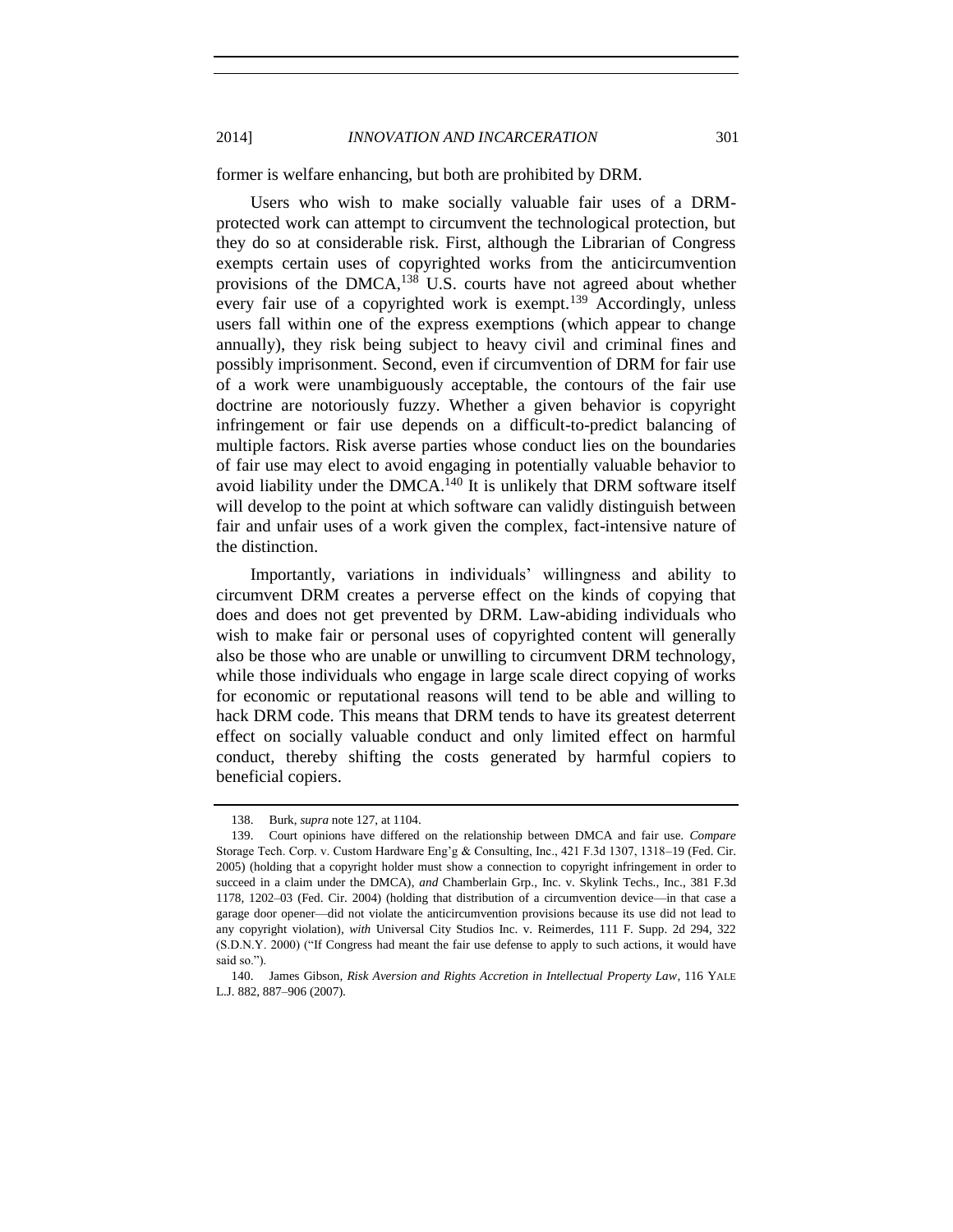former is welfare enhancing, but both are prohibited by DRM.

Users who wish to make socially valuable fair uses of a DRM-protected work can attempt to circumvent the technological protection, but they do so at considerable risk. First, although the Librarian of Congress exempts certain uses of copyrighted works from the anticircumvention provisions of the DMCA,[138] U.S. courts have not agreed about whether every fair use of a copyrighted work is exempt.[139] Accordingly, unless users fall within one of the express exemptions (which appear to change annually), they risk being subject to heavy civil and criminal fines and possibly imprisonment. Second, even if circumvention of DRM for fair use of a work were unambiguously acceptable, the contours of the fair use doctrine are notoriously fuzzy. Whether a given behavior is copyright infringement or fair use depends on a difficult-to-predict balancing of multiple factors. Risk averse parties whose conduct lies on the boundaries of fair use may elect to avoid engaging in potentially valuable behavior to avoid liability under the DMCA.[140] It is unlikely that DRM software itself will develop to the point at which software can validly distinguish between fair and unfair uses of a work given the complex, fact-intensive nature of the distinction.

Importantly, variations in individuals' willingness and ability to circumvent DRM creates a perverse effect on the kinds of copying that does and does not get prevented by DRM. Law-abiding individuals who wish to make fair or personal uses of copyrighted content will generally also be those who are unable or unwilling to circumvent DRM technology, while those individuals who engage in large scale direct copying of works for economic or reputational reasons will tend to be able and willing to hack DRM code. This means that DRM tends to have its greatest deterrent effect on socially valuable conduct and only limited effect on harmful conduct, thereby shifting the costs generated by harmful copiers to beneficial copiers.

---

138. Burk, *supra* note 127, at 1104.

139. Court opinions have differed on the relationship between DMCA and fair use. *Compare* Storage Tech. Corp. v. Custom Hardware Eng'g & Consulting, Inc., 421 F.3d 1307, 1318–19 (Fed. Cir. 2005) (holding that a copyright holder must show a connection to copyright infringement in order to succeed in a claim under the DMCA), *and* Chamberlain Grp., Inc. v. Skylink Techs., Inc., 381 F.3d 1178, 1202–03 (Fed. Cir. 2004) (holding that distribution of a circumvention device—in that case a garage door opener—did not violate the anticircumvention provisions because its use did not lead to any copyright violation), *with* Universal City Studios Inc. v. Reimerdes, 111 F. Supp. 2d 294, 322 (S.D.N.Y. 2000) ("If Congress had meant the fair use defense to apply to such actions, it would have said so.").

140. James Gibson, *Risk Aversion and Rights Accretion in Intellectual Property Law*, 116 YALE L.J. 882, 887–906 (2007).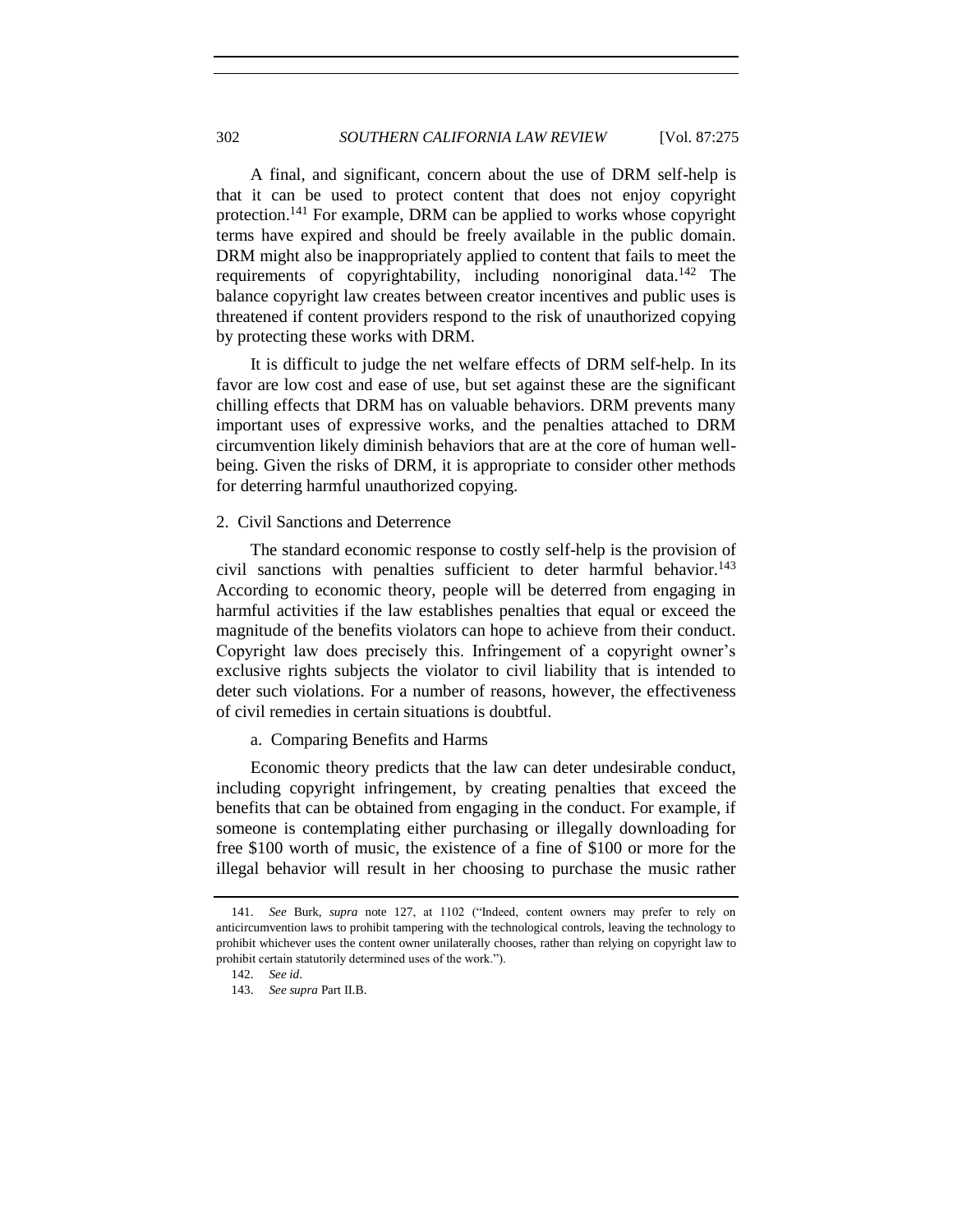A final, and significant, concern about the use of DRM self-help is that it can be used to protect content that does not enjoy copyright protection.[141] For example, DRM can be applied to works whose copyright terms have expired and should be freely available in the public domain. DRM might also be inappropriately applied to content that fails to meet the requirements of copyrightability, including nonoriginal data.[142] The balance copyright law creates between creator incentives and public uses is threatened if content providers respond to the risk of unauthorized copying by protecting these works with DRM.

It is difficult to judge the net welfare effects of DRM self-help. In its favor are low cost and ease of use, but set against these are the significant chilling effects that DRM has on valuable behaviors. DRM prevents many important uses of expressive works, and the penalties attached to DRM circumvention likely diminish behaviors that are at the core of human well-being. Given the risks of DRM, it is appropriate to consider other methods for deterring harmful unauthorized copying.

### 2. Civil Sanctions and Deterrence

The standard economic response to costly self-help is the provision of civil sanctions with penalties sufficient to deter harmful behavior.[143] According to economic theory, people will be deterred from engaging in harmful activities if the law establishes penalties that equal or exceed the magnitude of the benefits violators can hope to achieve from their conduct. Copyright law does precisely this. Infringement of a copyright owner's exclusive rights subjects the violator to civil liability that is intended to deter such violations. For a number of reasons, however, the effectiveness of civil remedies in certain situations is doubtful.

#### a. Comparing Benefits and Harms

Economic theory predicts that the law can deter undesirable conduct, including copyright infringement, by creating penalties that exceed the benefits that can be obtained from engaging in the conduct. For example, if someone is contemplating either purchasing or illegally downloading for free $100 worth of music, the existence of a fine of $100 or more for the illegal behavior will result in her choosing to purchase the music rather

---

141. *See* Burk, *supra* note 127, at 1102 ("Indeed, content owners may prefer to rely on anticircumvention laws to prohibit tampering with the technological controls, leaving the technology to prohibit whichever uses the content owner unilaterally chooses, rather than relying on copyright law to prohibit certain statutorily determined uses of the work.").

142. *See id*.

143. *See supra* Part II.B.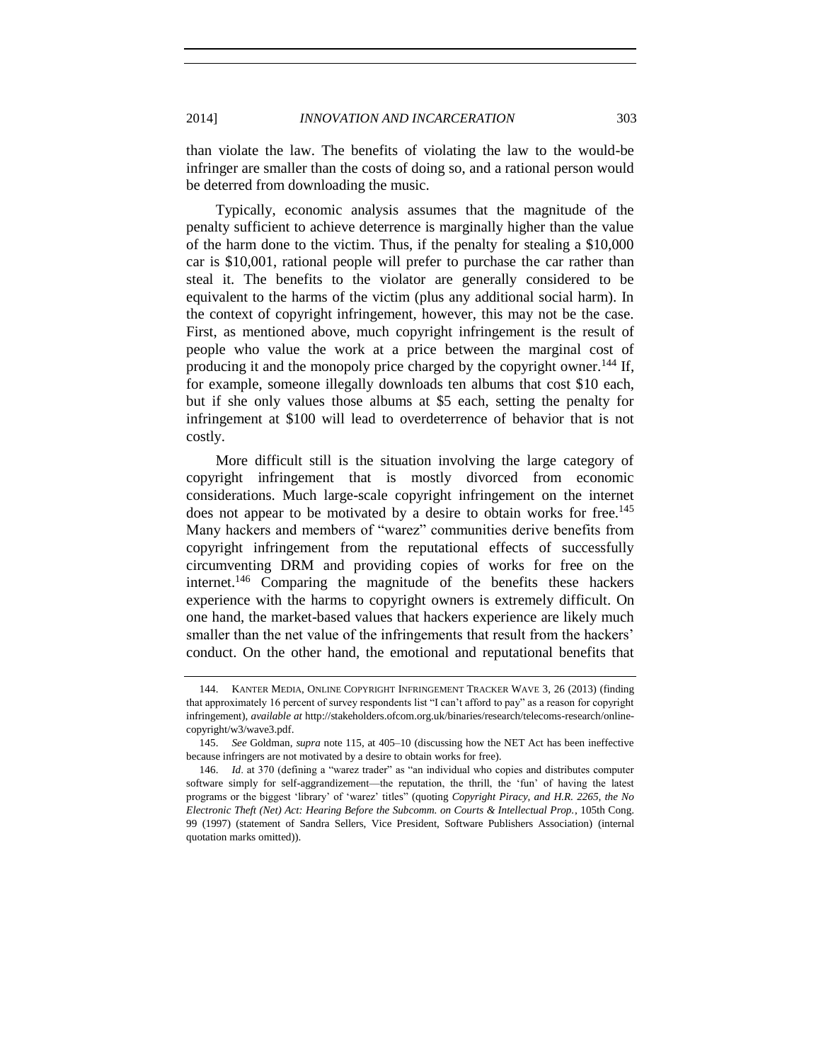than violate the law. The benefits of violating the law to the would-be infringer are smaller than the costs of doing so, and a rational person would be deterred from downloading the music.

Typically, economic analysis assumes that the magnitude of the penalty sufficient to achieve deterrence is marginally higher than the value of the harm done to the victim. Thus, if the penalty for stealing a $10,000 car is $10,001, rational people will prefer to purchase the car rather than steal it. The benefits to the violator are generally considered to be equivalent to the harms of the victim (plus any additional social harm). In the context of copyright infringement, however, this may not be the case. First, as mentioned above, much copyright infringement is the result of people who value the work at a price between the marginal cost of producing it and the monopoly price charged by the copyright owner.[144] If, for example, someone illegally downloads ten albums that cost $10 each, but if she only values those albums at $5 each, setting the penalty for infringement at $100 will lead to overdeterrence of behavior that is not costly.

More difficult still is the situation involving the large category of copyright infringement that is mostly divorced from economic considerations. Much large-scale copyright infringement on the internet does not appear to be motivated by a desire to obtain works for free.[145] Many hackers and members of "warez" communities derive benefits from copyright infringement from the reputational effects of successfully circumventing DRM and providing copies of works for free on the internet.[146] Comparing the magnitude of the benefits these hackers experience with the harms to copyright owners is extremely difficult. On one hand, the market-based values that hackers experience are likely much smaller than the net value of the infringements that result from the hackers' conduct. On the other hand, the emotional and reputational benefits that

---

144. KANTER MEDIA, ONLINE COPYRIGHT INFRINGEMENT TRACKER WAVE 3, 26 (2013) (finding that approximately 16 percent of survey respondents list "I can't afford to pay" as a reason for copyright infringement), *available at* http://stakeholders.ofcom.org.uk/binaries/research/telecoms-research/online-copyright/w3/wave3.pdf.

145. *See* Goldman, *supra* note 115, at 405–10 (discussing how the NET Act has been ineffective because infringers are not motivated by a desire to obtain works for free).

146. *Id*. at 370 (defining a "warez trader" as "an individual who copies and distributes computer software simply for self-aggrandizement—the reputation, the thrill, the 'fun' of having the latest programs or the biggest 'library' of 'warez' titles" (quoting *Copyright Piracy, and H.R. 2265, the No Electronic Theft (Net) Act: Hearing Before the Subcomm. on Courts & Intellectual Prop.*, 105th Cong. 99 (1997) (statement of Sandra Sellers, Vice President, Software Publishers Association) (internal quotation marks omitted)).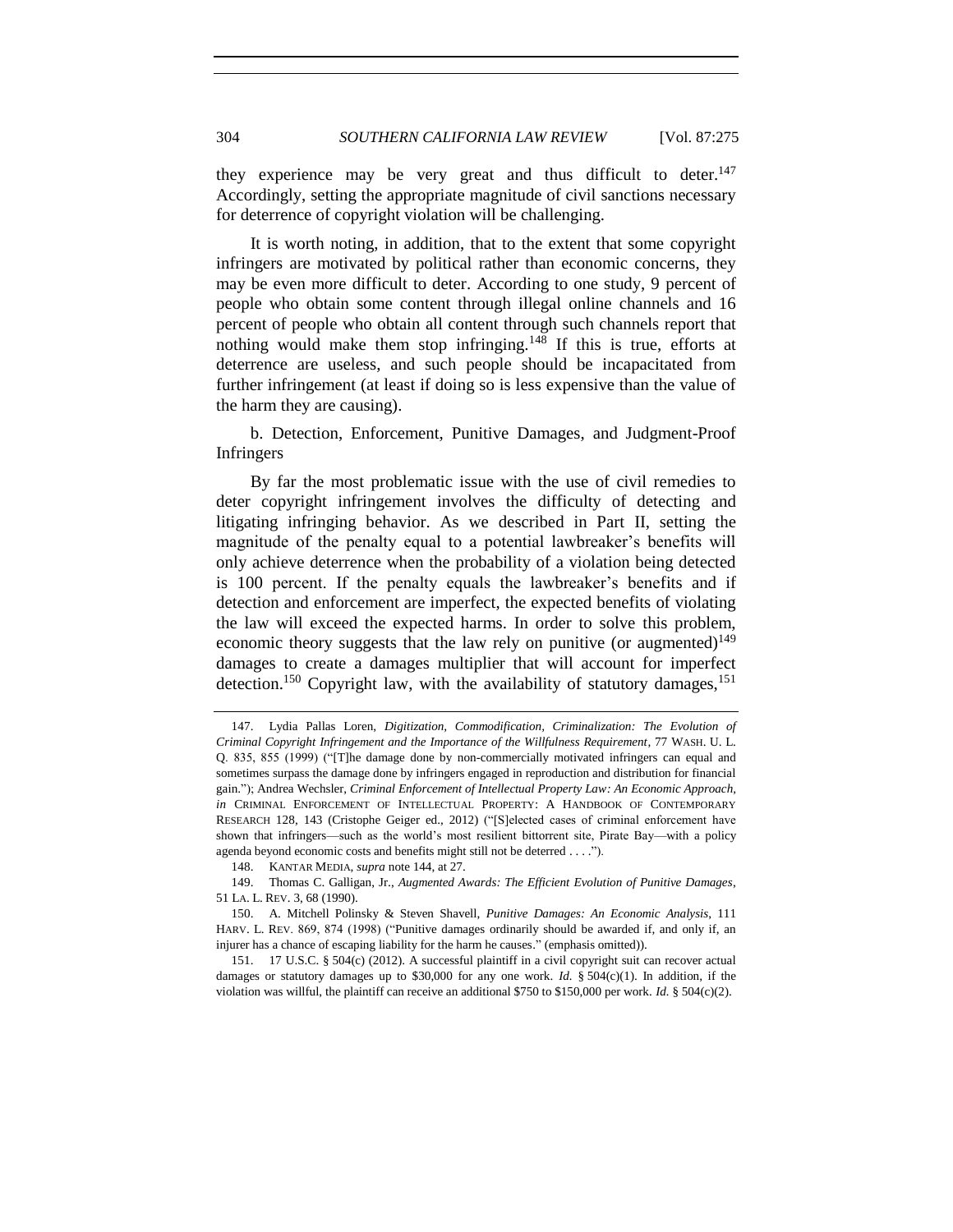they experience may be very great and thus difficult to deter.[147] Accordingly, setting the appropriate magnitude of civil sanctions necessary for deterrence of copyright violation will be challenging.

It is worth noting, in addition, that to the extent that some copyright infringers are motivated by political rather than economic concerns, they may be even more difficult to deter. According to one study, 9 percent of people who obtain some content through illegal online channels and 16 percent of people who obtain all content through such channels report that nothing would make them stop infringing.[148] If this is true, efforts at deterrence are useless, and such people should be incapacitated from further infringement (at least if doing so is less expensive than the value of the harm they are causing).

b. Detection, Enforcement, Punitive Damages, and Judgment-Proof Infringers

By far the most problematic issue with the use of civil remedies to deter copyright infringement involves the difficulty of detecting and litigating infringing behavior. As we described in Part II, setting the magnitude of the penalty equal to a potential lawbreaker's benefits will only achieve deterrence when the probability of a violation being detected is 100 percent. If the penalty equals the lawbreaker's benefits and if detection and enforcement are imperfect, the expected benefits of violating the law will exceed the expected harms. In order to solve this problem, economic theory suggests that the law rely on punitive (or augmented)[149] damages to create a damages multiplier that will account for imperfect detection.[150] Copyright law, with the availability of statutory damages,[151]

147. Lydia Pallas Loren, *Digitization, Commodification, Criminalization: The Evolution of Criminal Copyright Infringement and the Importance of the Willfulness Requirement*, 77 WASH. U. L. Q. 835, 855 (1999) ("[T]he damage done by non-commercially motivated infringers can equal and sometimes surpass the damage done by infringers engaged in reproduction and distribution for financial gain."); Andrea Wechsler, *Criminal Enforcement of Intellectual Property Law: An Economic Approach*, *in* CRIMINAL ENFORCEMENT OF INTELLECTUAL PROPERTY: A HANDBOOK OF CONTEMPORARY RESEARCH 128, 143 (Cristophe Geiger ed., 2012) ("[S]elected cases of criminal enforcement have shown that infringers—such as the world's most resilient bittorrent site, Pirate Bay—with a policy agenda beyond economic costs and benefits might still not be deterred . . . .").

148. KANTAR MEDIA, *supra* note 144, at 27.

149. Thomas C. Galligan, Jr., *Augmented Awards: The Efficient Evolution of Punitive Damages*, 51 LA. L. REV. 3, 68 (1990).

150. A. Mitchell Polinsky & Steven Shavell, *Punitive Damages: An Economic Analysis*, 111 HARV. L. REV. 869, 874 (1998) ("Punitive damages ordinarily should be awarded if, and only if, an injurer has a chance of escaping liability for the harm he causes." (emphasis omitted)).

151. 17 U.S.C. § 504(c) (2012). A successful plaintiff in a civil copyright suit can recover actual damages or statutory damages up to $30,000 for any one work. *Id.* § 504(c)(1). In addition, if the violation was willful, the plaintiff can receive an additional $750 to $150,000 per work. *Id.* § 504(c)(2).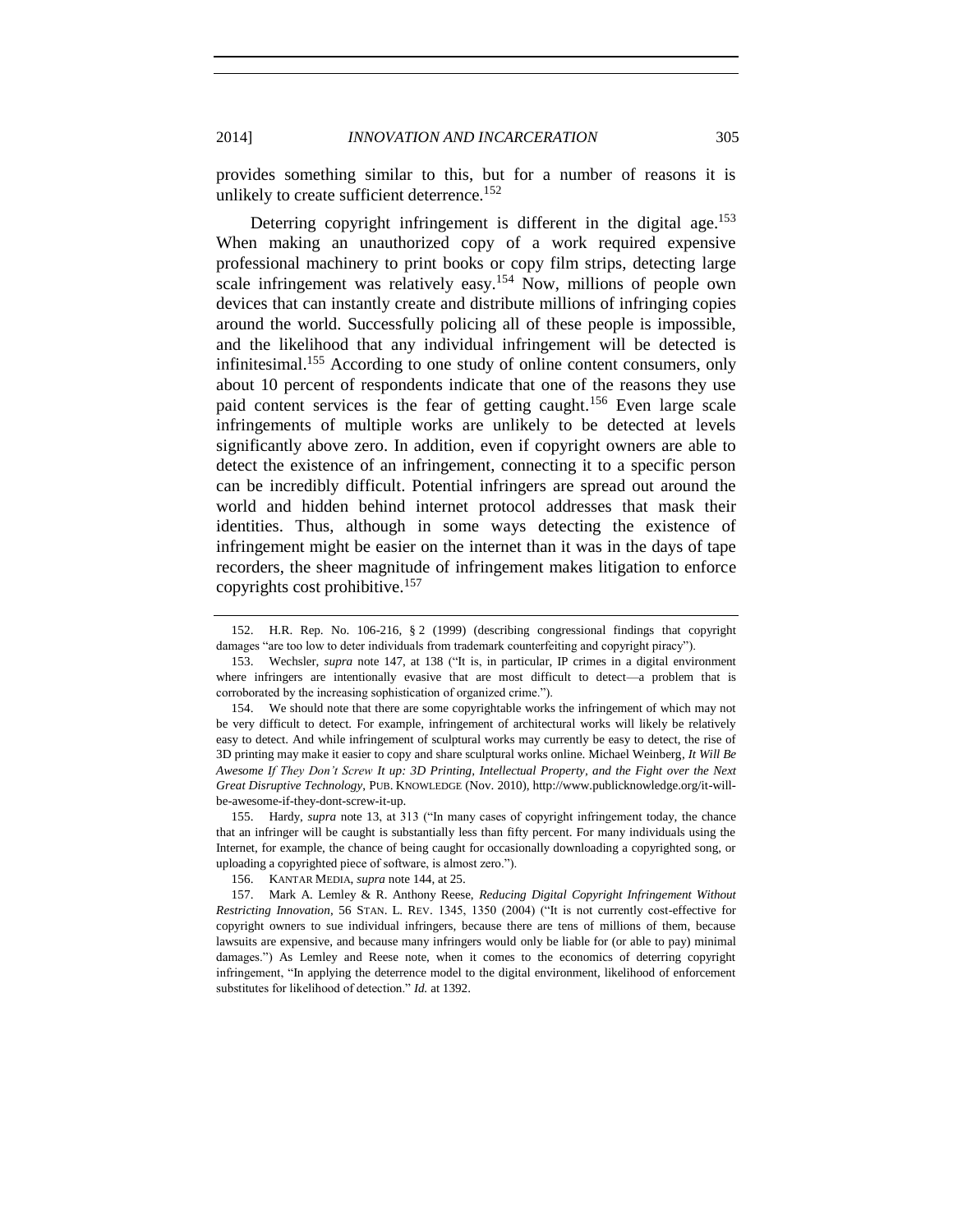provides something similar to this, but for a number of reasons it is unlikely to create sufficient deterrence.[152]

Deterring copyright infringement is different in the digital age.[153] When making an unauthorized copy of a work required expensive professional machinery to print books or copy film strips, detecting large scale infringement was relatively easy.[154] Now, millions of people own devices that can instantly create and distribute millions of infringing copies around the world. Successfully policing all of these people is impossible, and the likelihood that any individual infringement will be detected is infinitesimal.[155] According to one study of online content consumers, only about 10 percent of respondents indicate that one of the reasons they use paid content services is the fear of getting caught.[156] Even large scale infringements of multiple works are unlikely to be detected at levels significantly above zero. In addition, even if copyright owners are able to detect the existence of an infringement, connecting it to a specific person can be incredibly difficult. Potential infringers are spread out around the world and hidden behind internet protocol addresses that mask their identities. Thus, although in some ways detecting the existence of infringement might be easier on the internet than it was in the days of tape recorders, the sheer magnitude of infringement makes litigation to enforce copyrights cost prohibitive.[157]

---

152. H.R. Rep. No. 106-216, § 2 (1999) (describing congressional findings that copyright damages "are too low to deter individuals from trademark counterfeiting and copyright piracy").

153. Wechsler, *supra* note 147, at 138 ("It is, in particular, IP crimes in a digital environment where infringers are intentionally evasive that are most difficult to detect—a problem that is corroborated by the increasing sophistication of organized crime.").

154. We should note that there are some copyrightable works the infringement of which may not be very difficult to detect. For example, infringement of architectural works will likely be relatively easy to detect. And while infringement of sculptural works may currently be easy to detect, the rise of 3D printing may make it easier to copy and share sculptural works online. Michael Weinberg, *It Will Be Awesome If They Don't Screw It up: 3D Printing, Intellectual Property, and the Fight over the Next Great Disruptive Technology*, PUB. KNOWLEDGE (Nov. 2010), http://www.publicknowledge.org/it-will-be-awesome-if-they-dont-screw-it-up.

155. Hardy, *supra* note 13, at 313 ("In many cases of copyright infringement today, the chance that an infringer will be caught is substantially less than fifty percent. For many individuals using the Internet, for example, the chance of being caught for occasionally downloading a copyrighted song, or uploading a copyrighted piece of software, is almost zero.").

156. KANTAR MEDIA, *supra* note 144, at 25.

157. Mark A. Lemley & R. Anthony Reese, *Reducing Digital Copyright Infringement Without Restricting Innovation*, 56 STAN. L. REV. 1345, 1350 (2004) ("It is not currently cost-effective for copyright owners to sue individual infringers, because there are tens of millions of them, because lawsuits are expensive, and because many infringers would only be liable for (or able to pay) minimal damages.") As Lemley and Reese note, when it comes to the economics of deterring copyright infringement, "In applying the deterrence model to the digital environment, likelihood of enforcement substitutes for likelihood of detection." *Id.* at 1392.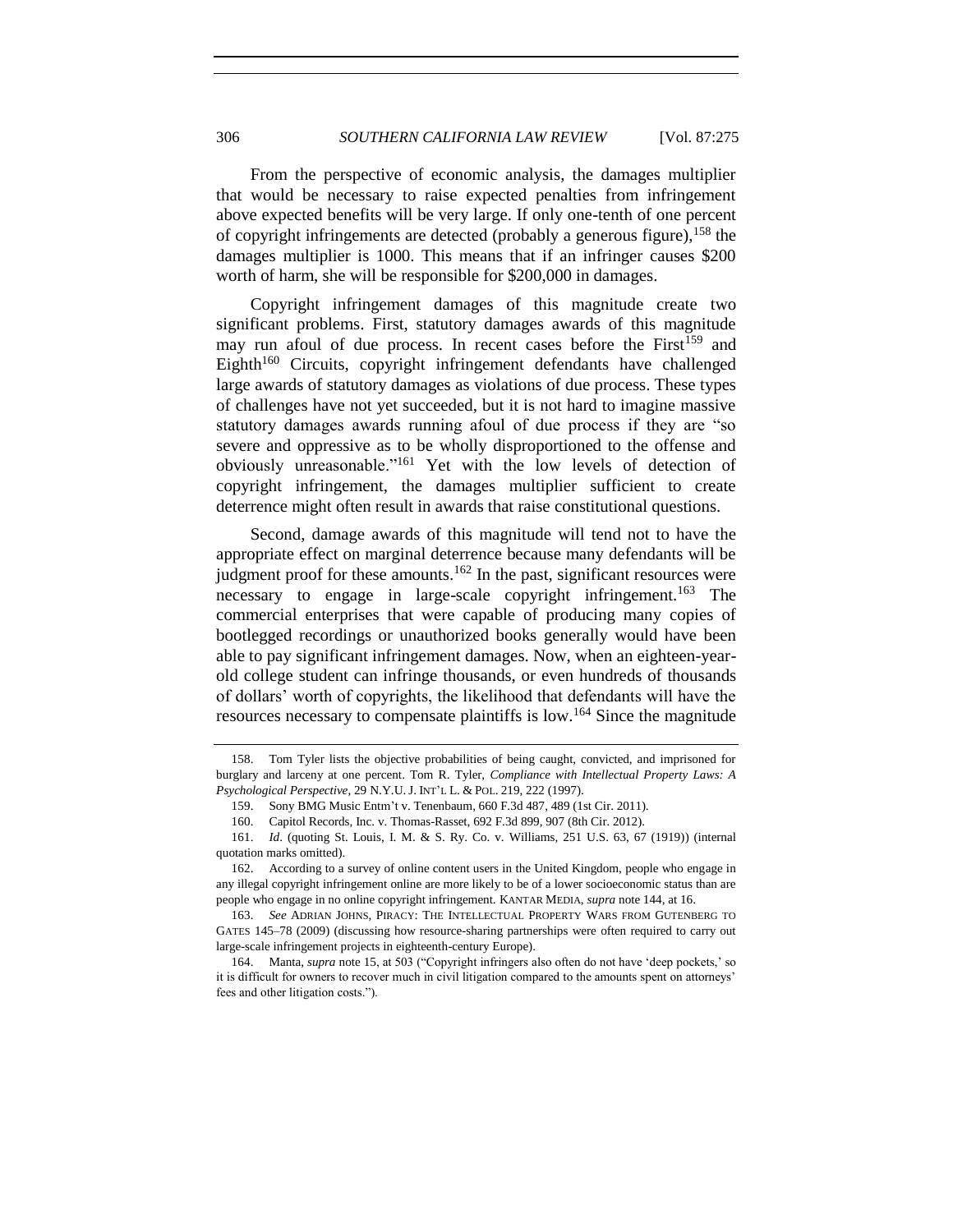From the perspective of economic analysis, the damages multiplier that would be necessary to raise expected penalties from infringement above expected benefits will be very large. If only one-tenth of one percent of copyright infringements are detected (probably a generous figure),[158] the damages multiplier is 1000. This means that if an infringer causes $200 worth of harm, she will be responsible for $200,000 in damages.

Copyright infringement damages of this magnitude create two significant problems. First, statutory damages awards of this magnitude may run afoul of due process. In recent cases before the First[159] and Eighth[160] Circuits, copyright infringement defendants have challenged large awards of statutory damages as violations of due process. These types of challenges have not yet succeeded, but it is not hard to imagine massive statutory damages awards running afoul of due process if they are "so severe and oppressive as to be wholly disproportioned to the offense and obviously unreasonable."[161] Yet with the low levels of detection of copyright infringement, the damages multiplier sufficient to create deterrence might often result in awards that raise constitutional questions.

Second, damage awards of this magnitude will tend not to have the appropriate effect on marginal deterrence because many defendants will be judgment proof for these amounts.[162] In the past, significant resources were necessary to engage in large-scale copyright infringement.[163] The commercial enterprises that were capable of producing many copies of bootlegged recordings or unauthorized books generally would have been able to pay significant infringement damages. Now, when an eighteen-year-old college student can infringe thousands, or even hundreds of thousands of dollars' worth of copyrights, the likelihood that defendants will have the resources necessary to compensate plaintiffs is low.[164] Since the magnitude

158. Tom Tyler lists the objective probabilities of being caught, convicted, and imprisoned for burglary and larceny at one percent. Tom R. Tyler, *Compliance with Intellectual Property Laws: A Psychological Perspective*, 29 N.Y.U. J. INT'L L. & POL. 219, 222 (1997).

159. Sony BMG Music Entm't v. Tenenbaum, 660 F.3d 487, 489 (1st Cir. 2011).

160. Capitol Records, Inc. v. Thomas-Rasset, 692 F.3d 899, 907 (8th Cir. 2012).

161. *Id*. (quoting St. Louis, I. M. & S. Ry. Co. v. Williams, 251 U.S. 63, 67 (1919)) (internal quotation marks omitted).

162. According to a survey of online content users in the United Kingdom, people who engage in any illegal copyright infringement online are more likely to be of a lower socioeconomic status than are people who engage in no online copyright infringement. KANTAR MEDIA, *supra* note 144, at 16.

163. *See* ADRIAN JOHNS, PIRACY: THE INTELLECTUAL PROPERTY WARS FROM GUTENBERG TO GATES 145–78 (2009) (discussing how resource-sharing partnerships were often required to carry out large-scale infringement projects in eighteenth-century Europe).

164. Manta, *supra* note 15, at 503 ("Copyright infringers also often do not have 'deep pockets,' so it is difficult for owners to recover much in civil litigation compared to the amounts spent on attorneys' fees and other litigation costs.").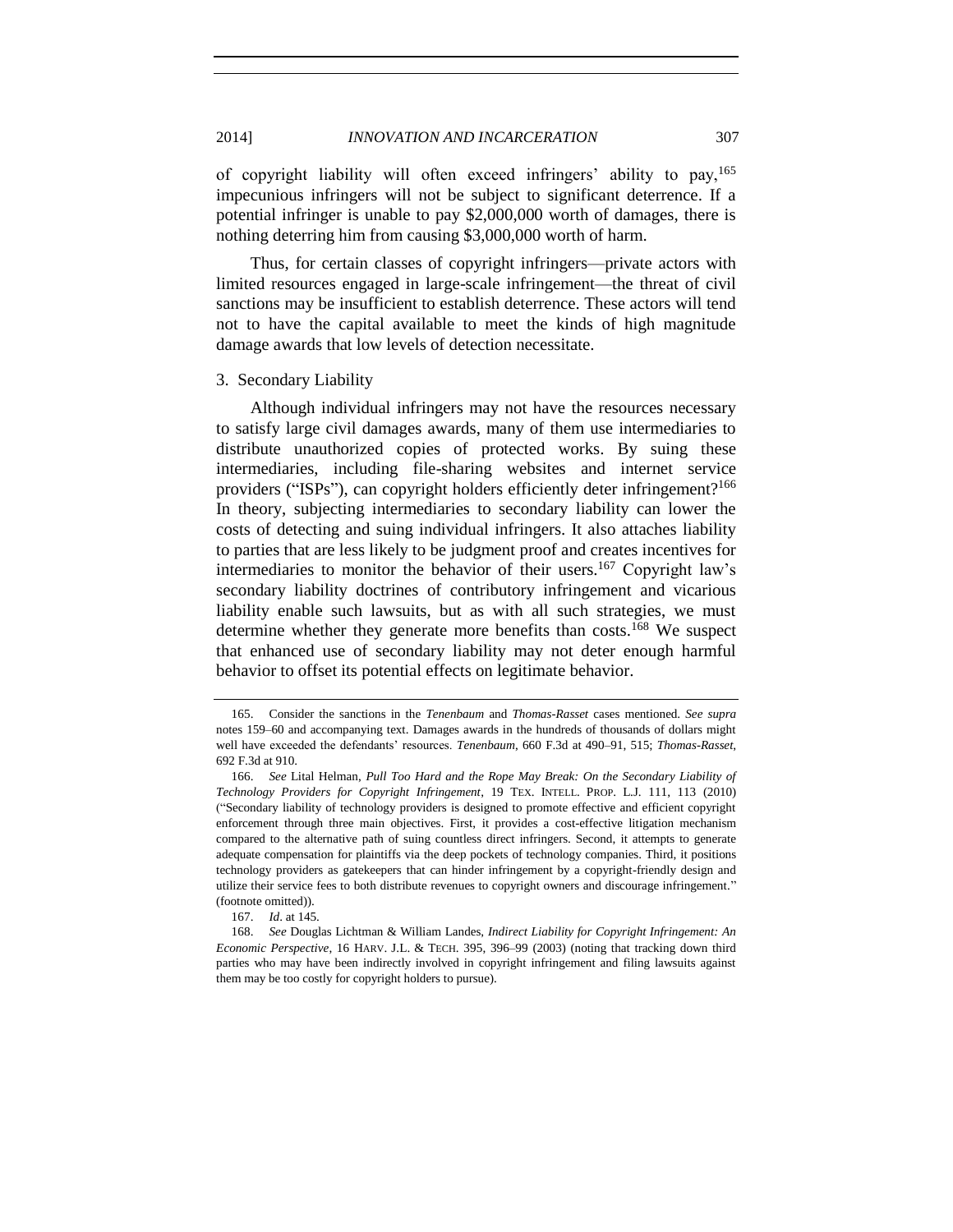of copyright liability will often exceed infringers' ability to pay,[165] impecunious infringers will not be subject to significant deterrence. If a potential infringer is unable to pay $2,000,000 worth of damages, there is nothing deterring him from causing $3,000,000 worth of harm.

Thus, for certain classes of copyright infringers—private actors with limited resources engaged in large-scale infringement—the threat of civil sanctions may be insufficient to establish deterrence. These actors will tend not to have the capital available to meet the kinds of high magnitude damage awards that low levels of detection necessitate.

### 3. Secondary Liability

Although individual infringers may not have the resources necessary to satisfy large civil damages awards, many of them use intermediaries to distribute unauthorized copies of protected works. By suing these intermediaries, including file-sharing websites and internet service providers ("ISPs"), can copyright holders efficiently deter infringement?[166] In theory, subjecting intermediaries to secondary liability can lower the costs of detecting and suing individual infringers. It also attaches liability to parties that are less likely to be judgment proof and creates incentives for intermediaries to monitor the behavior of their users.[167] Copyright law's secondary liability doctrines of contributory infringement and vicarious liability enable such lawsuits, but as with all such strategies, we must determine whether they generate more benefits than costs.[168] We suspect that enhanced use of secondary liability may not deter enough harmful behavior to offset its potential effects on legitimate behavior.

---

165. Consider the sanctions in the *Tenenbaum* and *Thomas-Rasset* cases mentioned. *See supra* notes 159–60 and accompanying text. Damages awards in the hundreds of thousands of dollars might well have exceeded the defendants' resources. *Tenenbaum*, 660 F.3d at 490–91, 515; *Thomas-Rasset*, 692 F.3d at 910.

166. *See* Lital Helman, *Pull Too Hard and the Rope May Break: On the Secondary Liability of Technology Providers for Copyright Infringement*, 19 TEX. INTELL. PROP. L.J. 111, 113 (2010) ("Secondary liability of technology providers is designed to promote effective and efficient copyright enforcement through three main objectives. First, it provides a cost-effective litigation mechanism compared to the alternative path of suing countless direct infringers. Second, it attempts to generate adequate compensation for plaintiffs via the deep pockets of technology companies. Third, it positions technology providers as gatekeepers that can hinder infringement by a copyright-friendly design and utilize their service fees to both distribute revenues to copyright owners and discourage infringement." (footnote omitted)).

167. *Id*. at 145.

168. *See* Douglas Lichtman & William Landes, *Indirect Liability for Copyright Infringement: An Economic Perspective*, 16 HARV. J.L. & TECH. 395, 396–99 (2003) (noting that tracking down third parties who may have been indirectly involved in copyright infringement and filing lawsuits against them may be too costly for copyright holders to pursue).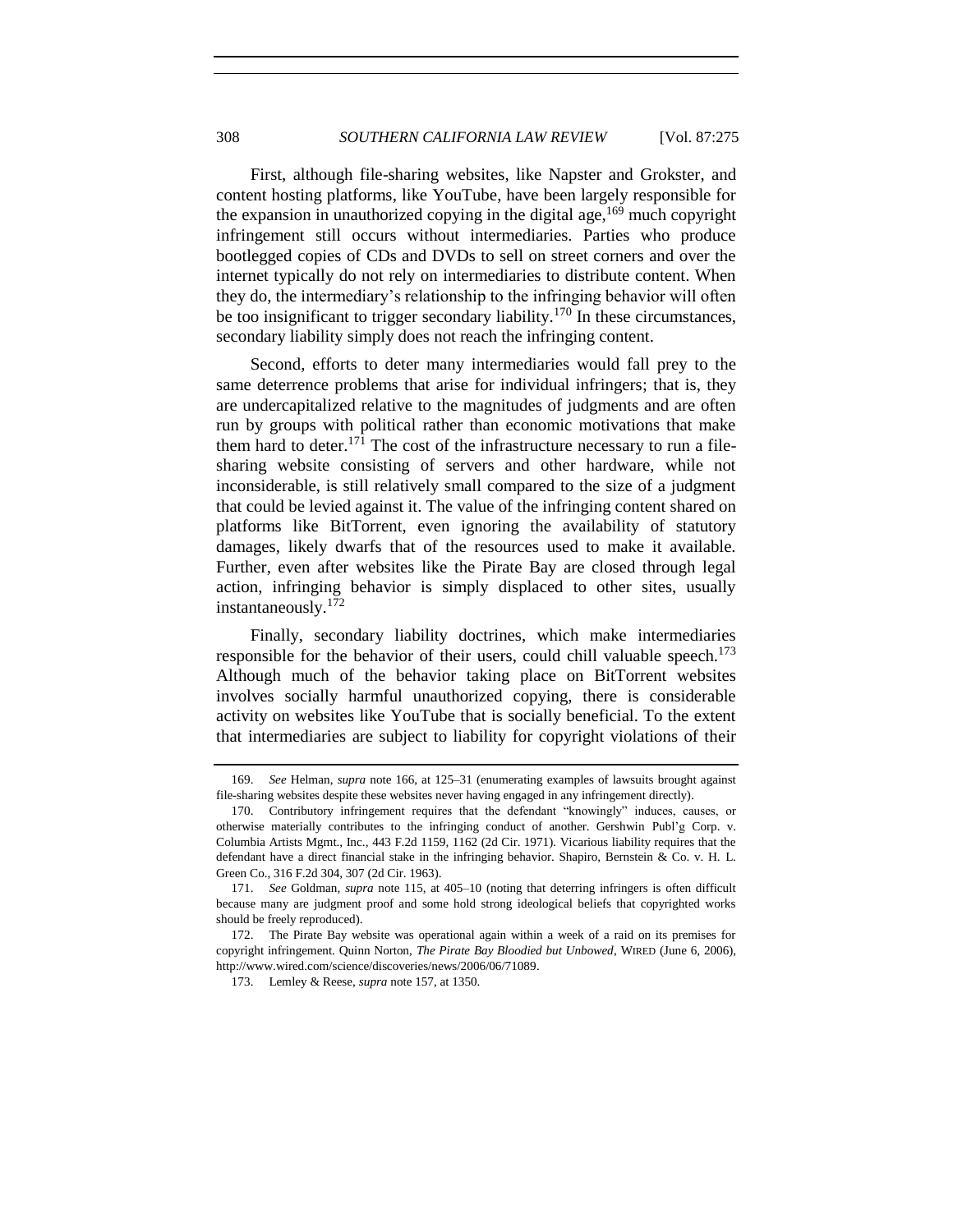First, although file-sharing websites, like Napster and Grokster, and content hosting platforms, like YouTube, have been largely responsible for the expansion in unauthorized copying in the digital age,[169] much copyright infringement still occurs without intermediaries. Parties who produce bootlegged copies of CDs and DVDs to sell on street corners and over the internet typically do not rely on intermediaries to distribute content. When they do, the intermediary's relationship to the infringing behavior will often be too insignificant to trigger secondary liability.[170] In these circumstances, secondary liability simply does not reach the infringing content.

Second, efforts to deter many intermediaries would fall prey to the same deterrence problems that arise for individual infringers; that is, they are undercapitalized relative to the magnitudes of judgments and are often run by groups with political rather than economic motivations that make them hard to deter.[171] The cost of the infrastructure necessary to run a file-sharing website consisting of servers and other hardware, while not inconsiderable, is still relatively small compared to the size of a judgment that could be levied against it. The value of the infringing content shared on platforms like BitTorrent, even ignoring the availability of statutory damages, likely dwarfs that of the resources used to make it available. Further, even after websites like the Pirate Bay are closed through legal action, infringing behavior is simply displaced to other sites, usually instantaneously.[172]

Finally, secondary liability doctrines, which make intermediaries responsible for the behavior of their users, could chill valuable speech.[173] Although much of the behavior taking place on BitTorrent websites involves socially harmful unauthorized copying, there is considerable activity on websites like YouTube that is socially beneficial. To the extent that intermediaries are subject to liability for copyright violations of their

---

169. *See* Helman, *supra* note 166, at 125–31 (enumerating examples of lawsuits brought against file-sharing websites despite these websites never having engaged in any infringement directly).

170. Contributory infringement requires that the defendant "knowingly" induces, causes, or otherwise materially contributes to the infringing conduct of another. Gershwin Publ'g Corp. v. Columbia Artists Mgmt., Inc., 443 F.2d 1159, 1162 (2d Cir. 1971). Vicarious liability requires that the defendant have a direct financial stake in the infringing behavior. Shapiro, Bernstein & Co. v. H. L. Green Co., 316 F.2d 304, 307 (2d Cir. 1963).

171. *See* Goldman, *supra* note 115, at 405–10 (noting that deterring infringers is often difficult because many are judgment proof and some hold strong ideological beliefs that copyrighted works should be freely reproduced).

172. The Pirate Bay website was operational again within a week of a raid on its premises for copyright infringement. Quinn Norton, *The Pirate Bay Bloodied but Unbowed*, WIRED (June 6, 2006), http://www.wired.com/science/discoveries/news/2006/06/71089.

173. Lemley & Reese, *supra* note 157, at 1350.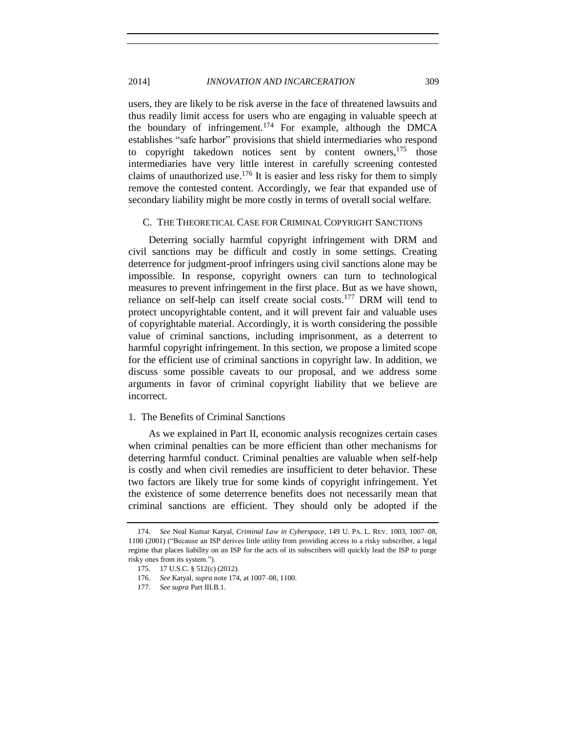users, they are likely to be risk averse in the face of threatened lawsuits and thus readily limit access for users who are engaging in valuable speech at the boundary of infringement.[174] For example, although the DMCA establishes "safe harbor" provisions that shield intermediaries who respond to copyright takedown notices sent by content owners,[175] those intermediaries have very little interest in carefully screening contested claims of unauthorized use.[176] It is easier and less risky for them to simply remove the contested content. Accordingly, we fear that expanded use of secondary liability might be more costly in terms of overall social welfare.

### C. The Theoretical Case for Criminal Copyright Sanctions

Deterring socially harmful copyright infringement with DRM and civil sanctions may be difficult and costly in some settings. Creating deterrence for judgment-proof infringers using civil sanctions alone may be impossible. In response, copyright owners can turn to technological measures to prevent infringement in the first place. But as we have shown, reliance on self-help can itself create social costs.[177] DRM will tend to protect uncopyrightable content, and it will prevent fair and valuable uses of copyrightable material. Accordingly, it is worth considering the possible value of criminal sanctions, including imprisonment, as a deterrent to harmful copyright infringement. In this section, we propose a limited scope for the efficient use of criminal sanctions in copyright law. In addition, we discuss some possible caveats to our proposal, and we address some arguments in favor of criminal copyright liability that we believe are incorrect.

#### 1. The Benefits of Criminal Sanctions

As we explained in Part II, economic analysis recognizes certain cases when criminal penalties can be more efficient than other mechanisms for deterring harmful conduct. Criminal penalties are valuable when self-help is costly and when civil remedies are insufficient to deter behavior. These two factors are likely true for some kinds of copyright infringement. Yet the existence of some deterrence benefits does not necessarily mean that criminal sanctions are efficient. They should only be adopted if the

---

174. *See* Neal Kumar Katyal, *Criminal Law in Cyberspace*, 149 U. PA. L. REV. 1003, 1007–08, 1100 (2001) ("Because an ISP derives little utility from providing access to a risky subscriber, a legal regime that places liability on an ISP for the acts of its subscribers will quickly lead the ISP to purge risky ones from its system.").

175. 17 U.S.C. § 512(c) (2012).

176. *See* Katyal, *supra* note 174, at 1007–08, 1100.

177. *See supra* Part III.B.1.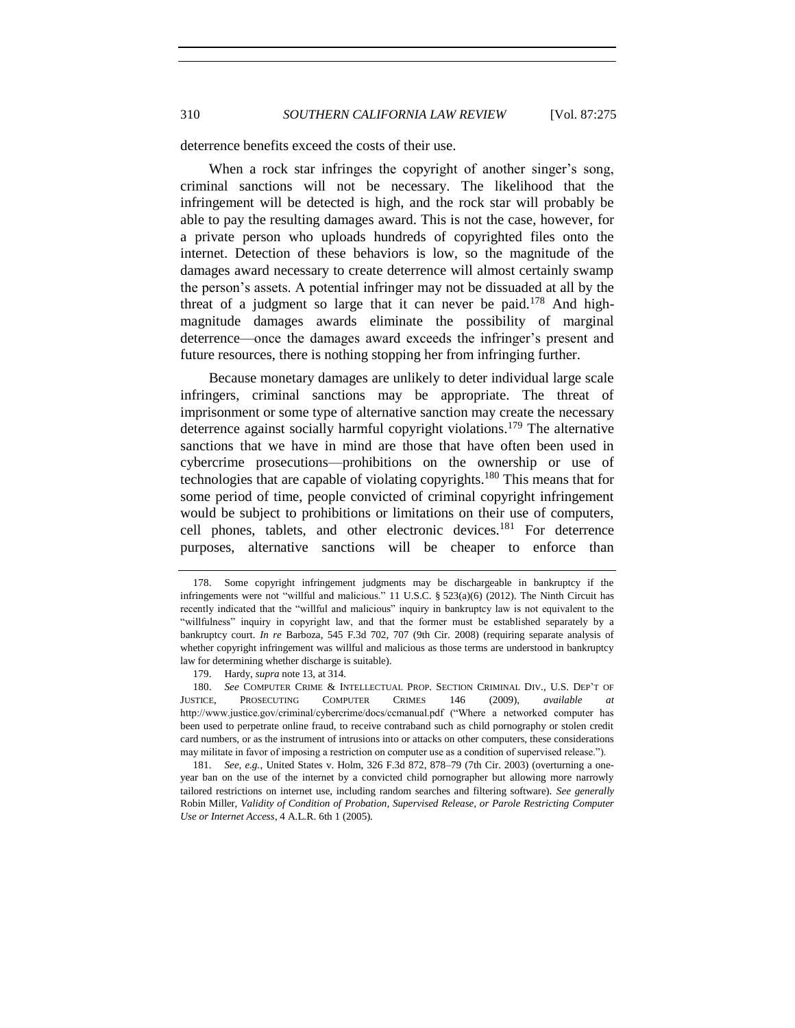deterrence benefits exceed the costs of their use.

When a rock star infringes the copyright of another singer's song, criminal sanctions will not be necessary. The likelihood that the infringement will be detected is high, and the rock star will probably be able to pay the resulting damages award. This is not the case, however, for a private person who uploads hundreds of copyrighted files onto the internet. Detection of these behaviors is low, so the magnitude of the damages award necessary to create deterrence will almost certainly swamp the person's assets. A potential infringer may not be dissuaded at all by the threat of a judgment so large that it can never be paid.[178] And high-magnitude damages awards eliminate the possibility of marginal deterrence—once the damages award exceeds the infringer's present and future resources, there is nothing stopping her from infringing further.

Because monetary damages are unlikely to deter individual large scale infringers, criminal sanctions may be appropriate. The threat of imprisonment or some type of alternative sanction may create the necessary deterrence against socially harmful copyright violations.[179] The alternative sanctions that we have in mind are those that have often been used in cybercrime prosecutions—prohibitions on the ownership or use of technologies that are capable of violating copyrights.[180] This means that for some period of time, people convicted of criminal copyright infringement would be subject to prohibitions or limitations on their use of computers, cell phones, tablets, and other electronic devices.[181] For deterrence purposes, alternative sanctions will be cheaper to enforce than

---

178. Some copyright infringement judgments may be dischargeable in bankruptcy if the infringements were not "willful and malicious." 11 U.S.C. § 523(a)(6) (2012). The Ninth Circuit has recently indicated that the "willful and malicious" inquiry in bankruptcy law is not equivalent to the "willfulness" inquiry in copyright law, and that the former must be established separately by a bankruptcy court. *In re* Barboza, 545 F.3d 702, 707 (9th Cir. 2008) (requiring separate analysis of whether copyright infringement was willful and malicious as those terms are understood in bankruptcy law for determining whether discharge is suitable).

179. Hardy, *supra* note 13, at 314.

180. *See* COMPUTER CRIME & INTELLECTUAL PROP. SECTION CRIMINAL DIV., U.S. DEP'T OF JUSTICE, PROSECUTING COMPUTER CRIMES 146 (2009), *available at* http://www.justice.gov/criminal/cybercrime/docs/ccmanual.pdf ("Where a networked computer has been used to perpetrate online fraud, to receive contraband such as child pornography or stolen credit card numbers, or as the instrument of intrusions into or attacks on other computers, these considerations may militate in favor of imposing a restriction on computer use as a condition of supervised release.").

181. *See, e.g.*, United States v. Holm, 326 F.3d 872, 878–79 (7th Cir. 2003) (overturning a one-year ban on the use of the internet by a convicted child pornographer but allowing more narrowly tailored restrictions on internet use, including random searches and filtering software). *See generally* Robin Miller, *Validity of Condition of Probation, Supervised Release, or Parole Restricting Computer Use or Internet Access*, 4 A.L.R. 6th 1 (2005).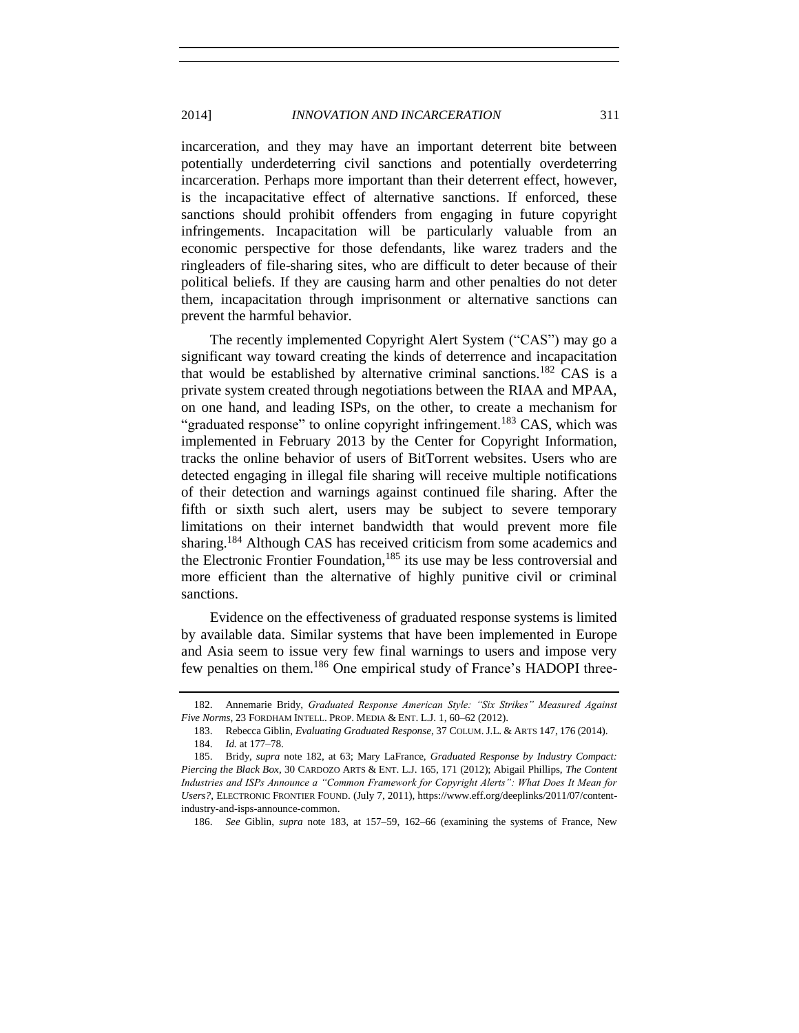incarceration, and they may have an important deterrent bite between potentially underdeterring civil sanctions and potentially overdeterring incarceration. Perhaps more important than their deterrent effect, however, is the incapacitative effect of alternative sanctions. If enforced, these sanctions should prohibit offenders from engaging in future copyright infringements. Incapacitation will be particularly valuable from an economic perspective for those defendants, like warez traders and the ringleaders of file-sharing sites, who are difficult to deter because of their political beliefs. If they are causing harm and other penalties do not deter them, incapacitation through imprisonment or alternative sanctions can prevent the harmful behavior.

The recently implemented Copyright Alert System ("CAS") may go a significant way toward creating the kinds of deterrence and incapacitation that would be established by alternative criminal sanctions.[182] CAS is a private system created through negotiations between the RIAA and MPAA, on one hand, and leading ISPs, on the other, to create a mechanism for "graduated response" to online copyright infringement.[183] CAS, which was implemented in February 2013 by the Center for Copyright Information, tracks the online behavior of users of BitTorrent websites. Users who are detected engaging in illegal file sharing will receive multiple notifications of their detection and warnings against continued file sharing. After the fifth or sixth such alert, users may be subject to severe temporary limitations on their internet bandwidth that would prevent more file sharing.[184] Although CAS has received criticism from some academics and the Electronic Frontier Foundation,[185] its use may be less controversial and more efficient than the alternative of highly punitive civil or criminal sanctions.

Evidence on the effectiveness of graduated response systems is limited by available data. Similar systems that have been implemented in Europe and Asia seem to issue very few final warnings to users and impose very few penalties on them.[186] One empirical study of France's HADOPI three-

---

182. Annemarie Bridy, *Graduated Response American Style: "Six Strikes" Measured Against Five Norms*, 23 FORDHAM INTELL. PROP. MEDIA & ENT. L.J. 1, 60–62 (2012).

183. Rebecca Giblin, *Evaluating Graduated Response*, 37 COLUM. J.L. & ARTS 147, 176 (2014).

184. *Id.* at 177–78.

185. Bridy, *supra* note 182, at 63; Mary LaFrance, *Graduated Response by Industry Compact: Piercing the Black Box*, 30 CARDOZO ARTS & ENT. L.J. 165, 171 (2012); Abigail Phillips, *The Content Industries and ISPs Announce a "Common Framework for Copyright Alerts": What Does It Mean for Users?*, ELECTRONIC FRONTIER FOUND. (July 7, 2011), https://www.eff.org/deeplinks/2011/07/content-industry-and-isps-announce-common.

186. *See* Giblin, *supra* note 183, at 157–59, 162–66 (examining the systems of France, New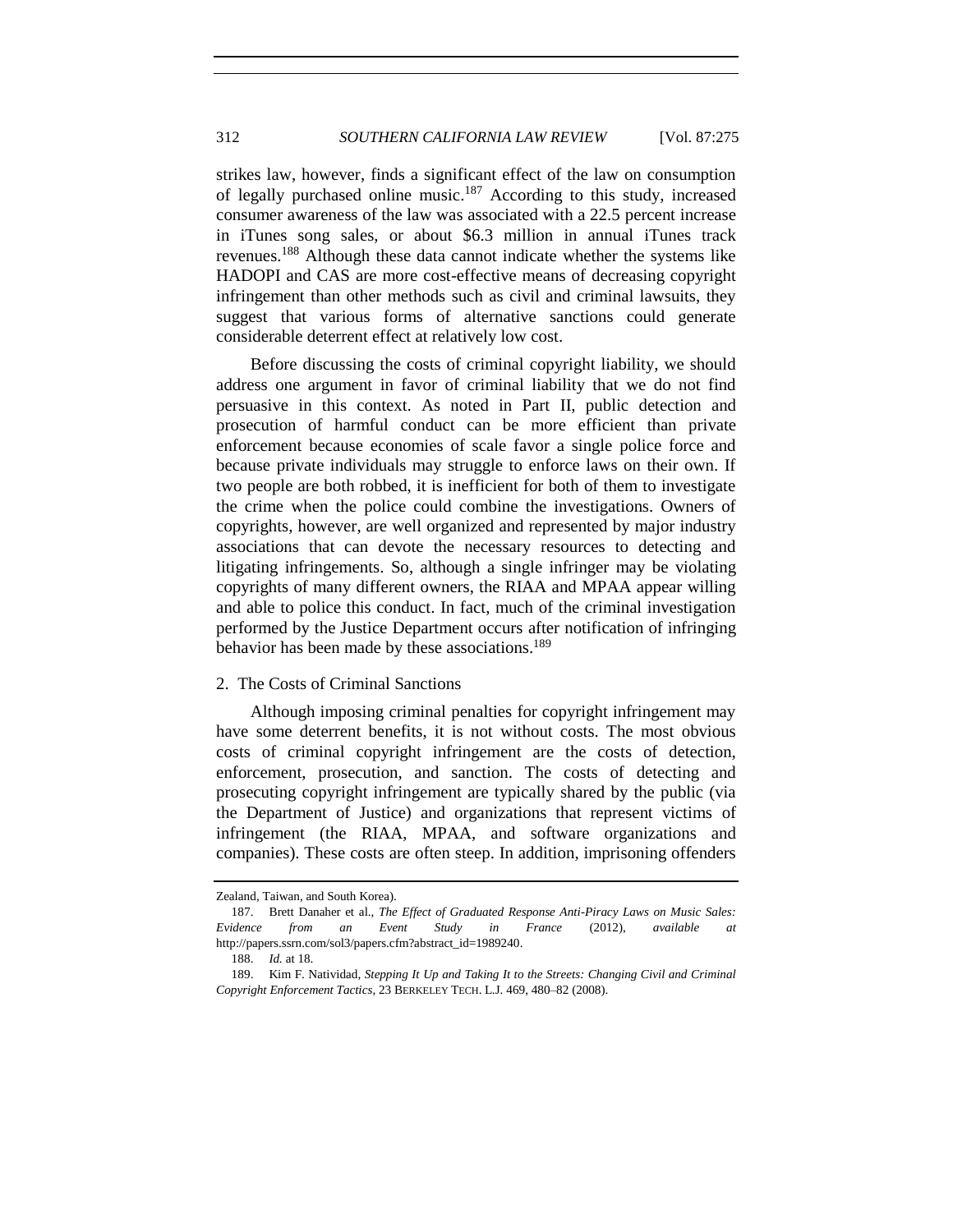strikes law, however, finds a significant effect of the law on consumption of legally purchased online music.[187] According to this study, increased consumer awareness of the law was associated with a 22.5 percent increase in iTunes song sales, or about $6.3 million in annual iTunes track revenues.[188] Although these data cannot indicate whether the systems like HADOPI and CAS are more cost-effective means of decreasing copyright infringement than other methods such as civil and criminal lawsuits, they suggest that various forms of alternative sanctions could generate considerable deterrent effect at relatively low cost.

Before discussing the costs of criminal copyright liability, we should address one argument in favor of criminal liability that we do not find persuasive in this context. As noted in Part II, public detection and prosecution of harmful conduct can be more efficient than private enforcement because economies of scale favor a single police force and because private individuals may struggle to enforce laws on their own. If two people are both robbed, it is inefficient for both of them to investigate the crime when the police could combine the investigations. Owners of copyrights, however, are well organized and represented by major industry associations that can devote the necessary resources to detecting and litigating infringements. So, although a single infringer may be violating copyrights of many different owners, the RIAA and MPAA appear willing and able to police this conduct. In fact, much of the criminal investigation performed by the Justice Department occurs after notification of infringing behavior has been made by these associations.[189]

### 2. The Costs of Criminal Sanctions

Although imposing criminal penalties for copyright infringement may have some deterrent benefits, it is not without costs. The most obvious costs of criminal copyright infringement are the costs of detection, enforcement, prosecution, and sanction. The costs of detecting and prosecuting copyright infringement are typically shared by the public (via the Department of Justice) and organizations that represent victims of infringement (the RIAA, MPAA, and software organizations and companies). These costs are often steep. In addition, imprisoning offenders

---

Zealand, Taiwan, and South Korea).

187. Brett Danaher et al., *The Effect of Graduated Response Anti-Piracy Laws on Music Sales: Evidence from an Event Study in France* (2012), *available at* http://papers.ssrn.com/sol3/papers.cfm?abstract_id=1989240.

188. *Id.* at 18.

189. Kim F. Natividad, *Stepping It Up and Taking It to the Streets: Changing Civil and Criminal Copyright Enforcement Tactics*, 23 BERKELEY TECH. L.J. 469, 480–82 (2008).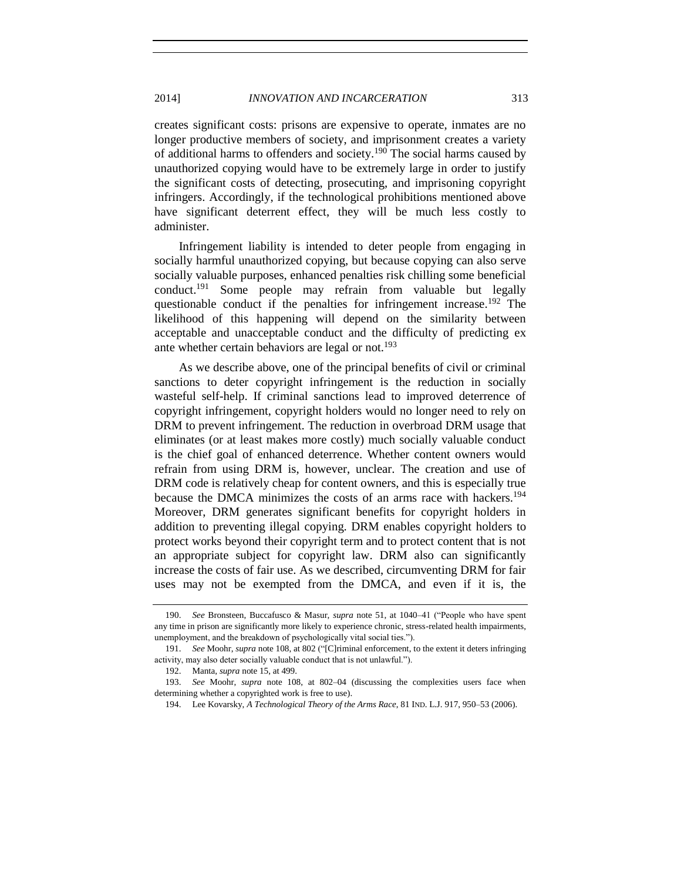creates significant costs: prisons are expensive to operate, inmates are no longer productive members of society, and imprisonment creates a variety of additional harms to offenders and society.[190] The social harms caused by unauthorized copying would have to be extremely large in order to justify the significant costs of detecting, prosecuting, and imprisoning copyright infringers. Accordingly, if the technological prohibitions mentioned above have significant deterrent effect, they will be much less costly to administer.

Infringement liability is intended to deter people from engaging in socially harmful unauthorized copying, but because copying can also serve socially valuable purposes, enhanced penalties risk chilling some beneficial conduct.[191] Some people may refrain from valuable but legally questionable conduct if the penalties for infringement increase.[192] The likelihood of this happening will depend on the similarity between acceptable and unacceptable conduct and the difficulty of predicting ex ante whether certain behaviors are legal or not.[193]

As we describe above, one of the principal benefits of civil or criminal sanctions to deter copyright infringement is the reduction in socially wasteful self-help. If criminal sanctions lead to improved deterrence of copyright infringement, copyright holders would no longer need to rely on DRM to prevent infringement. The reduction in overbroad DRM usage that eliminates (or at least makes more costly) much socially valuable conduct is the chief goal of enhanced deterrence. Whether content owners would refrain from using DRM is, however, unclear. The creation and use of DRM code is relatively cheap for content owners, and this is especially true because the DMCA minimizes the costs of an arms race with hackers.[194] Moreover, DRM generates significant benefits for copyright holders in addition to preventing illegal copying. DRM enables copyright holders to protect works beyond their copyright term and to protect content that is not an appropriate subject for copyright law. DRM also can significantly increase the costs of fair use. As we described, circumventing DRM for fair uses may not be exempted from the DMCA, and even if it is, the

---

190. *See* Bronsteen, Buccafusco & Masur, *supra* note 51, at 1040–41 ("People who have spent any time in prison are significantly more likely to experience chronic, stress-related health impairments, unemployment, and the breakdown of psychologically vital social ties.").

191. *See* Moohr, *supra* note 108, at 802 ("[C]riminal enforcement, to the extent it deters infringing activity, may also deter socially valuable conduct that is not unlawful.").

192. Manta, *supra* note 15, at 499.

193. *See* Moohr, *supra* note 108, at 802–04 (discussing the complexities users face when determining whether a copyrighted work is free to use).

194. Lee Kovarsky, *A Technological Theory of the Arms Race*, 81 IND. L.J. 917, 950–53 (2006).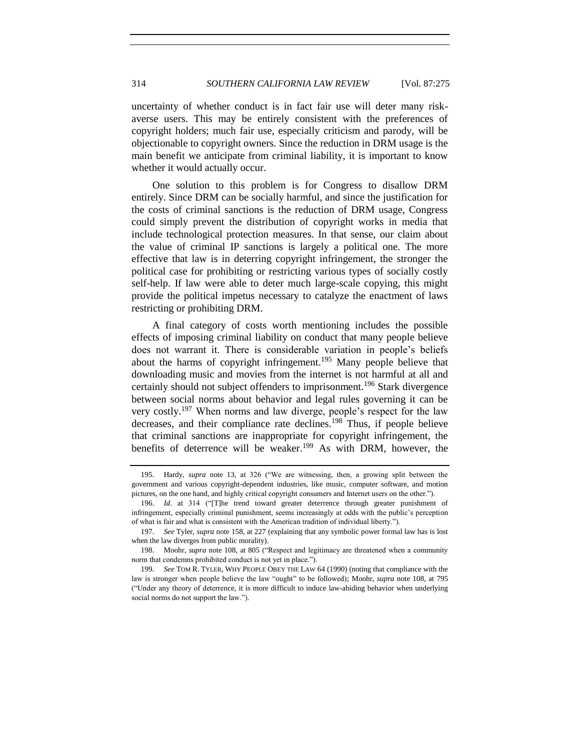uncertainty of whether conduct is in fact fair use will deter many risk-averse users. This may be entirely consistent with the preferences of copyright holders; much fair use, especially criticism and parody, will be objectionable to copyright owners. Since the reduction in DRM usage is the main benefit we anticipate from criminal liability, it is important to know whether it would actually occur.

One solution to this problem is for Congress to disallow DRM entirely. Since DRM can be socially harmful, and since the justification for the costs of criminal sanctions is the reduction of DRM usage, Congress could simply prevent the distribution of copyright works in media that include technological protection measures. In that sense, our claim about the value of criminal IP sanctions is largely a political one. The more effective that law is in deterring copyright infringement, the stronger the political case for prohibiting or restricting various types of socially costly self-help. If law were able to deter much large-scale copying, this might provide the political impetus necessary to catalyze the enactment of laws restricting or prohibiting DRM.

A final category of costs worth mentioning includes the possible effects of imposing criminal liability on conduct that many people believe does not warrant it. There is considerable variation in people's beliefs about the harms of copyright infringement.[195] Many people believe that downloading music and movies from the internet is not harmful at all and certainly should not subject offenders to imprisonment.[196] Stark divergence between social norms about behavior and legal rules governing it can be very costly.[197] When norms and law diverge, people's respect for the law decreases, and their compliance rate declines.[198] Thus, if people believe that criminal sanctions are inappropriate for copyright infringement, the benefits of deterrence will be weaker.[199] As with DRM, however, the

---

195. Hardy, *supra* note 13, at 326 ("We are witnessing, then, a growing split between the government and various copyright-dependent industries, like music, computer software, and motion pictures, on the one hand, and highly critical copyright consumers and Internet users on the other.").

196. *Id*. at 314 ("[T]he trend toward greater deterrence through greater punishment of infringement, especially criminal punishment, seems increasingly at odds with the public's perception of what is fair and what is consistent with the American tradition of individual liberty.").

197. *See* Tyler, *supra* note 158, at 227 (explaining that any symbolic power formal law has is lost when the law diverges from public morality).

198. Moohr, *supra* note 108, at 805 ("Respect and legitimacy are threatened when a community norm that condemns prohibited conduct is not yet in place.").

199. *See* TOM R. TYLER, WHY PEOPLE OBEY THE LAW 64 (1990) (noting that compliance with the law is stronger when people believe the law "ought" to be followed); Moohr, *supra* note 108, at 795 ("Under any theory of deterrence, it is more difficult to induce law-abiding behavior when underlying social norms do not support the law.").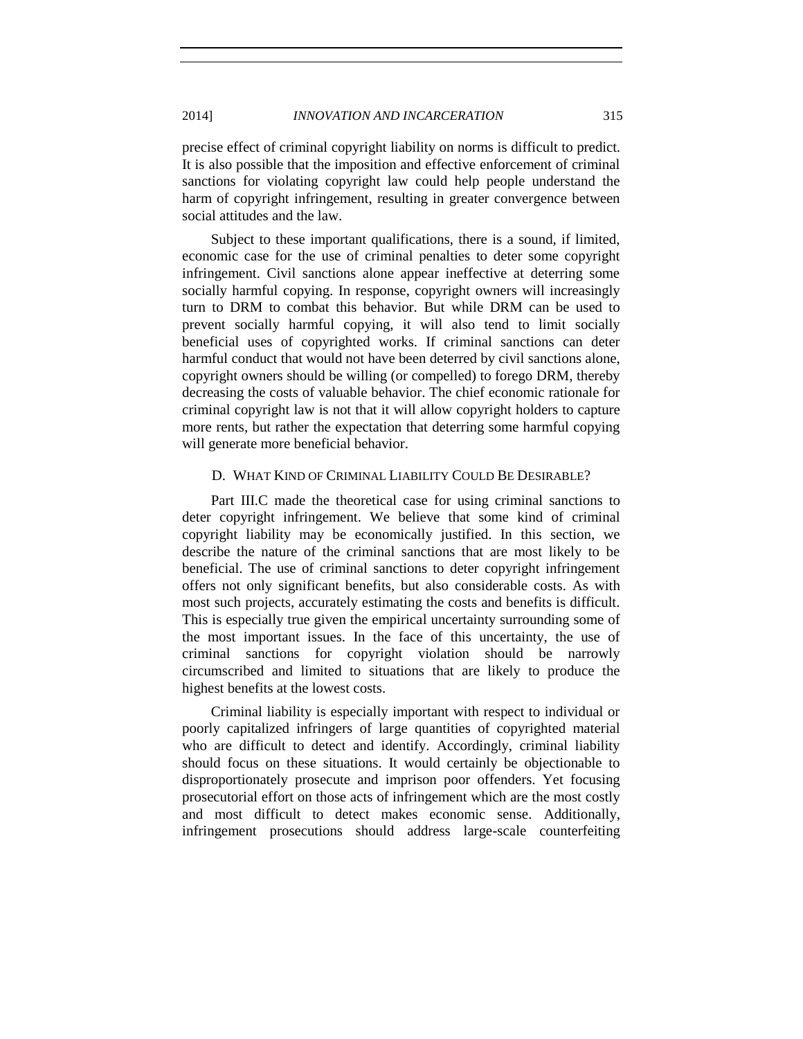precise effect of criminal copyright liability on norms is difficult to predict. It is also possible that the imposition and effective enforcement of criminal sanctions for violating copyright law could help people understand the harm of copyright infringement, resulting in greater convergence between social attitudes and the law.

Subject to these important qualifications, there is a sound, if limited, economic case for the use of criminal penalties to deter some copyright infringement. Civil sanctions alone appear ineffective at deterring some socially harmful copying. In response, copyright owners will increasingly turn to DRM to combat this behavior. But while DRM can be used to prevent socially harmful copying, it will also tend to limit socially beneficial uses of copyrighted works. If criminal sanctions can deter harmful conduct that would not have been deterred by civil sanctions alone, copyright owners should be willing (or compelled) to forego DRM, thereby decreasing the costs of valuable behavior. The chief economic rationale for criminal copyright law is not that it will allow copyright holders to capture more rents, but rather the expectation that deterring some harmful copying will generate more beneficial behavior.

### D. What Kind of Criminal Liability Could Be Desirable?

Part III.C made the theoretical case for using criminal sanctions to deter copyright infringement. We believe that some kind of criminal copyright liability may be economically justified. In this section, we describe the nature of the criminal sanctions that are most likely to be beneficial. The use of criminal sanctions to deter copyright infringement offers not only significant benefits, but also considerable costs. As with most such projects, accurately estimating the costs and benefits is difficult. This is especially true given the empirical uncertainty surrounding some of the most important issues. In the face of this uncertainty, the use of criminal sanctions for copyright violation should be narrowly circumscribed and limited to situations that are likely to produce the highest benefits at the lowest costs.

Criminal liability is especially important with respect to individual or poorly capitalized infringers of large quantities of copyrighted material who are difficult to detect and identify. Accordingly, criminal liability should focus on these situations. It would certainly be objectionable to disproportionately prosecute and imprison poor offenders. Yet focusing prosecutorial effort on those acts of infringement which are the most costly and most difficult to detect makes economic sense. Additionally, infringement prosecutions should address large-scale counterfeiting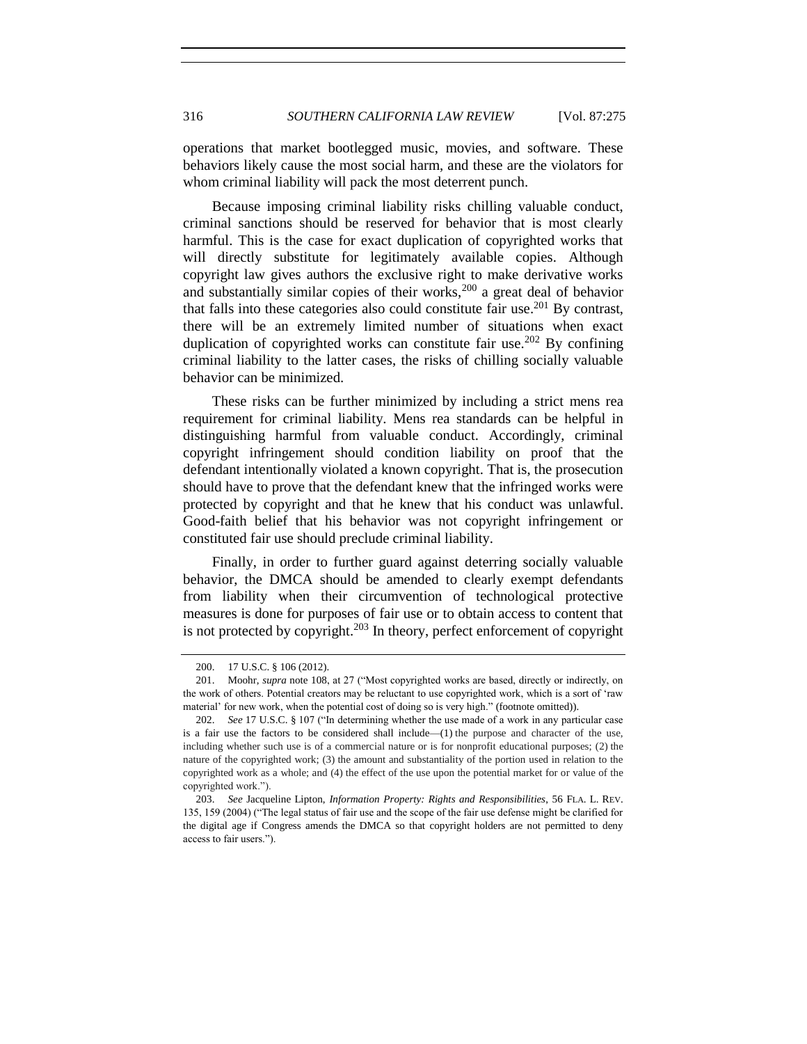operations that market bootlegged music, movies, and software. These behaviors likely cause the most social harm, and these are the violators for whom criminal liability will pack the most deterrent punch.

Because imposing criminal liability risks chilling valuable conduct, criminal sanctions should be reserved for behavior that is most clearly harmful. This is the case for exact duplication of copyrighted works that will directly substitute for legitimately available copies. Although copyright law gives authors the exclusive right to make derivative works and substantially similar copies of their works,[200] a great deal of behavior that falls into these categories also could constitute fair use.[201] By contrast, there will be an extremely limited number of situations when exact duplication of copyrighted works can constitute fair use.[202] By confining criminal liability to the latter cases, the risks of chilling socially valuable behavior can be minimized.

These risks can be further minimized by including a strict mens rea requirement for criminal liability. Mens rea standards can be helpful in distinguishing harmful from valuable conduct. Accordingly, criminal copyright infringement should condition liability on proof that the defendant intentionally violated a known copyright. That is, the prosecution should have to prove that the defendant knew that the infringed works were protected by copyright and that he knew that his conduct was unlawful. Good-faith belief that his behavior was not copyright infringement or constituted fair use should preclude criminal liability.

Finally, in order to further guard against deterring socially valuable behavior, the DMCA should be amended to clearly exempt defendants from liability when their circumvention of technological protective measures is done for purposes of fair use or to obtain access to content that is not protected by copyright.[203] In theory, perfect enforcement of copyright

---

200. 17 U.S.C. § 106 (2012).

201. Moohr, *supra* note 108, at 27 ("Most copyrighted works are based, directly or indirectly, on the work of others. Potential creators may be reluctant to use copyrighted work, which is a sort of 'raw material' for new work, when the potential cost of doing so is very high." (footnote omitted)).

202. *See* 17 U.S.C. § 107 ("In determining whether the use made of a work in any particular case is a fair use the factors to be considered shall include—(1) the purpose and character of the use, including whether such use is of a commercial nature or is for nonprofit educational purposes; (2) the nature of the copyrighted work; (3) the amount and substantiality of the portion used in relation to the copyrighted work as a whole; and (4) the effect of the use upon the potential market for or value of the copyrighted work.").

203. *See* Jacqueline Lipton, *Information Property: Rights and Responsibilities*, 56 FLA. L. REV. 135, 159 (2004) ("The legal status of fair use and the scope of the fair use defense might be clarified for the digital age if Congress amends the DMCA so that copyright holders are not permitted to deny access to fair users.").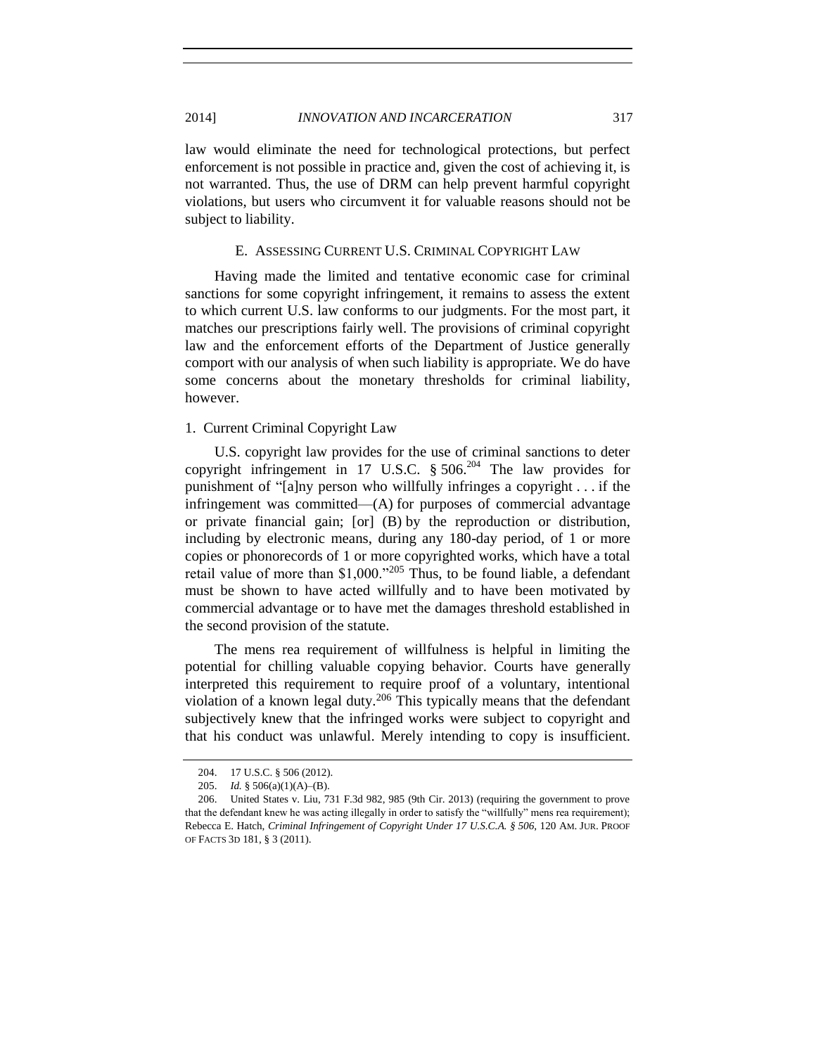law would eliminate the need for technological protections, but perfect enforcement is not possible in practice and, given the cost of achieving it, is not warranted. Thus, the use of DRM can help prevent harmful copyright violations, but users who circumvent it for valuable reasons should not be subject to liability.

### E. ASSESSING CURRENT U.S. CRIMINAL COPYRIGHT LAW

Having made the limited and tentative economic case for criminal sanctions for some copyright infringement, it remains to assess the extent to which current U.S. law conforms to our judgments. For the most part, it matches our prescriptions fairly well. The provisions of criminal copyright law and the enforcement efforts of the Department of Justice generally comport with our analysis of when such liability is appropriate. We do have some concerns about the monetary thresholds for criminal liability, however.

#### 1. Current Criminal Copyright Law

U.S. copyright law provides for the use of criminal sanctions to deter copyright infringement in 17 U.S.C. § 506.[204] The law provides for punishment of "[a]ny person who willfully infringes a copyright . . . if the infringement was committed—(A) for purposes of commercial advantage or private financial gain; [or] (B) by the reproduction or distribution, including by electronic means, during any 180-day period, of 1 or more copies or phonorecords of 1 or more copyrighted works, which have a total retail value of more than $1,000."[205] Thus, to be found liable, a defendant must be shown to have acted willfully and to have been motivated by commercial advantage or to have met the damages threshold established in the second provision of the statute.

The mens rea requirement of willfulness is helpful in limiting the potential for chilling valuable copying behavior. Courts have generally interpreted this requirement to require proof of a voluntary, intentional violation of a known legal duty.[206] This typically means that the defendant subjectively knew that the infringed works were subject to copyright and that his conduct was unlawful. Merely intending to copy is insufficient.

---

204. 17 U.S.C. § 506 (2012).

205. *Id.* § 506(a)(1)(A)–(B).

206. United States v. Liu, 731 F.3d 982, 985 (9th Cir. 2013) (requiring the government to prove that the defendant knew he was acting illegally in order to satisfy the "willfully" mens rea requirement); Rebecca E. Hatch, *Criminal Infringement of Copyright Under 17 U.S.C.A. § 506*, 120 AM. JUR. PROOF OF FACTS 3D 181, § 3 (2011).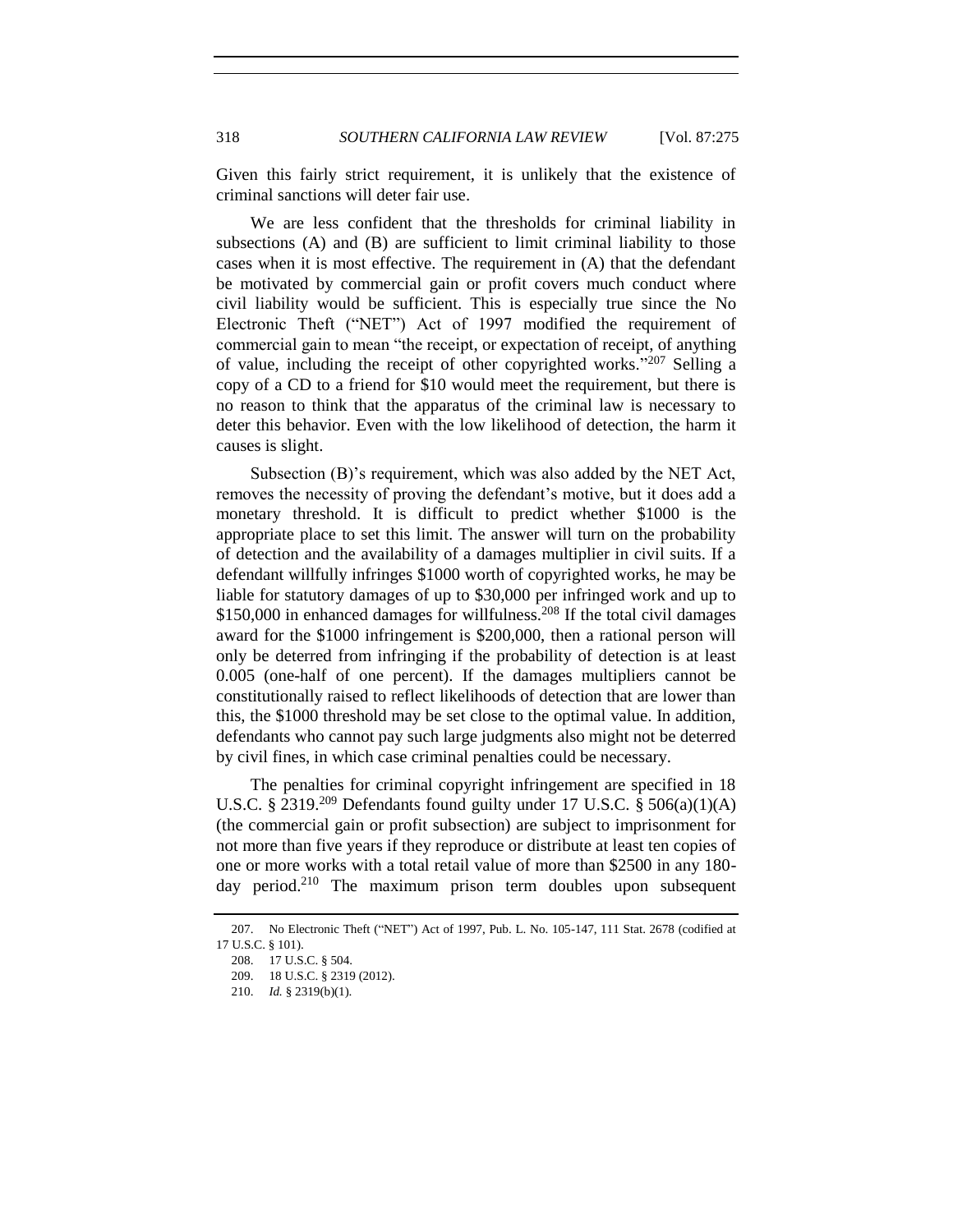Given this fairly strict requirement, it is unlikely that the existence of criminal sanctions will deter fair use.

We are less confident that the thresholds for criminal liability in subsections (A) and (B) are sufficient to limit criminal liability to those cases when it is most effective. The requirement in (A) that the defendant be motivated by commercial gain or profit covers much conduct where civil liability would be sufficient. This is especially true since the No Electronic Theft ("NET") Act of 1997 modified the requirement of commercial gain to mean "the receipt, or expectation of receipt, of anything of value, including the receipt of other copyrighted works."[207] Selling a copy of a CD to a friend for $10 would meet the requirement, but there is no reason to think that the apparatus of the criminal law is necessary to deter this behavior. Even with the low likelihood of detection, the harm it causes is slight.

Subsection (B)'s requirement, which was also added by the NET Act, removes the necessity of proving the defendant's motive, but it does add a monetary threshold. It is difficult to predict whether $1000 is the appropriate place to set this limit. The answer will turn on the probability of detection and the availability of a damages multiplier in civil suits. If a defendant willfully infringes $1000 worth of copyrighted works, he may be liable for statutory damages of up to $30,000 per infringed work and up to $150,000 in enhanced damages for willfulness.[208] If the total civil damages award for the $1000 infringement is $200,000, then a rational person will only be deterred from infringing if the probability of detection is at least 0.005 (one-half of one percent). If the damages multipliers cannot be constitutionally raised to reflect likelihoods of detection that are lower than this, the $1000 threshold may be set close to the optimal value. In addition, defendants who cannot pay such large judgments also might not be deterred by civil fines, in which case criminal penalties could be necessary.

The penalties for criminal copyright infringement are specified in 18 U.S.C. § 2319.[209] Defendants found guilty under 17 U.S.C. § 506(a)(1)(A) (the commercial gain or profit subsection) are subject to imprisonment for not more than five years if they reproduce or distribute at least ten copies of one or more works with a total retail value of more than $2500 in any 180-day period.[210] The maximum prison term doubles upon subsequent

---

207. No Electronic Theft ("NET") Act of 1997, Pub. L. No. 105-147, 111 Stat. 2678 (codified at 17 U.S.C. § 101).

208. 17 U.S.C. § 504.

209. 18 U.S.C. § 2319 (2012).

210. *Id.* § 2319(b)(1).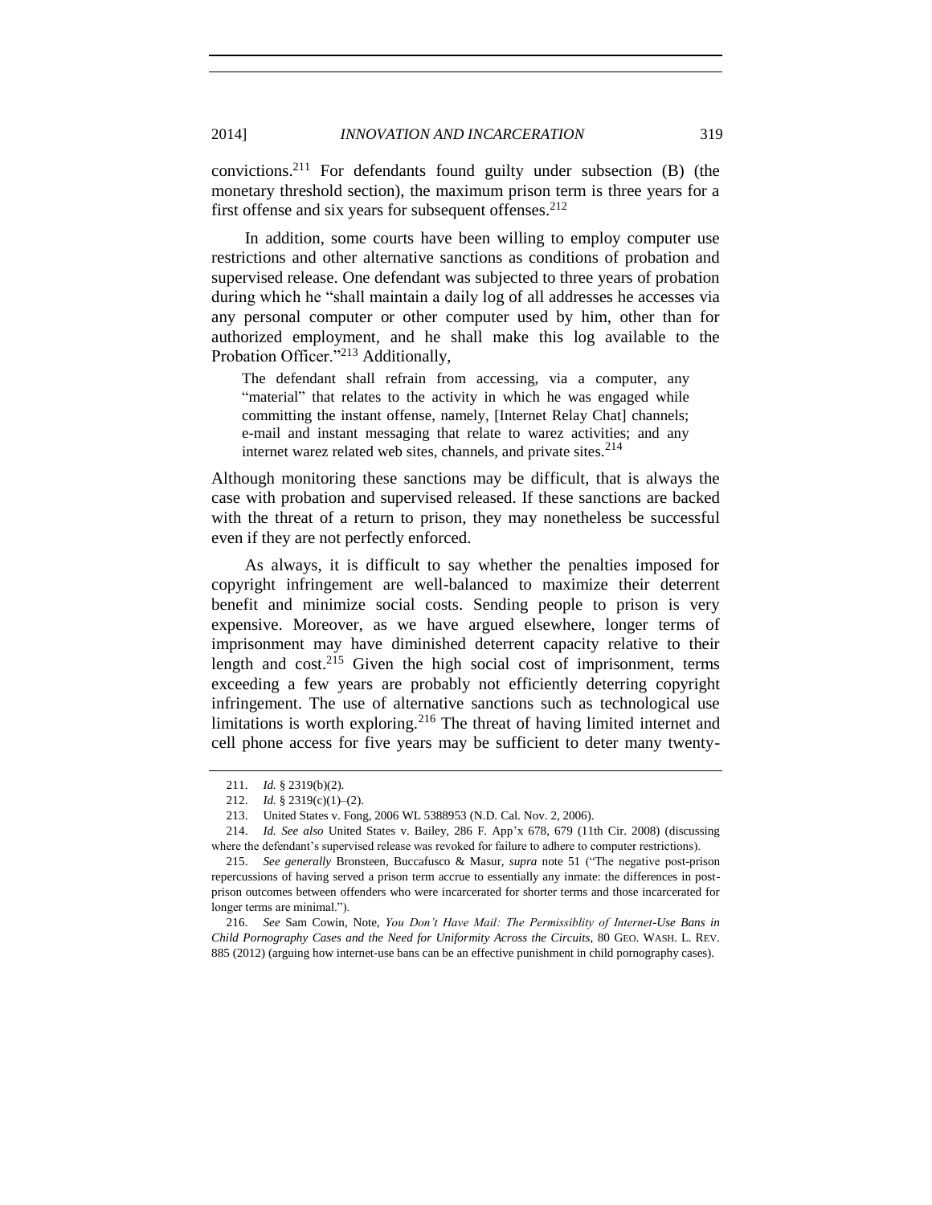convictions.[211] For defendants found guilty under subsection (B) (the monetary threshold section), the maximum prison term is three years for a first offense and six years for subsequent offenses.[212]

In addition, some courts have been willing to employ computer use restrictions and other alternative sanctions as conditions of probation and supervised release. One defendant was subjected to three years of probation during which he "shall maintain a daily log of all addresses he accesses via any personal computer or other computer used by him, other than for authorized employment, and he shall make this log available to the Probation Officer."[213] Additionally,

> The defendant shall refrain from accessing, via a computer, any "material" that relates to the activity in which he was engaged while committing the instant offense, namely, [Internet Relay Chat] channels; e-mail and instant messaging that relate to warez activities; and any internet warez related web sites, channels, and private sites.[214]

Although monitoring these sanctions may be difficult, that is always the case with probation and supervised released. If these sanctions are backed with the threat of a return to prison, they may nonetheless be successful even if they are not perfectly enforced.

As always, it is difficult to say whether the penalties imposed for copyright infringement are well-balanced to maximize their deterrent benefit and minimize social costs. Sending people to prison is very expensive. Moreover, as we have argued elsewhere, longer terms of imprisonment may have diminished deterrent capacity relative to their length and cost.[215] Given the high social cost of imprisonment, terms exceeding a few years are probably not efficiently deterring copyright infringement. The use of alternative sanctions such as technological use limitations is worth exploring.[216] The threat of having limited internet and cell phone access for five years may be sufficient to deter many twenty-

---

211. *Id.* § 2319(b)(2).

212. *Id.* § 2319(c)(1)–(2).

213. United States v. Fong, 2006 WL 5388953 (N.D. Cal. Nov. 2, 2006).

214. *Id. See also* United States v. Bailey, 286 F. App'x 678, 679 (11th Cir. 2008) (discussing where the defendant's supervised release was revoked for failure to adhere to computer restrictions).

215. *See generally* Bronsteen, Buccafusco & Masur, *supra* note 51 ("The negative post-prison repercussions of having served a prison term accrue to essentially any inmate: the differences in post-prison outcomes between offenders who were incarcerated for shorter terms and those incarcerated for longer terms are minimal.").

216. *See* Sam Cowin, Note, *You Don't Have Mail: The Permissiblity of Internet-Use Bans in Child Pornography Cases and the Need for Uniformity Across the Circuits*, 80 GEO. WASH. L. REV. 885 (2012) (arguing how internet-use bans can be an effective punishment in child pornography cases).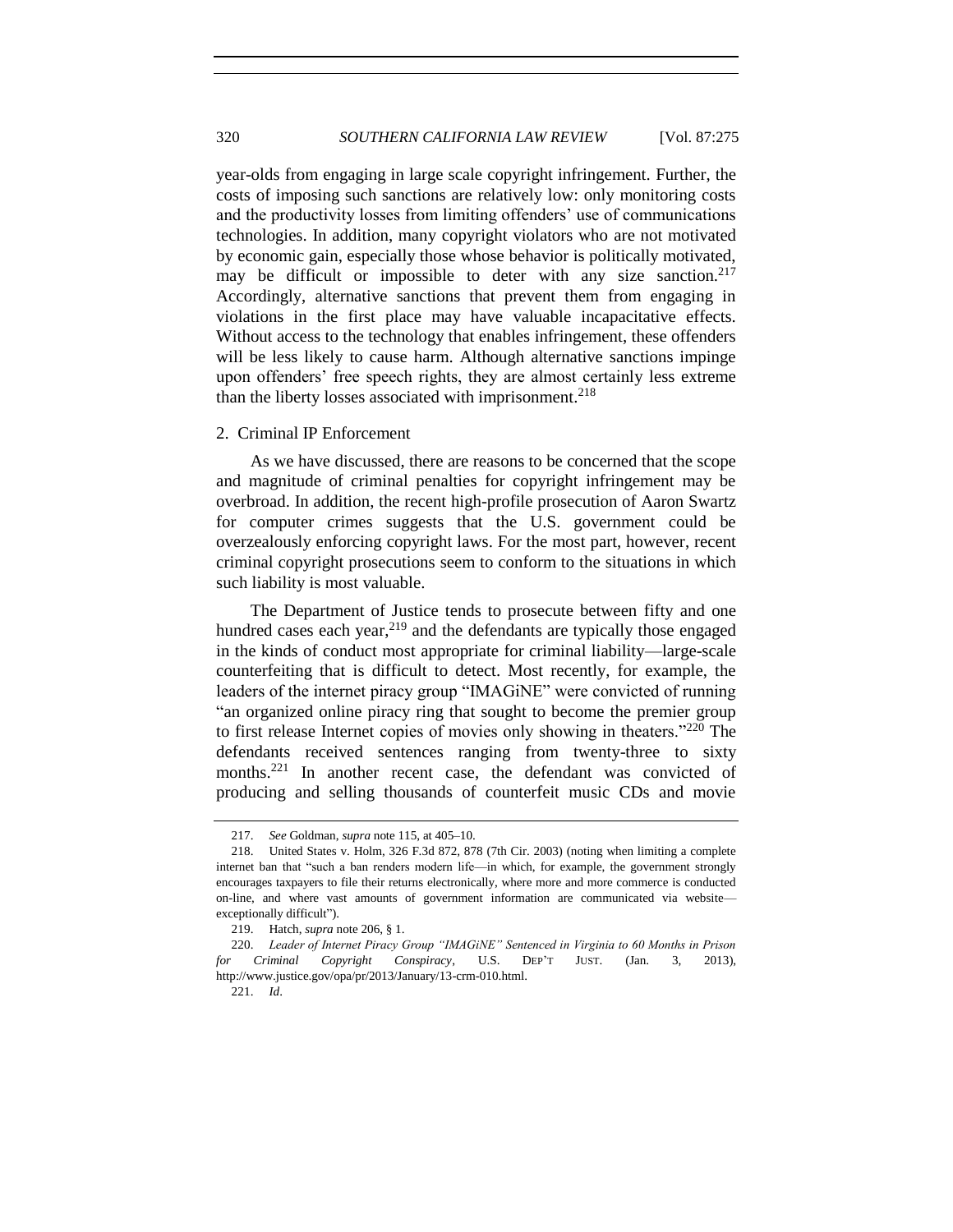year-olds from engaging in large scale copyright infringement. Further, the costs of imposing such sanctions are relatively low: only monitoring costs and the productivity losses from limiting offenders' use of communications technologies. In addition, many copyright violators who are not motivated by economic gain, especially those whose behavior is politically motivated, may be difficult or impossible to deter with any size sanction.[217] Accordingly, alternative sanctions that prevent them from engaging in violations in the first place may have valuable incapacitative effects. Without access to the technology that enables infringement, these offenders will be less likely to cause harm. Although alternative sanctions impinge upon offenders' free speech rights, they are almost certainly less extreme than the liberty losses associated with imprisonment.[218]

### 2. Criminal IP Enforcement

As we have discussed, there are reasons to be concerned that the scope and magnitude of criminal penalties for copyright infringement may be overbroad. In addition, the recent high-profile prosecution of Aaron Swartz for computer crimes suggests that the U.S. government could be overzealously enforcing copyright laws. For the most part, however, recent criminal copyright prosecutions seem to conform to the situations in which such liability is most valuable.

The Department of Justice tends to prosecute between fifty and one hundred cases each year,[219] and the defendants are typically those engaged in the kinds of conduct most appropriate for criminal liability—large-scale counterfeiting that is difficult to detect. Most recently, for example, the leaders of the internet piracy group "IMAGiNE" were convicted of running "an organized online piracy ring that sought to become the premier group to first release Internet copies of movies only showing in theaters."[220] The defendants received sentences ranging from twenty-three to sixty months.[221] In another recent case, the defendant was convicted of producing and selling thousands of counterfeit music CDs and movie

217. *See* Goldman, *supra* note 115, at 405–10.

218. United States v. Holm, 326 F.3d 872, 878 (7th Cir. 2003) (noting when limiting a complete internet ban that "such a ban renders modern life—in which, for example, the government strongly encourages taxpayers to file their returns electronically, where more and more commerce is conducted on-line, and where vast amounts of government information are communicated via website—exceptionally difficult").

219. Hatch, *supra* note 206, § 1.

220. *Leader of Internet Piracy Group "IMAGiNE" Sentenced in Virginia to 60 Months in Prison for Criminal Copyright Conspiracy*, U.S. DEP'T JUST. (Jan. 3, 2013), http://www.justice.gov/opa/pr/2013/January/13-crm-010.html.

221. *Id*.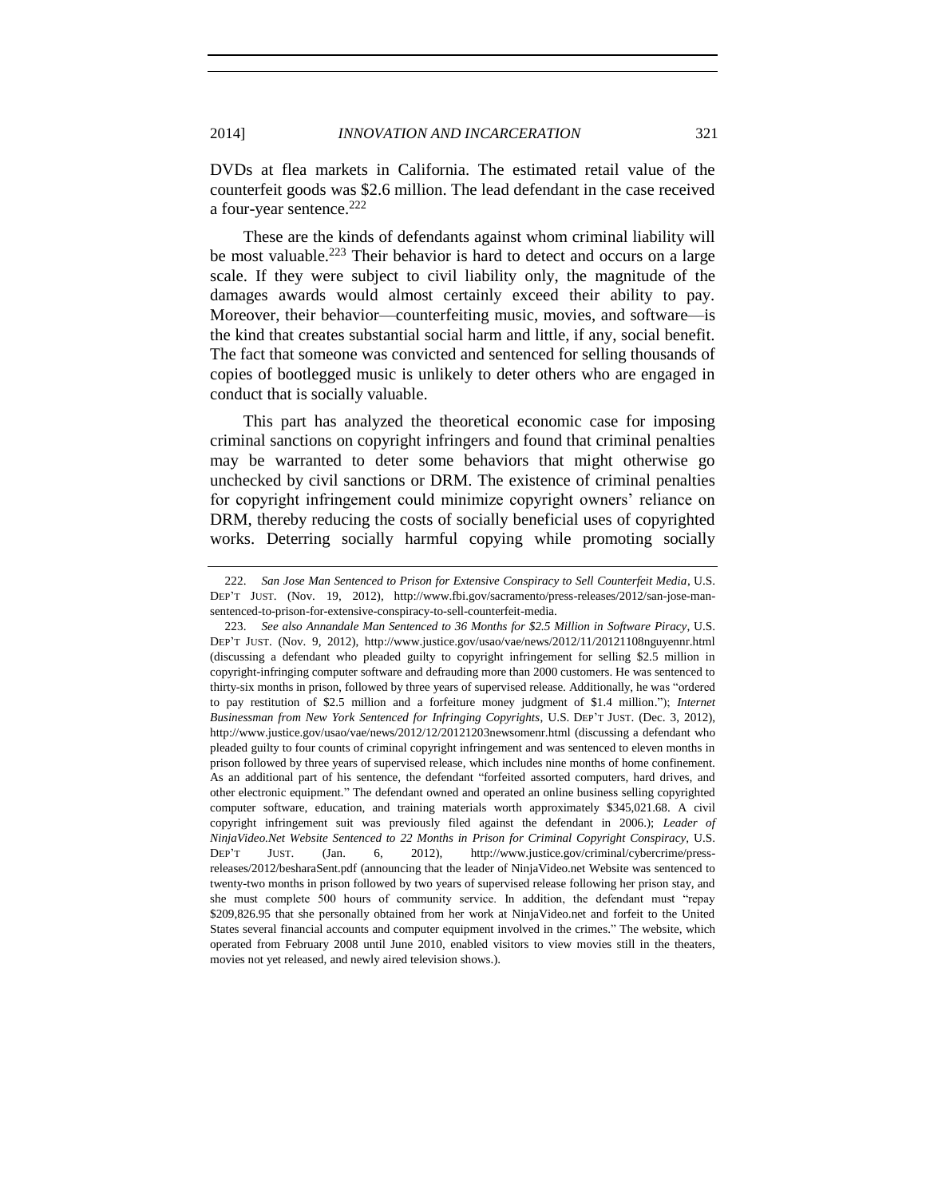DVDs at flea markets in California. The estimated retail value of the counterfeit goods was $2.6 million. The lead defendant in the case received a four-year sentence.[222]

These are the kinds of defendants against whom criminal liability will be most valuable.[223] Their behavior is hard to detect and occurs on a large scale. If they were subject to civil liability only, the magnitude of the damages awards would almost certainly exceed their ability to pay. Moreover, their behavior—counterfeiting music, movies, and software—is the kind that creates substantial social harm and little, if any, social benefit. The fact that someone was convicted and sentenced for selling thousands of copies of bootlegged music is unlikely to deter others who are engaged in conduct that is socially valuable.

This part has analyzed the theoretical economic case for imposing criminal sanctions on copyright infringers and found that criminal penalties may be warranted to deter some behaviors that might otherwise go unchecked by civil sanctions or DRM. The existence of criminal penalties for copyright infringement could minimize copyright owners' reliance on DRM, thereby reducing the costs of socially beneficial uses of copyrighted works. Deterring socially harmful copying while promoting socially

---

222. *San Jose Man Sentenced to Prison for Extensive Conspiracy to Sell Counterfeit Media*, U.S. DEP'T JUST. (Nov. 19, 2012), http://www.fbi.gov/sacramento/press-releases/2012/san-jose-man-sentenced-to-prison-for-extensive-conspiracy-to-sell-counterfeit-media.

223. *See also Annandale Man Sentenced to 36 Months for $2.5 Million in Software Piracy*, U.S. DEP'T JUST. (Nov. 9, 2012), http://www.justice.gov/usao/vae/news/2012/11/20121108nguyennr.html (discussing a defendant who pleaded guilty to copyright infringement for selling $2.5 million in copyright-infringing computer software and defrauding more than 2000 customers. He was sentenced to thirty-six months in prison, followed by three years of supervised release. Additionally, he was "ordered to pay restitution of $2.5 million and a forfeiture money judgment of $1.4 million."); *Internet Businessman from New York Sentenced for Infringing Copyrights*, U.S. DEP'T JUST. (Dec. 3, 2012), http://www.justice.gov/usao/vae/news/2012/12/20121203newsomenr.html (discussing a defendant who pleaded guilty to four counts of criminal copyright infringement and was sentenced to eleven months in prison followed by three years of supervised release, which includes nine months of home confinement. As an additional part of his sentence, the defendant "forfeited assorted computers, hard drives, and other electronic equipment." The defendant owned and operated an online business selling copyrighted computer software, education, and training materials worth approximately $345,021.68. A civil copyright infringement suit was previously filed against the defendant in 2006.); *Leader of NinjaVideo.Net Website Sentenced to 22 Months in Prison for Criminal Copyright Conspiracy*, U.S. DEP'T JUST. (Jan. 6, 2012), http://www.justice.gov/criminal/cybercrime/press-releases/2012/besharaSent.pdf (announcing that the leader of NinjaVideo.net Website was sentenced to twenty-two months in prison followed by two years of supervised release following her prison stay, and she must complete 500 hours of community service. In addition, the defendant must "repay $209,826.95 that she personally obtained from her work at NinjaVideo.net and forfeit to the United States several financial accounts and computer equipment involved in the crimes." The website, which operated from February 2008 until June 2010, enabled visitors to view movies still in the theaters, movies not yet released, and newly aired television shows.).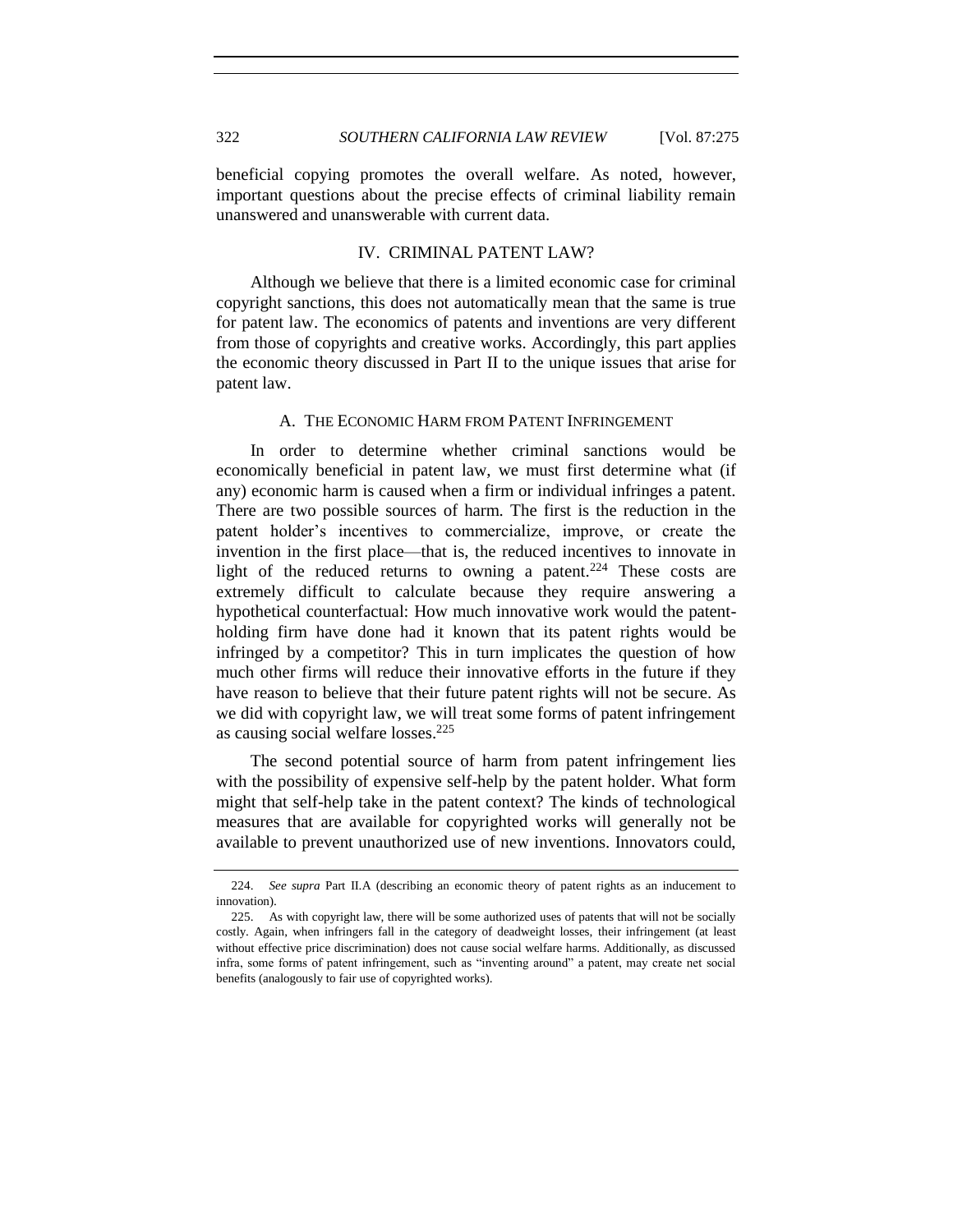beneficial copying promotes the overall welfare. As noted, however, important questions about the precise effects of criminal liability remain unanswered and unanswerable with current data.

## IV. CRIMINAL PATENT LAW?

Although we believe that there is a limited economic case for criminal copyright sanctions, this does not automatically mean that the same is true for patent law. The economics of patents and inventions are very different from those of copyrights and creative works. Accordingly, this part applies the economic theory discussed in Part II to the unique issues that arise for patent law.

### A. THE ECONOMIC HARM FROM PATENT INFRINGEMENT

In order to determine whether criminal sanctions would be economically beneficial in patent law, we must first determine what (if any) economic harm is caused when a firm or individual infringes a patent. There are two possible sources of harm. The first is the reduction in the patent holder's incentives to commercialize, improve, or create the invention in the first place—that is, the reduced incentives to innovate in light of the reduced returns to owning a patent.[224] These costs are extremely difficult to calculate because they require answering a hypothetical counterfactual: How much innovative work would the patent-holding firm have done had it known that its patent rights would be infringed by a competitor? This in turn implicates the question of how much other firms will reduce their innovative efforts in the future if they have reason to believe that their future patent rights will not be secure. As we did with copyright law, we will treat some forms of patent infringement as causing social welfare losses.[225]

The second potential source of harm from patent infringement lies with the possibility of expensive self-help by the patent holder. What form might that self-help take in the patent context? The kinds of technological measures that are available for copyrighted works will generally not be available to prevent unauthorized use of new inventions. Innovators could,

---

224. *See supra* Part II.A (describing an economic theory of patent rights as an inducement to innovation).

225. As with copyright law, there will be some authorized uses of patents that will not be socially costly. Again, when infringers fall in the category of deadweight losses, their infringement (at least without effective price discrimination) does not cause social welfare harms. Additionally, as discussed infra, some forms of patent infringement, such as "inventing around" a patent, may create net social benefits (analogously to fair use of copyrighted works).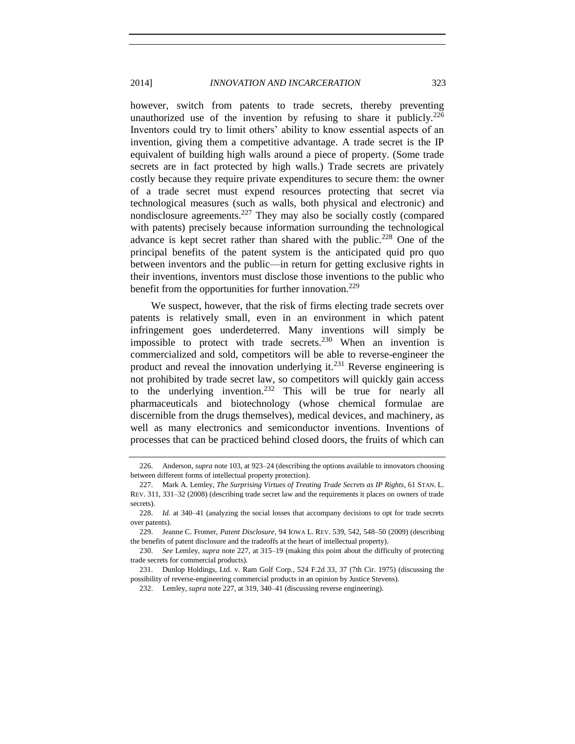however, switch from patents to trade secrets, thereby preventing unauthorized use of the invention by refusing to share it publicly.[226] Inventors could try to limit others' ability to know essential aspects of an invention, giving them a competitive advantage. A trade secret is the IP equivalent of building high walls around a piece of property. (Some trade secrets are in fact protected by high walls.) Trade secrets are privately costly because they require private expenditures to secure them: the owner of a trade secret must expend resources protecting that secret via technological measures (such as walls, both physical and electronic) and nondisclosure agreements.[227] They may also be socially costly (compared with patents) precisely because information surrounding the technological advance is kept secret rather than shared with the public.[228] One of the principal benefits of the patent system is the anticipated quid pro quo between inventors and the public—in return for getting exclusive rights in their inventions, inventors must disclose those inventions to the public who benefit from the opportunities for further innovation.[229]

We suspect, however, that the risk of firms electing trade secrets over patents is relatively small, even in an environment in which patent infringement goes underdeterred. Many inventions will simply be impossible to protect with trade secrets.[230] When an invention is commercialized and sold, competitors will be able to reverse-engineer the product and reveal the innovation underlying it.[231] Reverse engineering is not prohibited by trade secret law, so competitors will quickly gain access to the underlying invention.[232] This will be true for nearly all pharmaceuticals and biotechnology (whose chemical formulae are discernible from the drugs themselves), medical devices, and machinery, as well as many electronics and semiconductor inventions. Inventions of processes that can be practiced behind closed doors, the fruits of which can

---

226. Anderson, *supra* note 103, at 923–24 (describing the options available to innovators choosing between different forms of intellectual property protection).

227. Mark A. Lemley, *The Surprising Virtues of Treating Trade Secrets as IP Rights*, 61 STAN. L. REV. 311, 331–32 (2008) (describing trade secret law and the requirements it places on owners of trade secrets).

228. *Id.* at 340–41 (analyzing the social losses that accompany decisions to opt for trade secrets over patents).

229. Jeanne C. Fromer, *Patent Disclosure*, 94 IOWA L. REV. 539, 542, 548–50 (2009) (describing the benefits of patent disclosure and the tradeoffs at the heart of intellectual property).

230. *See* Lemley, *supra* note 227, at 315–19 (making this point about the difficulty of protecting trade secrets for commercial products).

231. Dunlop Holdings, Ltd. v. Ram Golf Corp., 524 F.2d 33, 37 (7th Cir. 1975) (discussing the possibility of reverse-engineering commercial products in an opinion by Justice Stevens).

232. Lemley, *supra* note 227, at 319, 340–41 (discussing reverse engineering).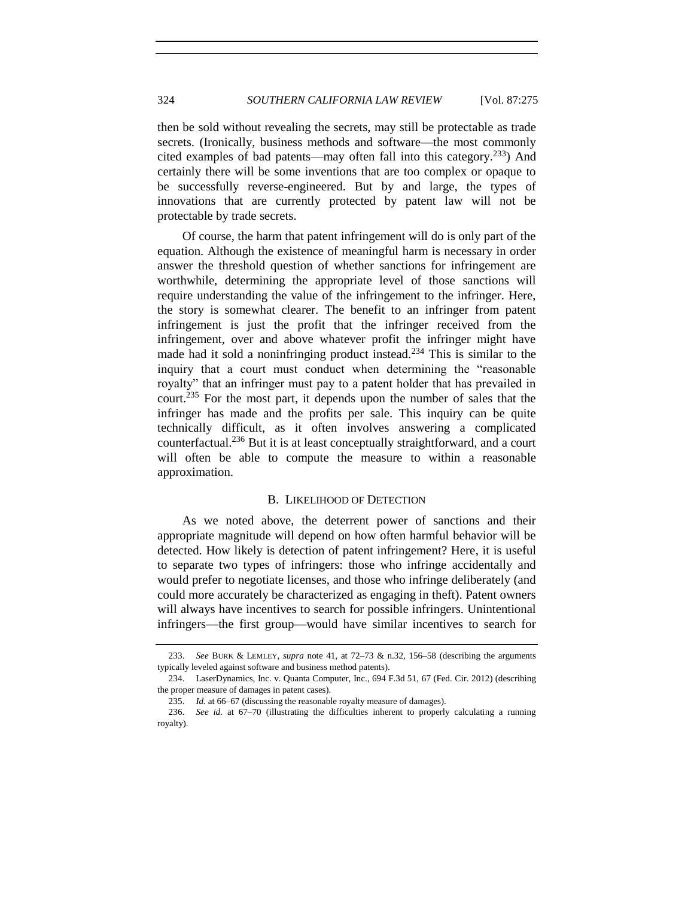then be sold without revealing the secrets, may still be protectable as trade secrets. (Ironically, business methods and software—the most commonly cited examples of bad patents—may often fall into this category.[233]) And certainly there will be some inventions that are too complex or opaque to be successfully reverse-engineered. But by and large, the types of innovations that are currently protected by patent law will not be protectable by trade secrets.

Of course, the harm that patent infringement will do is only part of the equation. Although the existence of meaningful harm is necessary in order answer the threshold question of whether sanctions for infringement are worthwhile, determining the appropriate level of those sanctions will require understanding the value of the infringement to the infringer. Here, the story is somewhat clearer. The benefit to an infringer from patent infringement is just the profit that the infringer received from the infringement, over and above whatever profit the infringer might have made had it sold a noninfringing product instead.[234] This is similar to the inquiry that a court must conduct when determining the "reasonable royalty" that an infringer must pay to a patent holder that has prevailed in court.[235] For the most part, it depends upon the number of sales that the infringer has made and the profits per sale. This inquiry can be quite technically difficult, as it often involves answering a complicated counterfactual.[236] But it is at least conceptually straightforward, and a court will often be able to compute the measure to within a reasonable approximation.

### B. Likelihood of Detection

As we noted above, the deterrent power of sanctions and their appropriate magnitude will depend on how often harmful behavior will be detected. How likely is detection of patent infringement? Here, it is useful to separate two types of infringers: those who infringe accidentally and would prefer to negotiate licenses, and those who infringe deliberately (and could more accurately be characterized as engaging in theft). Patent owners will always have incentives to search for possible infringers. Unintentional infringers—the first group—would have similar incentives to search for

---

233. *See* Burk & Lemley, *supra* note 41, at 72–73 & n.32, 156–58 (describing the arguments typically leveled against software and business method patents).

234. LaserDynamics, Inc. v. Quanta Computer, Inc., 694 F.3d 51, 67 (Fed. Cir. 2012) (describing the proper measure of damages in patent cases).

235. *Id.* at 66–67 (discussing the reasonable royalty measure of damages).

236. *See id.* at 67–70 (illustrating the difficulties inherent to properly calculating a running royalty).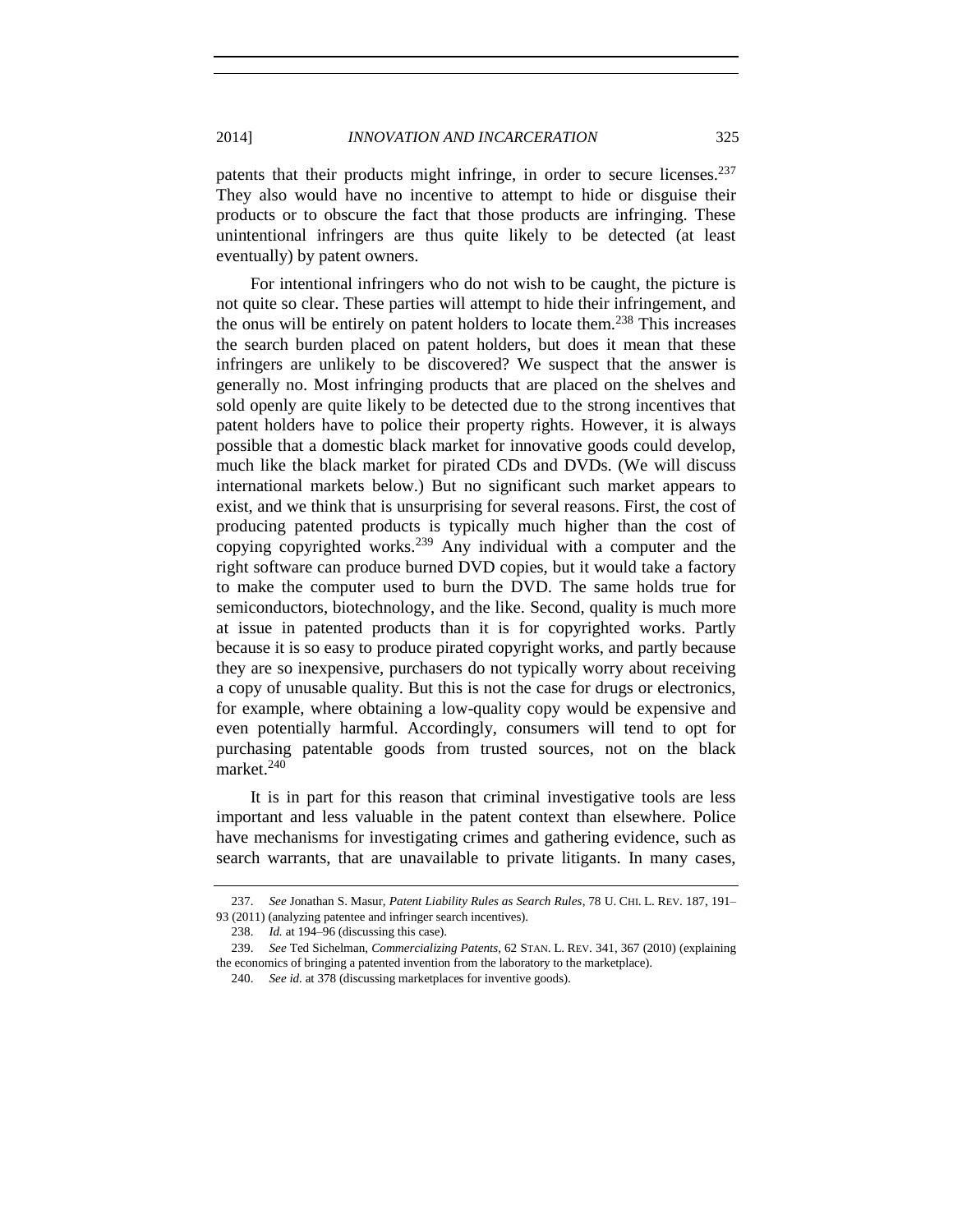patents that their products might infringe, in order to secure licenses.[237] They also would have no incentive to attempt to hide or disguise their products or to obscure the fact that those products are infringing. These unintentional infringers are thus quite likely to be detected (at least eventually) by patent owners.

For intentional infringers who do not wish to be caught, the picture is not quite so clear. These parties will attempt to hide their infringement, and the onus will be entirely on patent holders to locate them.[238] This increases the search burden placed on patent holders, but does it mean that these infringers are unlikely to be discovered? We suspect that the answer is generally no. Most infringing products that are placed on the shelves and sold openly are quite likely to be detected due to the strong incentives that patent holders have to police their property rights. However, it is always possible that a domestic black market for innovative goods could develop, much like the black market for pirated CDs and DVDs. (We will discuss international markets below.) But no significant such market appears to exist, and we think that is unsurprising for several reasons. First, the cost of producing patented products is typically much higher than the cost of copying copyrighted works.[239] Any individual with a computer and the right software can produce burned DVD copies, but it would take a factory to make the computer used to burn the DVD. The same holds true for semiconductors, biotechnology, and the like. Second, quality is much more at issue in patented products than it is for copyrighted works. Partly because it is so easy to produce pirated copyright works, and partly because they are so inexpensive, purchasers do not typically worry about receiving a copy of unusable quality. But this is not the case for drugs or electronics, for example, where obtaining a low-quality copy would be expensive and even potentially harmful. Accordingly, consumers will tend to opt for purchasing patentable goods from trusted sources, not on the black market.[240]

It is in part for this reason that criminal investigative tools are less important and less valuable in the patent context than elsewhere. Police have mechanisms for investigating crimes and gathering evidence, such as search warrants, that are unavailable to private litigants. In many cases,

---

237. *See* Jonathan S. Masur, *Patent Liability Rules as Search Rules*, 78 U. CHI. L. REV. 187, 191–93 (2011) (analyzing patentee and infringer search incentives).

238. *Id.* at 194–96 (discussing this case).

239. *See* Ted Sichelman, *Commercializing Patents*, 62 STAN. L. REV. 341, 367 (2010) (explaining the economics of bringing a patented invention from the laboratory to the marketplace).

240. *See id.* at 378 (discussing marketplaces for inventive goods).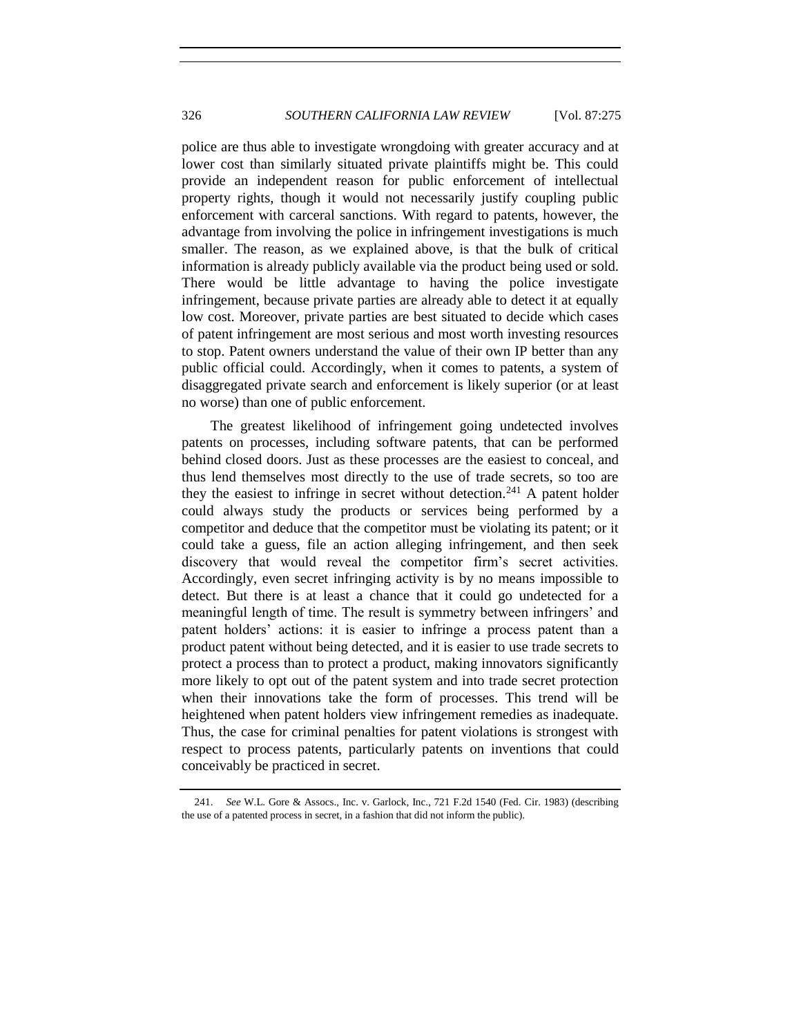police are thus able to investigate wrongdoing with greater accuracy and at lower cost than similarly situated private plaintiffs might be. This could provide an independent reason for public enforcement of intellectual property rights, though it would not necessarily justify coupling public enforcement with carceral sanctions. With regard to patents, however, the advantage from involving the police in infringement investigations is much smaller. The reason, as we explained above, is that the bulk of critical information is already publicly available via the product being used or sold. There would be little advantage to having the police investigate infringement, because private parties are already able to detect it at equally low cost. Moreover, private parties are best situated to decide which cases of patent infringement are most serious and most worth investing resources to stop. Patent owners understand the value of their own IP better than any public official could. Accordingly, when it comes to patents, a system of disaggregated private search and enforcement is likely superior (or at least no worse) than one of public enforcement.

The greatest likelihood of infringement going undetected involves patents on processes, including software patents, that can be performed behind closed doors. Just as these processes are the easiest to conceal, and thus lend themselves most directly to the use of trade secrets, so too are they the easiest to infringe in secret without detection.[241] A patent holder could always study the products or services being performed by a competitor and deduce that the competitor must be violating its patent; or it could take a guess, file an action alleging infringement, and then seek discovery that would reveal the competitor firm's secret activities. Accordingly, even secret infringing activity is by no means impossible to detect. But there is at least a chance that it could go undetected for a meaningful length of time. The result is symmetry between infringers' and patent holders' actions: it is easier to infringe a process patent than a product patent without being detected, and it is easier to use trade secrets to protect a process than to protect a product, making innovators significantly more likely to opt out of the patent system and into trade secret protection when their innovations take the form of processes. This trend will be heightened when patent holders view infringement remedies as inadequate. Thus, the case for criminal penalties for patent violations is strongest with respect to process patents, particularly patents on inventions that could conceivably be practiced in secret.

---

241. *See* W.L. Gore & Assocs., Inc. v. Garlock, Inc., 721 F.2d 1540 (Fed. Cir. 1983) (describing the use of a patented process in secret, in a fashion that did not inform the public).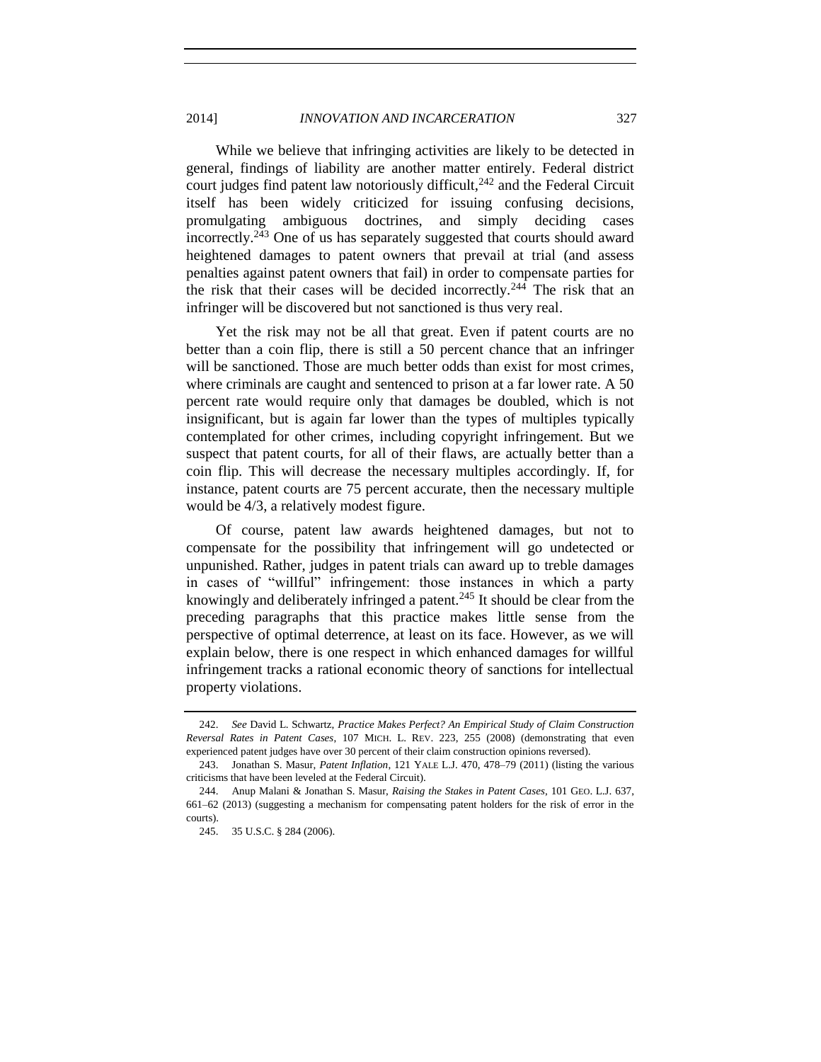While we believe that infringing activities are likely to be detected in general, findings of liability are another matter entirely. Federal district court judges find patent law notoriously difficult,[242] and the Federal Circuit itself has been widely criticized for issuing confusing decisions, promulgating ambiguous doctrines, and simply deciding cases incorrectly.[243] One of us has separately suggested that courts should award heightened damages to patent owners that prevail at trial (and assess penalties against patent owners that fail) in order to compensate parties for the risk that their cases will be decided incorrectly.[244] The risk that an infringer will be discovered but not sanctioned is thus very real.

Yet the risk may not be all that great. Even if patent courts are no better than a coin flip, there is still a 50 percent chance that an infringer will be sanctioned. Those are much better odds than exist for most crimes, where criminals are caught and sentenced to prison at a far lower rate. A 50 percent rate would require only that damages be doubled, which is not insignificant, but is again far lower than the types of multiples typically contemplated for other crimes, including copyright infringement. But we suspect that patent courts, for all of their flaws, are actually better than a coin flip. This will decrease the necessary multiples accordingly. If, for instance, patent courts are 75 percent accurate, then the necessary multiple would be 4/3, a relatively modest figure.

Of course, patent law awards heightened damages, but not to compensate for the possibility that infringement will go undetected or unpunished. Rather, judges in patent trials can award up to treble damages in cases of "willful" infringement: those instances in which a party knowingly and deliberately infringed a patent.[245] It should be clear from the preceding paragraphs that this practice makes little sense from the perspective of optimal deterrence, at least on its face. However, as we will explain below, there is one respect in which enhanced damages for willful infringement tracks a rational economic theory of sanctions for intellectual property violations.

---

242. *See* David L. Schwartz, *Practice Makes Perfect? An Empirical Study of Claim Construction Reversal Rates in Patent Cases*, 107 MICH. L. REV. 223, 255 (2008) (demonstrating that even experienced patent judges have over 30 percent of their claim construction opinions reversed).

243. Jonathan S. Masur, *Patent Inflation*, 121 YALE L.J. 470, 478–79 (2011) (listing the various criticisms that have been leveled at the Federal Circuit).

244. Anup Malani & Jonathan S. Masur, *Raising the Stakes in Patent Cases*, 101 GEO. L.J. 637, 661–62 (2013) (suggesting a mechanism for compensating patent holders for the risk of error in the courts).

245. 35 U.S.C. § 284 (2006).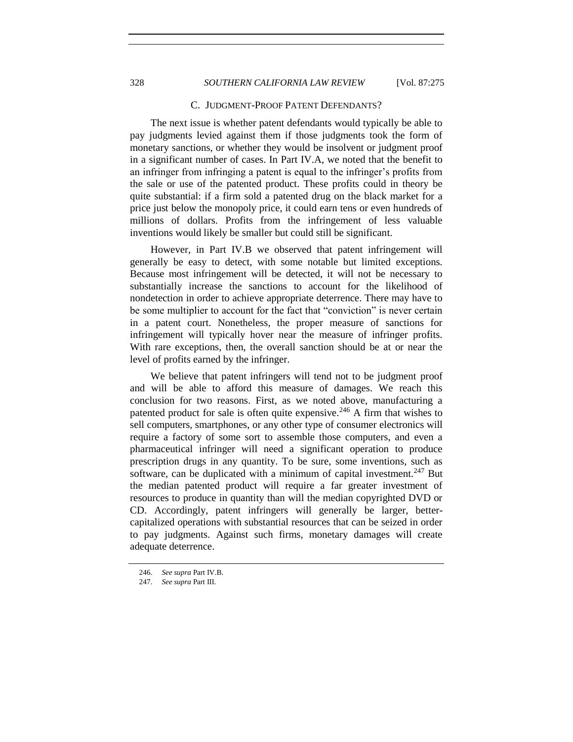### C. JUDGMENT-PROOF PATENT DEFENDANTS?

The next issue is whether patent defendants would typically be able to pay judgments levied against them if those judgments took the form of monetary sanctions, or whether they would be insolvent or judgment proof in a significant number of cases. In Part IV.A, we noted that the benefit to an infringer from infringing a patent is equal to the infringer's profits from the sale or use of the patented product. These profits could in theory be quite substantial: if a firm sold a patented drug on the black market for a price just below the monopoly price, it could earn tens or even hundreds of millions of dollars. Profits from the infringement of less valuable inventions would likely be smaller but could still be significant.

However, in Part IV.B we observed that patent infringement will generally be easy to detect, with some notable but limited exceptions. Because most infringement will be detected, it will not be necessary to substantially increase the sanctions to account for the likelihood of nondetection in order to achieve appropriate deterrence. There may have to be some multiplier to account for the fact that "conviction" is never certain in a patent court. Nonetheless, the proper measure of sanctions for infringement will typically hover near the measure of infringer profits. With rare exceptions, then, the overall sanction should be at or near the level of profits earned by the infringer.

We believe that patent infringers will tend not to be judgment proof and will be able to afford this measure of damages. We reach this conclusion for two reasons. First, as we noted above, manufacturing a patented product for sale is often quite expensive.[246] A firm that wishes to sell computers, smartphones, or any other type of consumer electronics will require a factory of some sort to assemble those computers, and even a pharmaceutical infringer will need a significant operation to produce prescription drugs in any quantity. To be sure, some inventions, such as software, can be duplicated with a minimum of capital investment.[247] But the median patented product will require a far greater investment of resources to produce in quantity than will the median copyrighted DVD or CD. Accordingly, patent infringers will generally be larger, better-capitalized operations with substantial resources that can be seized in order to pay judgments. Against such firms, monetary damages will create adequate deterrence.

246. *See supra* Part IV.B.

247. *See supra* Part III.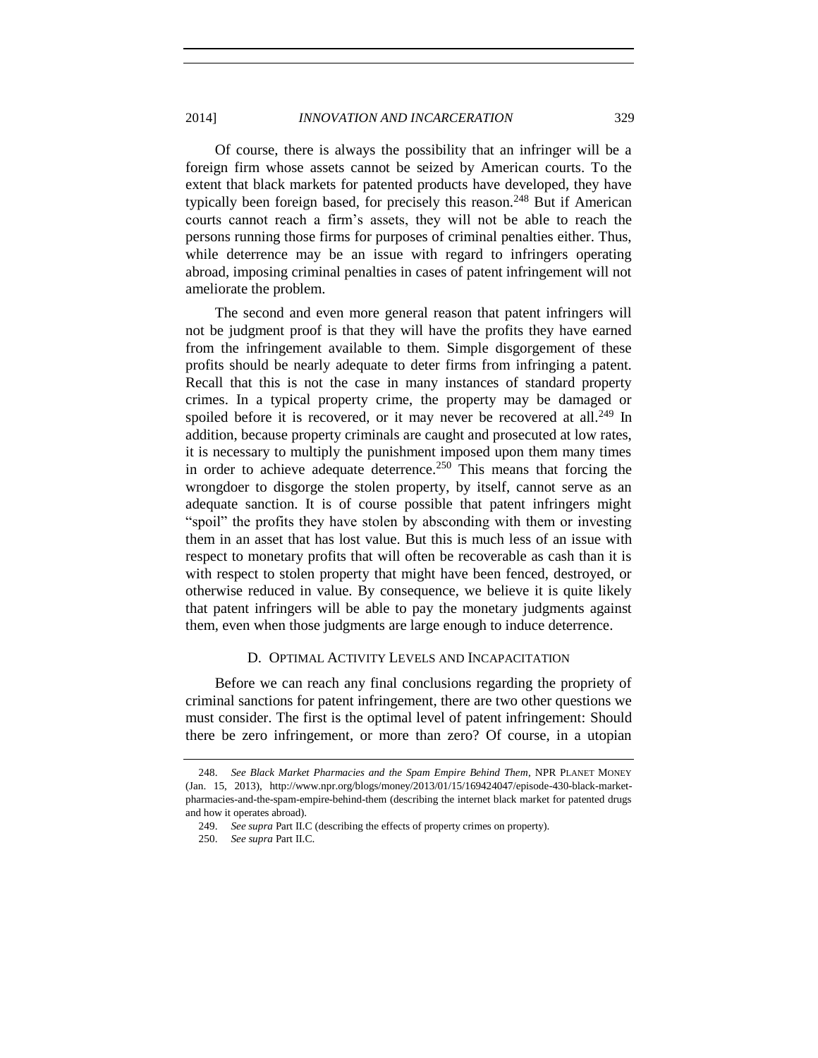Of course, there is always the possibility that an infringer will be a foreign firm whose assets cannot be seized by American courts. To the extent that black markets for patented products have developed, they have typically been foreign based, for precisely this reason.[248] But if American courts cannot reach a firm's assets, they will not be able to reach the persons running those firms for purposes of criminal penalties either. Thus, while deterrence may be an issue with regard to infringers operating abroad, imposing criminal penalties in cases of patent infringement will not ameliorate the problem.

The second and even more general reason that patent infringers will not be judgment proof is that they will have the profits they have earned from the infringement available to them. Simple disgorgement of these profits should be nearly adequate to deter firms from infringing a patent. Recall that this is not the case in many instances of standard property crimes. In a typical property crime, the property may be damaged or spoiled before it is recovered, or it may never be recovered at all.[249] In addition, because property criminals are caught and prosecuted at low rates, it is necessary to multiply the punishment imposed upon them many times in order to achieve adequate deterrence.[250] This means that forcing the wrongdoer to disgorge the stolen property, by itself, cannot serve as an adequate sanction. It is of course possible that patent infringers might "spoil" the profits they have stolen by absconding with them or investing them in an asset that has lost value. But this is much less of an issue with respect to monetary profits that will often be recoverable as cash than it is with respect to stolen property that might have been fenced, destroyed, or otherwise reduced in value. By consequence, we believe it is quite likely that patent infringers will be able to pay the monetary judgments against them, even when those judgments are large enough to induce deterrence.

### D. Optimal Activity Levels and Incapacitation

Before we can reach any final conclusions regarding the propriety of criminal sanctions for patent infringement, there are two other questions we must consider. The first is the optimal level of patent infringement: Should there be zero infringement, or more than zero? Of course, in a utopian

---

248. *See Black Market Pharmacies and the Spam Empire Behind Them*, NPR PLANET MONEY (Jan. 15, 2013), http://www.npr.org/blogs/money/2013/01/15/169424047/episode-430-black-market-pharmacies-and-the-spam-empire-behind-them (describing the internet black market for patented drugs and how it operates abroad).

249. *See supra* Part II.C (describing the effects of property crimes on property).

250. *See supra* Part II.C.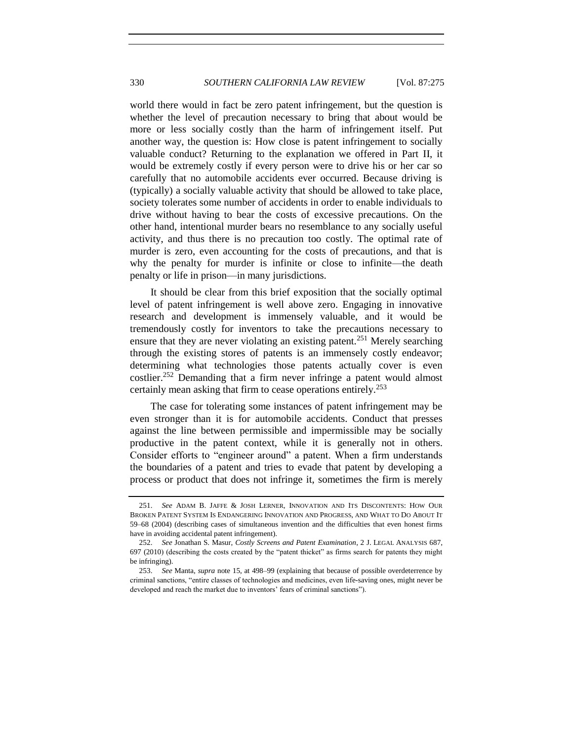world there would in fact be zero patent infringement, but the question is whether the level of precaution necessary to bring that about would be more or less socially costly than the harm of infringement itself. Put another way, the question is: How close is patent infringement to socially valuable conduct? Returning to the explanation we offered in Part II, it would be extremely costly if every person were to drive his or her car so carefully that no automobile accidents ever occurred. Because driving is (typically) a socially valuable activity that should be allowed to take place, society tolerates some number of accidents in order to enable individuals to drive without having to bear the costs of excessive precautions. On the other hand, intentional murder bears no resemblance to any socially useful activity, and thus there is no precaution too costly. The optimal rate of murder is zero, even accounting for the costs of precautions, and that is why the penalty for murder is infinite or close to infinite—the death penalty or life in prison—in many jurisdictions.

It should be clear from this brief exposition that the socially optimal level of patent infringement is well above zero. Engaging in innovative research and development is immensely valuable, and it would be tremendously costly for inventors to take the precautions necessary to ensure that they are never violating an existing patent.[251] Merely searching through the existing stores of patents is an immensely costly endeavor; determining what technologies those patents actually cover is even costlier.[252] Demanding that a firm never infringe a patent would almost certainly mean asking that firm to cease operations entirely.[253]

The case for tolerating some instances of patent infringement may be even stronger than it is for automobile accidents. Conduct that presses against the line between permissible and impermissible may be socially productive in the patent context, while it is generally not in others. Consider efforts to "engineer around" a patent. When a firm understands the boundaries of a patent and tries to evade that patent by developing a process or product that does not infringe it, sometimes the firm is merely

---

251. *See* ADAM B. JAFFE & JOSH LERNER, INNOVATION AND ITS DISCONTENTS: HOW OUR BROKEN PATENT SYSTEM IS ENDANGERING INNOVATION AND PROGRESS, AND WHAT TO DO ABOUT IT 59–68 (2004) (describing cases of simultaneous invention and the difficulties that even honest firms have in avoiding accidental patent infringement).

252. *See* Jonathan S. Masur, *Costly Screens and Patent Examination*, 2 J. LEGAL ANALYSIS 687, 697 (2010) (describing the costs created by the "patent thicket" as firms search for patents they might be infringing).

253. *See* Manta, *supra* note 15, at 498–99 (explaining that because of possible overdeterrence by criminal sanctions, "entire classes of technologies and medicines, even life-saving ones, might never be developed and reach the market due to inventors' fears of criminal sanctions").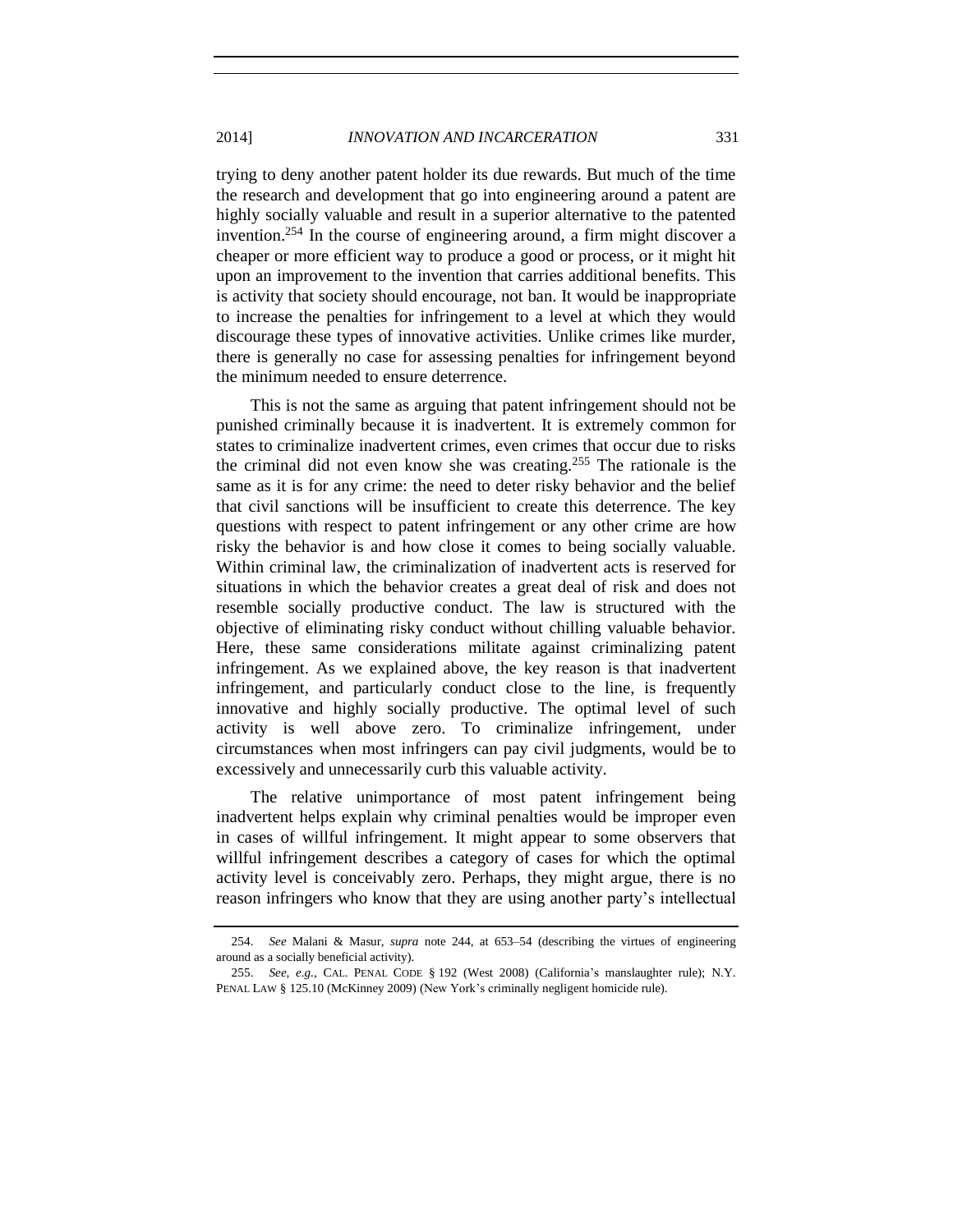trying to deny another patent holder its due rewards. But much of the time the research and development that go into engineering around a patent are highly socially valuable and result in a superior alternative to the patented invention.[254] In the course of engineering around, a firm might discover a cheaper or more efficient way to produce a good or process, or it might hit upon an improvement to the invention that carries additional benefits. This is activity that society should encourage, not ban. It would be inappropriate to increase the penalties for infringement to a level at which they would discourage these types of innovative activities. Unlike crimes like murder, there is generally no case for assessing penalties for infringement beyond the minimum needed to ensure deterrence.

This is not the same as arguing that patent infringement should not be punished criminally because it is inadvertent. It is extremely common for states to criminalize inadvertent crimes, even crimes that occur due to risks the criminal did not even know she was creating.[255] The rationale is the same as it is for any crime: the need to deter risky behavior and the belief that civil sanctions will be insufficient to create this deterrence. The key questions with respect to patent infringement or any other crime are how risky the behavior is and how close it comes to being socially valuable. Within criminal law, the criminalization of inadvertent acts is reserved for situations in which the behavior creates a great deal of risk and does not resemble socially productive conduct. The law is structured with the objective of eliminating risky conduct without chilling valuable behavior. Here, these same considerations militate against criminalizing patent infringement. As we explained above, the key reason is that inadvertent infringement, and particularly conduct close to the line, is frequently innovative and highly socially productive. The optimal level of such activity is well above zero. To criminalize infringement, under circumstances when most infringers can pay civil judgments, would be to excessively and unnecessarily curb this valuable activity.

The relative unimportance of most patent infringement being inadvertent helps explain why criminal penalties would be improper even in cases of willful infringement. It might appear to some observers that willful infringement describes a category of cases for which the optimal activity level is conceivably zero. Perhaps, they might argue, there is no reason infringers who know that they are using another party's intellectual

---

254. *See* Malani & Masur, *supra* note 244, at 653–54 (describing the virtues of engineering around as a socially beneficial activity).

255. *See, e.g.*, CAL. PENAL CODE § 192 (West 2008) (California's manslaughter rule); N.Y. PENAL LAW § 125.10 (McKinney 2009) (New York's criminally negligent homicide rule).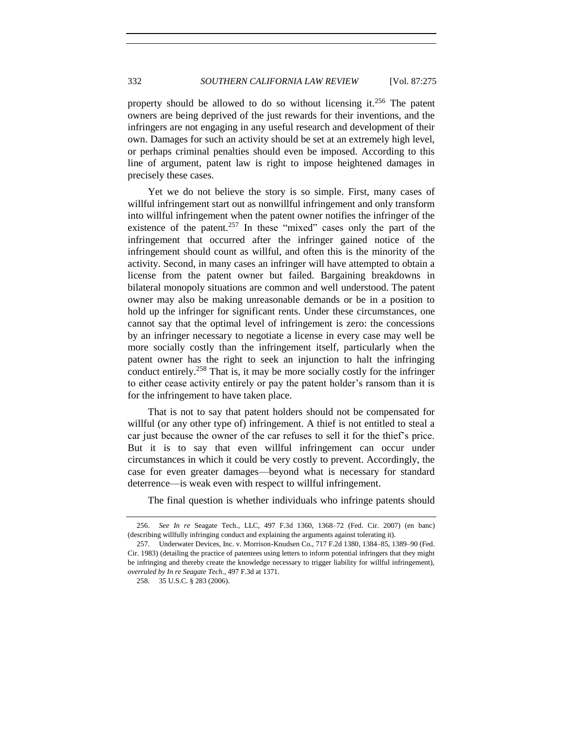property should be allowed to do so without licensing it.[256] The patent owners are being deprived of the just rewards for their inventions, and the infringers are not engaging in any useful research and development of their own. Damages for such an activity should be set at an extremely high level, or perhaps criminal penalties should even be imposed. According to this line of argument, patent law is right to impose heightened damages in precisely these cases.

Yet we do not believe the story is so simple. First, many cases of willful infringement start out as nonwillful infringement and only transform into willful infringement when the patent owner notifies the infringer of the existence of the patent.[257] In these "mixed" cases only the part of the infringement that occurred after the infringer gained notice of the infringement should count as willful, and often this is the minority of the activity. Second, in many cases an infringer will have attempted to obtain a license from the patent owner but failed. Bargaining breakdowns in bilateral monopoly situations are common and well understood. The patent owner may also be making unreasonable demands or be in a position to hold up the infringer for significant rents. Under these circumstances, one cannot say that the optimal level of infringement is zero: the concessions by an infringer necessary to negotiate a license in every case may well be more socially costly than the infringement itself, particularly when the patent owner has the right to seek an injunction to halt the infringing conduct entirely.[258] That is, it may be more socially costly for the infringer to either cease activity entirely or pay the patent holder's ransom than it is for the infringement to have taken place.

That is not to say that patent holders should not be compensated for willful (or any other type of) infringement. A thief is not entitled to steal a car just because the owner of the car refuses to sell it for the thief's price. But it is to say that even willful infringement can occur under circumstances in which it could be very costly to prevent. Accordingly, the case for even greater damages—beyond what is necessary for standard deterrence—is weak even with respect to willful infringement.

The final question is whether individuals who infringe patents should

---

256. *See In re* Seagate Tech., LLC, 497 F.3d 1360, 1368–72 (Fed. Cir. 2007) (en banc) (describing willfully infringing conduct and explaining the arguments against tolerating it).

257. Underwater Devices, Inc. v. Morrison-Knudsen Co., 717 F.2d 1380, 1384–85, 1389–90 (Fed. Cir. 1983) (detailing the practice of patentees using letters to inform potential infringers that they might be infringing and thereby create the knowledge necessary to trigger liability for willful infringement), *overruled by In re Seagate Tech.*, 497 F.3d at 1371.

258. 35 U.S.C. § 283 (2006).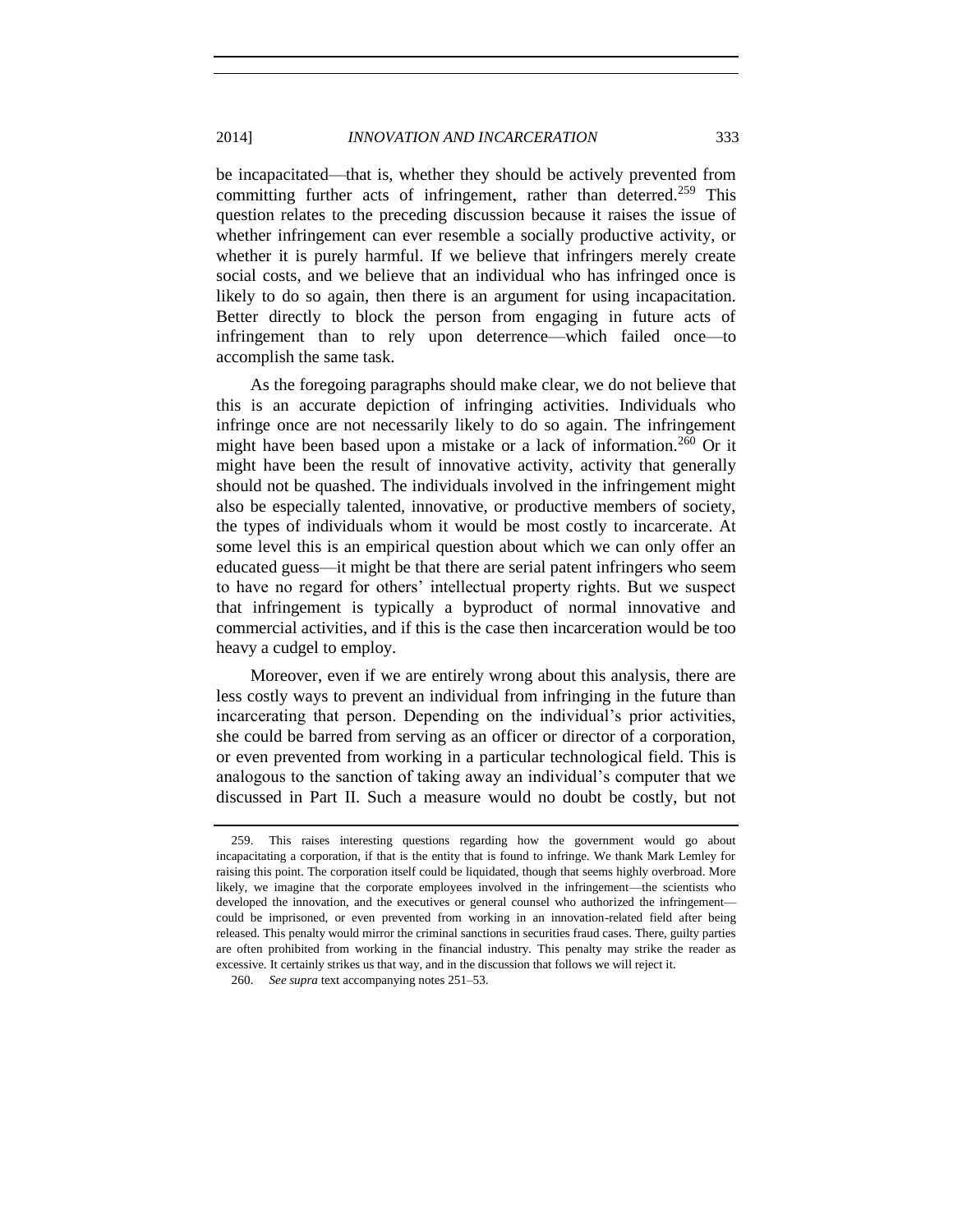be incapacitated—that is, whether they should be actively prevented from committing further acts of infringement, rather than deterred.[259] This question relates to the preceding discussion because it raises the issue of whether infringement can ever resemble a socially productive activity, or whether it is purely harmful. If we believe that infringers merely create social costs, and we believe that an individual who has infringed once is likely to do so again, then there is an argument for using incapacitation. Better directly to block the person from engaging in future acts of infringement than to rely upon deterrence—which failed once—to accomplish the same task.

As the foregoing paragraphs should make clear, we do not believe that this is an accurate depiction of infringing activities. Individuals who infringe once are not necessarily likely to do so again. The infringement might have been based upon a mistake or a lack of information.[260] Or it might have been the result of innovative activity, activity that generally should not be quashed. The individuals involved in the infringement might also be especially talented, innovative, or productive members of society, the types of individuals whom it would be most costly to incarcerate. At some level this is an empirical question about which we can only offer an educated guess—it might be that there are serial patent infringers who seem to have no regard for others' intellectual property rights. But we suspect that infringement is typically a byproduct of normal innovative and commercial activities, and if this is the case then incarceration would be too heavy a cudgel to employ.

Moreover, even if we are entirely wrong about this analysis, there are less costly ways to prevent an individual from infringing in the future than incarcerating that person. Depending on the individual's prior activities, she could be barred from serving as an officer or director of a corporation, or even prevented from working in a particular technological field. This is analogous to the sanction of taking away an individual's computer that we discussed in Part II. Such a measure would no doubt be costly, but not

---

259. This raises interesting questions regarding how the government would go about incapacitating a corporation, if that is the entity that is found to infringe. We thank Mark Lemley for raising this point. The corporation itself could be liquidated, though that seems highly overbroad. More likely, we imagine that the corporate employees involved in the infringement—the scientists who developed the innovation, and the executives or general counsel who authorized the infringement—could be imprisoned, or even prevented from working in an innovation-related field after being released. This penalty would mirror the criminal sanctions in securities fraud cases. There, guilty parties are often prohibited from working in the financial industry. This penalty may strike the reader as excessive. It certainly strikes us that way, and in the discussion that follows we will reject it.

260. *See supra* text accompanying notes 251–53.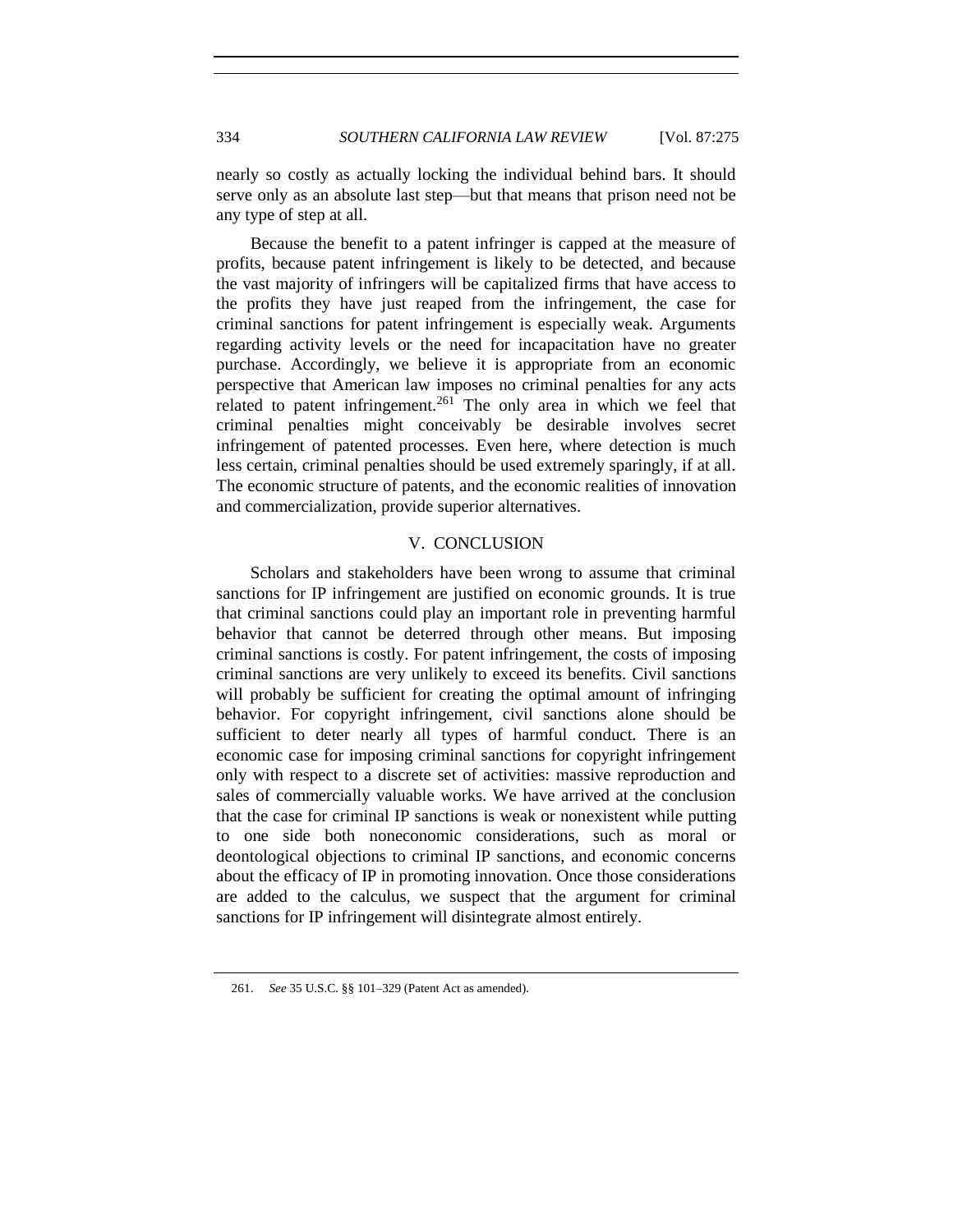nearly so costly as actually locking the individual behind bars. It should serve only as an absolute last step—but that means that prison need not be any type of step at all.

Because the benefit to a patent infringer is capped at the measure of profits, because patent infringement is likely to be detected, and because the vast majority of infringers will be capitalized firms that have access to the profits they have just reaped from the infringement, the case for criminal sanctions for patent infringement is especially weak. Arguments regarding activity levels or the need for incapacitation have no greater purchase. Accordingly, we believe it is appropriate from an economic perspective that American law imposes no criminal penalties for any acts related to patent infringement.[261] The only area in which we feel that criminal penalties might conceivably be desirable involves secret infringement of patented processes. Even here, where detection is much less certain, criminal penalties should be used extremely sparingly, if at all. The economic structure of patents, and the economic realities of innovation and commercialization, provide superior alternatives.

## V. CONCLUSION

Scholars and stakeholders have been wrong to assume that criminal sanctions for IP infringement are justified on economic grounds. It is true that criminal sanctions could play an important role in preventing harmful behavior that cannot be deterred through other means. But imposing criminal sanctions is costly. For patent infringement, the costs of imposing criminal sanctions are very unlikely to exceed its benefits. Civil sanctions will probably be sufficient for creating the optimal amount of infringing behavior. For copyright infringement, civil sanctions alone should be sufficient to deter nearly all types of harmful conduct. There is an economic case for imposing criminal sanctions for copyright infringement only with respect to a discrete set of activities: massive reproduction and sales of commercially valuable works. We have arrived at the conclusion that the case for criminal IP sanctions is weak or nonexistent while putting to one side both noneconomic considerations, such as moral or deontological objections to criminal IP sanctions, and economic concerns about the efficacy of IP in promoting innovation. Once those considerations are added to the calculus, we suspect that the argument for criminal sanctions for IP infringement will disintegrate almost entirely.

---

261. *See* 35 U.S.C. §§ 101–329 (Patent Act as amended).